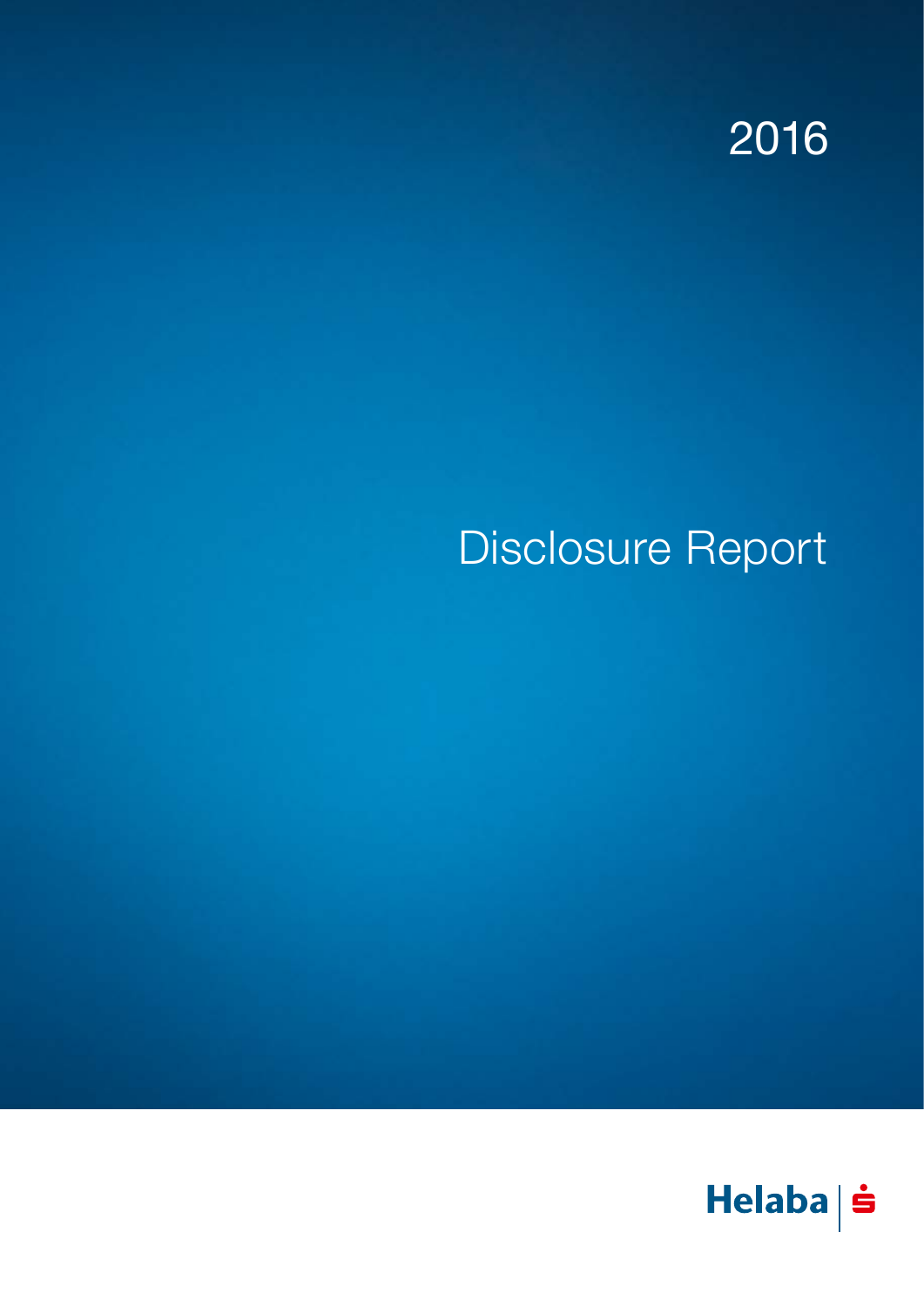2016

# Disclosure Report

Helaba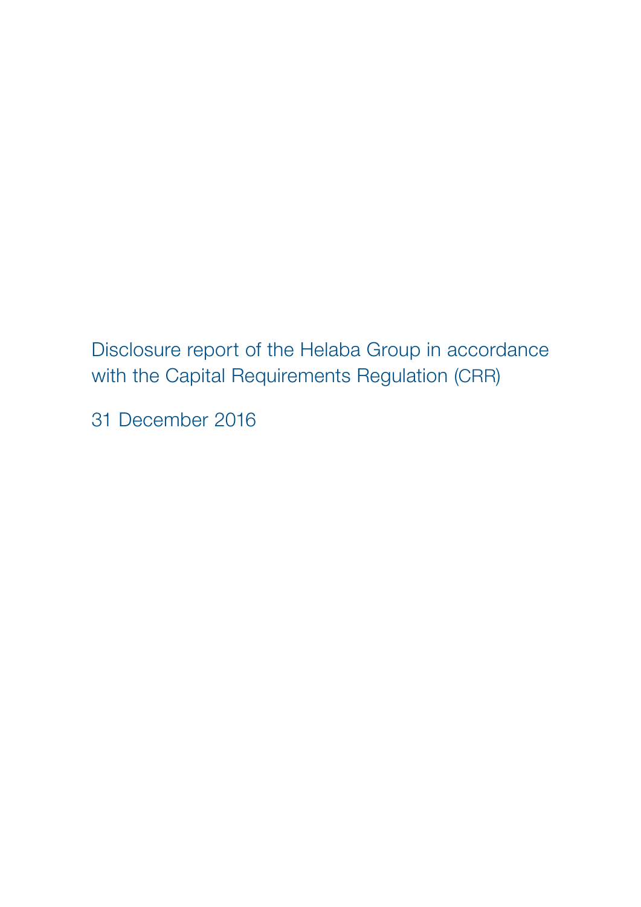# Disclosure report of the Helaba Group in accordance with the Capital Requirements Regulation (CRR)

31 December 2016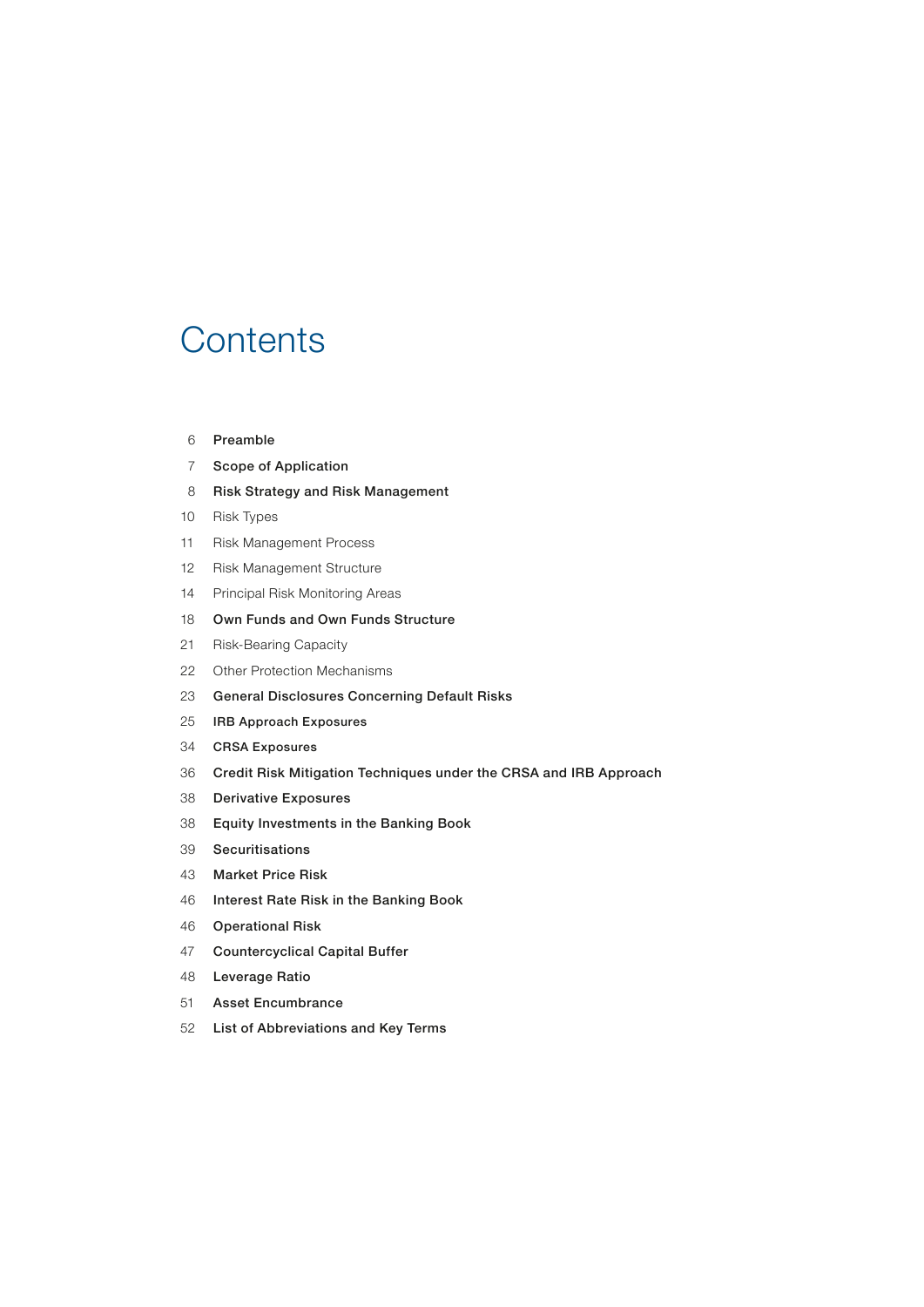# Contents

6 **Preamble**

7 **Scope of Application**

8 **Risk Strategy and Risk Management**

10 Risk Types

11 Risk Management Process

12 Risk Management Structure

14 Principal Risk Monitoring Areas

18 **Own Funds and Own Funds Structure**

21 Risk-Bearing Capacity

22 Other Protection Mechanisms

23 **General Disclosures Concerning Default Risks**

25 **IRB Approach Exposures**

34 **CRSA Exposures**

36 **Credit Risk Mitigation Techniques under the CRSA and IRB Approach**

38 **Derivative Exposures**

38 **Equity Investments in the Banking Book**

39 **Securitisations**

43 **Market Price Risk**

46 **Interest Rate Risk in the Banking Book**

46 **Operational Risk**

47 **Countercyclical Capital Buffer**

48 **Leverage Ratio**

51 **Asset Encumbrance**

52 **List of Abbreviations and Key Terms**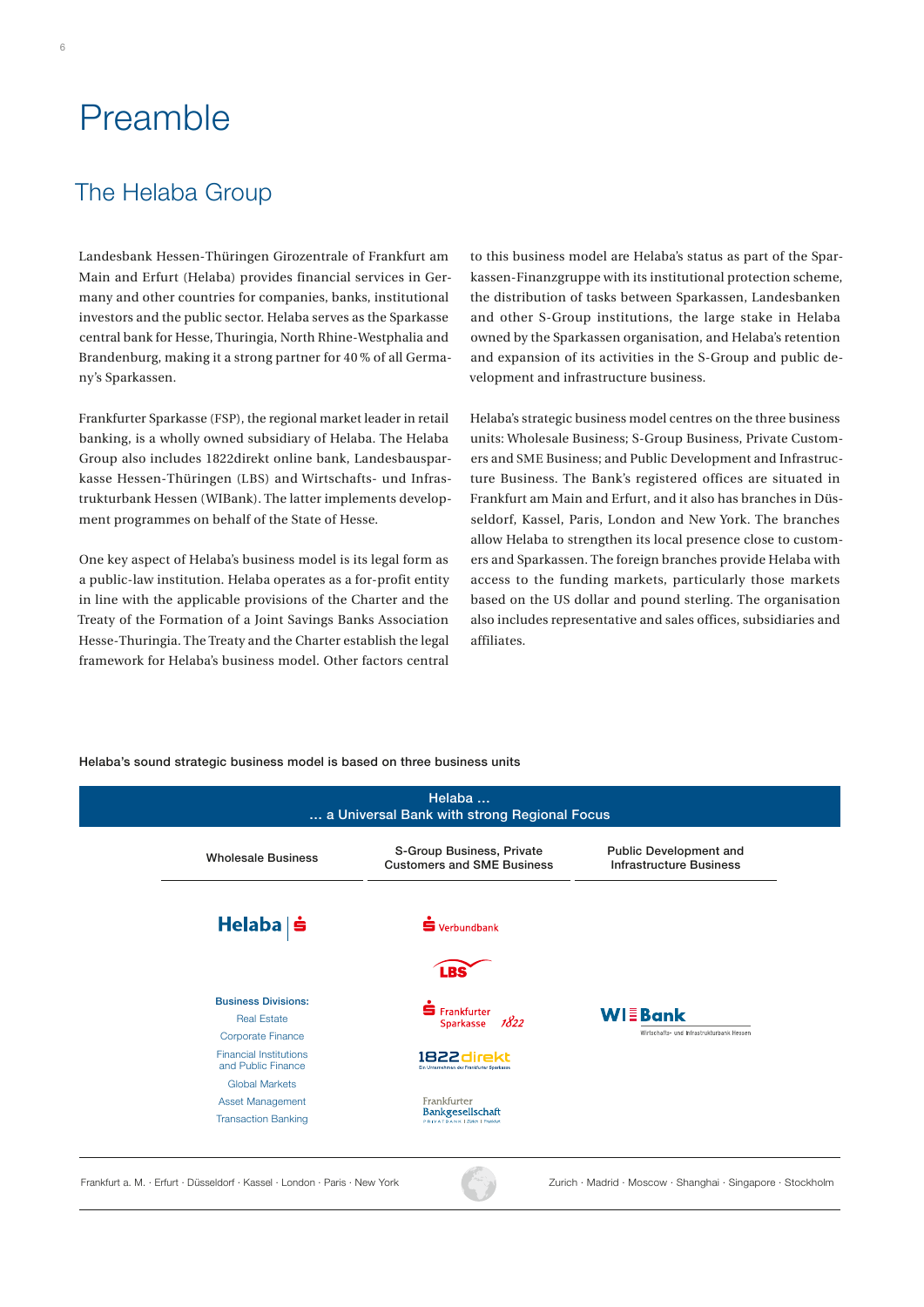# Preamble

## The Helaba Group

Landesbank Hessen-Thüringen Girozentrale of Frankfurt am Main and Erfurt (Helaba) provides financial services in Germany and other countries for companies, banks, institutional investors and the public sector. Helaba serves as the Sparkasse central bank for Hesse, Thuringia, North Rhine-Westphalia and Brandenburg, making it a strong partner for 40 % of all Germany's Sparkassen.

Frankfurter Sparkasse (FSP), the regional market leader in retail banking, is a wholly owned subsidiary of Helaba. The Helaba Group also includes 1822direkt online bank, Landesbausparkasse Hessen-Thüringen (LBS) and Wirtschafts- und Infrastrukturbank Hessen (WIBank). The latter implements development programmes on behalf of the State of Hesse.

One key aspect of Helaba's business model is its legal form as a public-law institution. Helaba operates as a for-profit entity in line with the applicable provisions of the Charter and the Treaty of the Formation of a Joint Savings Banks Association Hesse-Thuringia. The Treaty and the Charter establish the legal framework for Helaba's business model. Other factors central to this business model are Helaba's status as part of the Sparkassen-Finanzgruppe with its institutional protection scheme, the distribution of tasks between Sparkassen, Landesbanken and other S-Group institutions, the large stake in Helaba owned by the Sparkassen organisation, and Helaba's retention and expansion of its activities in the S-Group and public development and infrastructure business.

Helaba's strategic business model centres on the three business units: Wholesale Business; S-Group Business, Private Customers and SME Business; and Public Development and Infrastructure Business. The Bank's registered offices are situated in Frankfurt am Main and Erfurt, and it also has branches in Düsseldorf, Kassel, Paris, London and New York. The branches allow Helaba to strengthen its local presence close to customers and Sparkassen. The foreign branches provide Helaba with access to the funding markets, particularly those markets based on the US dollar and pound sterling. The organisation also includes representative and sales offices, subsidiaries and affiliates.

**Helaba's sound strategic business model is based on three business units**

**Helaba ...**
**... a Universal Bank with strong Regional Focus**

| Wholesale Business | S-Group Business, Private Customers and SME Business | Public Development and Infrastructure Business |
|---|---|---|
| Helaba | Verbundbank | |
| | LBS | |
| Business Divisions: Real Estate, Corporate Finance, Financial Institutions and Public Finance, Global Markets, Asset Management, Transaction Banking | Frankfurter Sparkasse 1822 | WI Bank – Wirtschafts- und Infrastrukturbank Hessen |
| | 1822direkt – Ein Unternehmen der Frankfurter Sparkasse | |
| | Frankfurter Bankgesellschaft – Privatbank \| Zürich \| Frankfurt | |

Frankfurt a. M. · Erfurt · Düsseldorf · Kassel · London · Paris · New York

Zurich · Madrid · Moscow · Shanghai · Singapore · Stockholm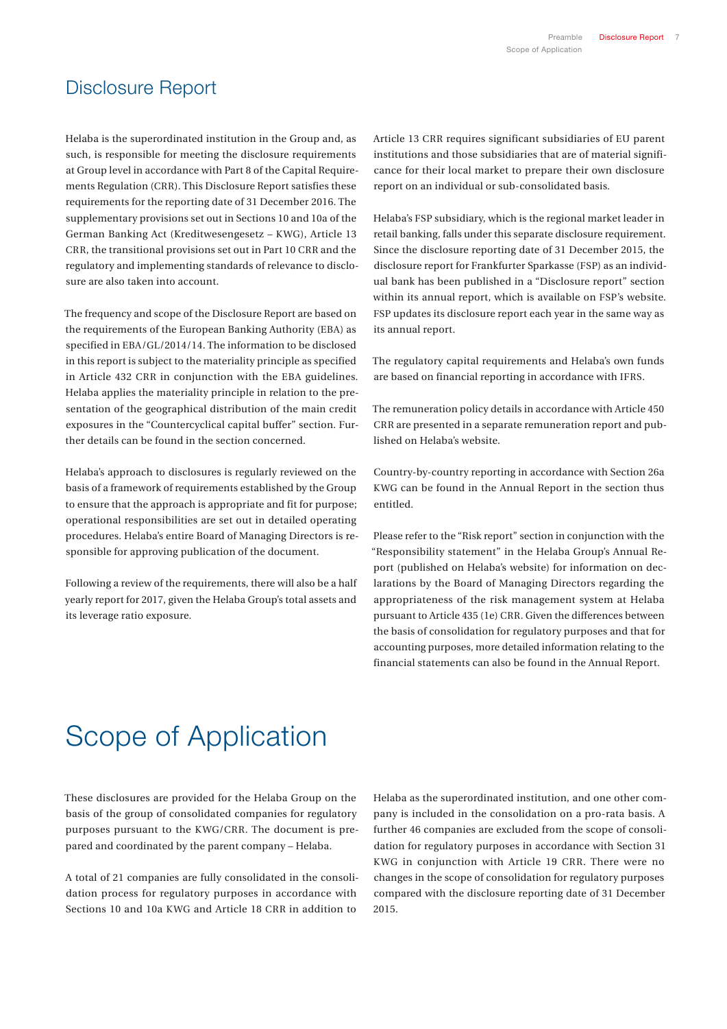# Disclosure Report

Helaba is the superordinated institution in the Group and, as such, is responsible for meeting the disclosure requirements at Group level in accordance with Part 8 of the Capital Requirements Regulation (CRR). This Disclosure Report satisfies these requirements for the reporting date of 31 December 2016. The supplementary provisions set out in Sections 10 and 10a of the German Banking Act (Kreditwesengesetz – KWG), Article 13 CRR, the transitional provisions set out in Part 10 CRR and the regulatory and implementing standards of relevance to disclosure are also taken into account.

The frequency and scope of the Disclosure Report are based on the requirements of the European Banking Authority (EBA) as specified in EBA/GL/2014/14. The information to be disclosed in this report is subject to the materiality principle as specified in Article 432 CRR in conjunction with the EBA guidelines. Helaba applies the materiality principle in relation to the presentation of the geographical distribution of the main credit exposures in the "Countercyclical capital buffer" section. Further details can be found in the section concerned.

Helaba's approach to disclosures is regularly reviewed on the basis of a framework of requirements established by the Group to ensure that the approach is appropriate and fit for purpose; operational responsibilities are set out in detailed operating procedures. Helaba's entire Board of Managing Directors is responsible for approving publication of the document.

Following a review of the requirements, there will also be a half yearly report for 2017, given the Helaba Group's total assets and its leverage ratio exposure.

Article 13 CRR requires significant subsidiaries of EU parent institutions and those subsidiaries that are of material significance for their local market to prepare their own disclosure report on an individual or sub-consolidated basis.

Helaba's FSP subsidiary, which is the regional market leader in retail banking, falls under this separate disclosure requirement. Since the disclosure reporting date of 31 December 2015, the disclosure report for Frankfurter Sparkasse (FSP) as an individual bank has been published in a "Disclosure report" section within its annual report, which is available on FSP's website. FSP updates its disclosure report each year in the same way as its annual report.

The regulatory capital requirements and Helaba's own funds are based on financial reporting in accordance with IFRS.

The remuneration policy details in accordance with Article 450 CRR are presented in a separate remuneration report and published on Helaba's website.

Country-by-country reporting in accordance with Section 26a KWG can be found in the Annual Report in the section thus entitled.

Please refer to the "Risk report" section in conjunction with the "Responsibility statement" in the Helaba Group's Annual Report (published on Helaba's website) for information on declarations by the Board of Managing Directors regarding the appropriateness of the risk management system at Helaba pursuant to Article 435 (1e) CRR. Given the differences between the basis of consolidation for regulatory purposes and that for accounting purposes, more detailed information relating to the financial statements can also be found in the Annual Report.

# Scope of Application

These disclosures are provided for the Helaba Group on the basis of the group of consolidated companies for regulatory purposes pursuant to the KWG/CRR. The document is prepared and coordinated by the parent company – Helaba.

A total of 21 companies are fully consolidated in the consolidation process for regulatory purposes in accordance with Sections 10 and 10a KWG and Article 18 CRR in addition to Helaba as the superordinated institution, and one other company is included in the consolidation on a pro-rata basis. A further 46 companies are excluded from the scope of consolidation for regulatory purposes in accordance with Section 31 KWG in conjunction with Article 19 CRR. There were no changes in the scope of consolidation for regulatory purposes compared with the disclosure reporting date of 31 December 2015.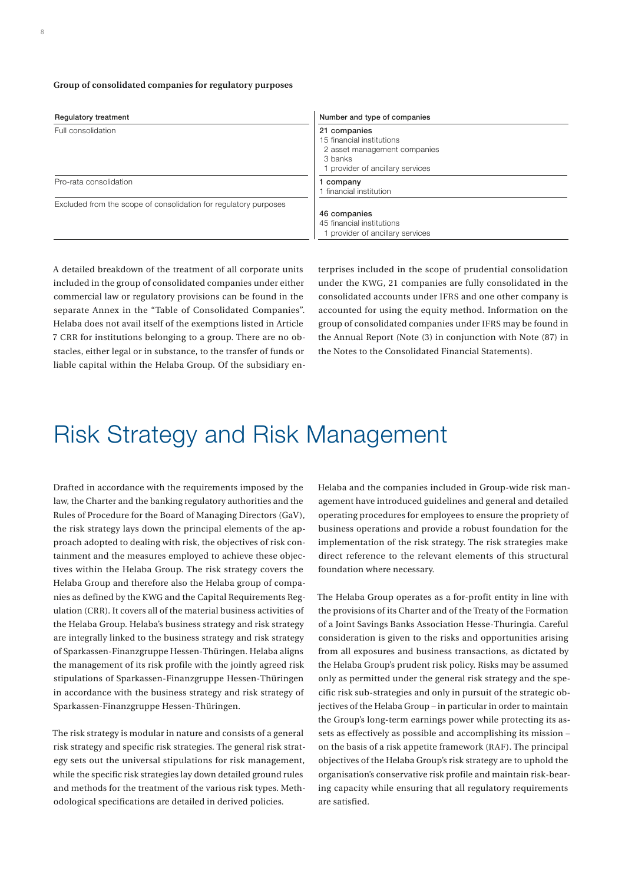**Group of consolidated companies for regulatory purposes**

| Regulatory treatment | Number and type of companies |
| --- | --- |
| Full consolidation | **21 companies**<br>15 financial institutions<br>2 asset management companies<br>3 banks<br>1 provider of ancillary services |
| Pro-rata consolidation | **1 company**<br>1 financial institution |
| Excluded from the scope of consolidation for regulatory purposes | **46 companies**<br>45 financial institutions<br>1 provider of ancillary services |

A detailed breakdown of the treatment of all corporate units included in the group of consolidated companies under either commercial law or regulatory provisions can be found in the separate Annex in the "Table of Consolidated Companies". Helaba does not avail itself of the exemptions listed in Article 7 CRR for institutions belonging to a group. There are no obstacles, either legal or in substance, to the transfer of funds or liable capital within the Helaba Group. Of the subsidiary enterprises included in the scope of prudential consolidation under the KWG, 21 companies are fully consolidated in the consolidated accounts under IFRS and one other company is accounted for using the equity method. Information on the group of consolidated companies under IFRS may be found in the Annual Report (Note (3) in conjunction with Note (87) in the Notes to the Consolidated Financial Statements).

# Risk Strategy and Risk Management

Drafted in accordance with the requirements imposed by the law, the Charter and the banking regulatory authorities and the Rules of Procedure for the Board of Managing Directors (GaV), the risk strategy lays down the principal elements of the approach adopted to dealing with risk, the objectives of risk containment and the measures employed to achieve these objectives within the Helaba Group. The risk strategy covers the Helaba Group and therefore also the Helaba group of companies as defined by the KWG and the Capital Requirements Regulation (CRR). It covers all of the material business activities of the Helaba Group. Helaba's business strategy and risk strategy are integrally linked to the business strategy and risk strategy of Sparkassen-Finanzgruppe Hessen-Thüringen. Helaba aligns the management of its risk profile with the jointly agreed risk stipulations of Sparkassen-Finanzgruppe Hessen-Thüringen in accordance with the business strategy and risk strategy of Sparkassen-Finanzgruppe Hessen-Thüringen.

The risk strategy is modular in nature and consists of a general risk strategy and specific risk strategies. The general risk strategy sets out the universal stipulations for risk management, while the specific risk strategies lay down detailed ground rules and methods for the treatment of the various risk types. Methodological specifications are detailed in derived policies.

Helaba and the companies included in Group-wide risk management have introduced guidelines and general and detailed operating procedures for employees to ensure the propriety of business operations and provide a robust foundation for the implementation of the risk strategy. The risk strategies make direct reference to the relevant elements of this structural foundation where necessary.

The Helaba Group operates as a for-profit entity in line with the provisions of its Charter and of the Treaty of the Formation of a Joint Savings Banks Association Hesse-Thuringia. Careful consideration is given to the risks and opportunities arising from all exposures and business transactions, as dictated by the Helaba Group's prudent risk policy. Risks may be assumed only as permitted under the general risk strategy and the specific risk sub-strategies and only in pursuit of the strategic objectives of the Helaba Group – in particular in order to maintain the Group's long-term earnings power while protecting its assets as effectively as possible and accomplishing its mission – on the basis of a risk appetite framework (RAF). The principal objectives of the Helaba Group's risk strategy are to uphold the organisation's conservative risk profile and maintain risk-bearing capacity while ensuring that all regulatory requirements are satisfied.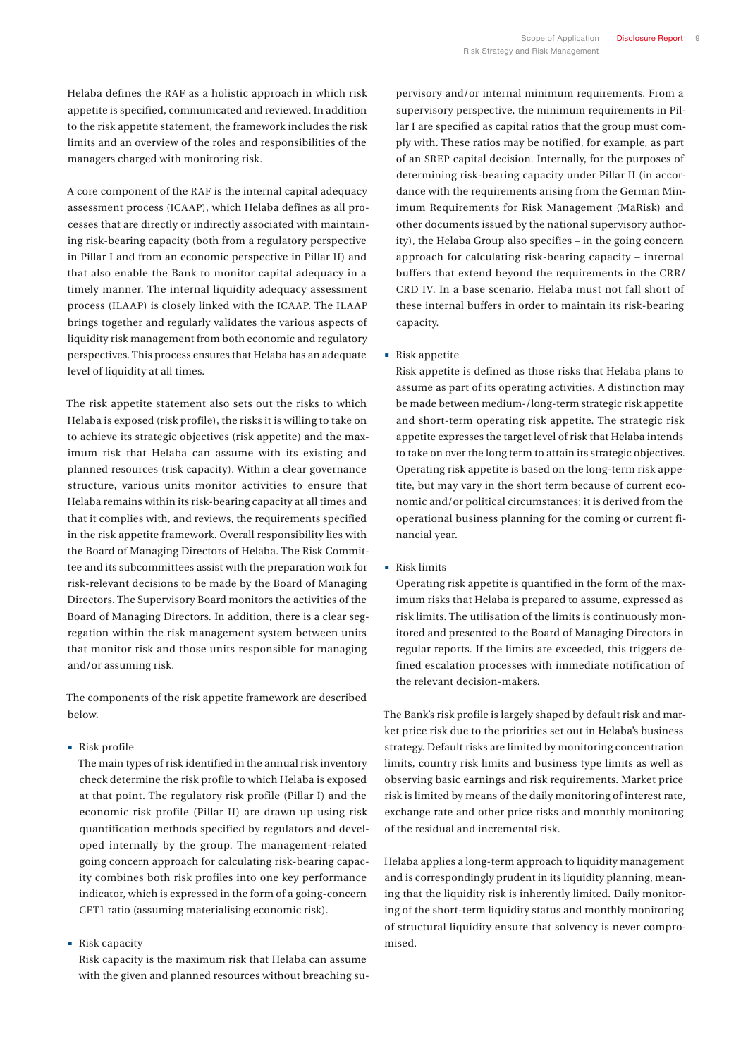Helaba defines the RAF as a holistic approach in which risk appetite is specified, communicated and reviewed. In addition to the risk appetite statement, the framework includes the risk limits and an overview of the roles and responsibilities of the managers charged with monitoring risk.

A core component of the RAF is the internal capital adequacy assessment process (ICAAP), which Helaba defines as all processes that are directly or indirectly associated with maintaining risk-bearing capacity (both from a regulatory perspective in Pillar I and from an economic perspective in Pillar II) and that also enable the Bank to monitor capital adequacy in a timely manner. The internal liquidity adequacy assessment process (ILAAP) is closely linked with the ICAAP. The ILAAP brings together and regularly validates the various aspects of liquidity risk management from both economic and regulatory perspectives. This process ensures that Helaba has an adequate level of liquidity at all times.

The risk appetite statement also sets out the risks to which Helaba is exposed (risk profile), the risks it is willing to take on to achieve its strategic objectives (risk appetite) and the maximum risk that Helaba can assume with its existing and planned resources (risk capacity). Within a clear governance structure, various units monitor activities to ensure that Helaba remains within its risk-bearing capacity at all times and that it complies with, and reviews, the requirements specified in the risk appetite framework. Overall responsibility lies with the Board of Managing Directors of Helaba. The Risk Committee and its subcommittees assist with the preparation work for risk-relevant decisions to be made by the Board of Managing Directors. The Supervisory Board monitors the activities of the Board of Managing Directors. In addition, there is a clear segregation within the risk management system between units that monitor risk and those units responsible for managing and/or assuming risk.

The components of the risk appetite framework are described below.

- Risk profile
  The main types of risk identified in the annual risk inventory check determine the risk profile to which Helaba is exposed at that point. The regulatory risk profile (Pillar I) and the economic risk profile (Pillar II) are drawn up using risk quantification methods specified by regulators and developed internally by the group. The management-related going concern approach for calculating risk-bearing capacity combines both risk profiles into one key performance indicator, which is expressed in the form of a going-concern CET1 ratio (assuming materialising economic risk).

- Risk capacity
  Risk capacity is the maximum risk that Helaba can assume with the given and planned resources without breaching supervisory and/or internal minimum requirements. From a supervisory perspective, the minimum requirements in Pillar I are specified as capital ratios that the group must comply with. These ratios may be notified, for example, as part of an SREP capital decision. Internally, for the purposes of determining risk-bearing capacity under Pillar II (in accordance with the requirements arising from the German Minimum Requirements for Risk Management (MaRisk) and other documents issued by the national supervisory authority), the Helaba Group also specifies – in the going concern approach for calculating risk-bearing capacity – internal buffers that extend beyond the requirements in the CRR/CRD IV. In a base scenario, Helaba must not fall short of these internal buffers in order to maintain its risk-bearing capacity.

- Risk appetite
  Risk appetite is defined as those risks that Helaba plans to assume as part of its operating activities. A distinction may be made between medium-/long-term strategic risk appetite and short-term operating risk appetite. The strategic risk appetite expresses the target level of risk that Helaba intends to take on over the long term to attain its strategic objectives. Operating risk appetite is based on the long-term risk appetite, but may vary in the short term because of current economic and/or political circumstances; it is derived from the operational business planning for the coming or current financial year.

- Risk limits
  Operating risk appetite is quantified in the form of the maximum risks that Helaba is prepared to assume, expressed as risk limits. The utilisation of the limits is continuously monitored and presented to the Board of Managing Directors in regular reports. If the limits are exceeded, this triggers defined escalation processes with immediate notification of the relevant decision-makers.

The Bank's risk profile is largely shaped by default risk and market price risk due to the priorities set out in Helaba's business strategy. Default risks are limited by monitoring concentration limits, country risk limits and business type limits as well as observing basic earnings and risk requirements. Market price risk is limited by means of the daily monitoring of interest rate, exchange rate and other price risks and monthly monitoring of the residual and incremental risk.

Helaba applies a long-term approach to liquidity management and is correspondingly prudent in its liquidity planning, meaning that the liquidity risk is inherently limited. Daily monitoring of the short-term liquidity status and monthly monitoring of structural liquidity ensure that solvency is never compromised.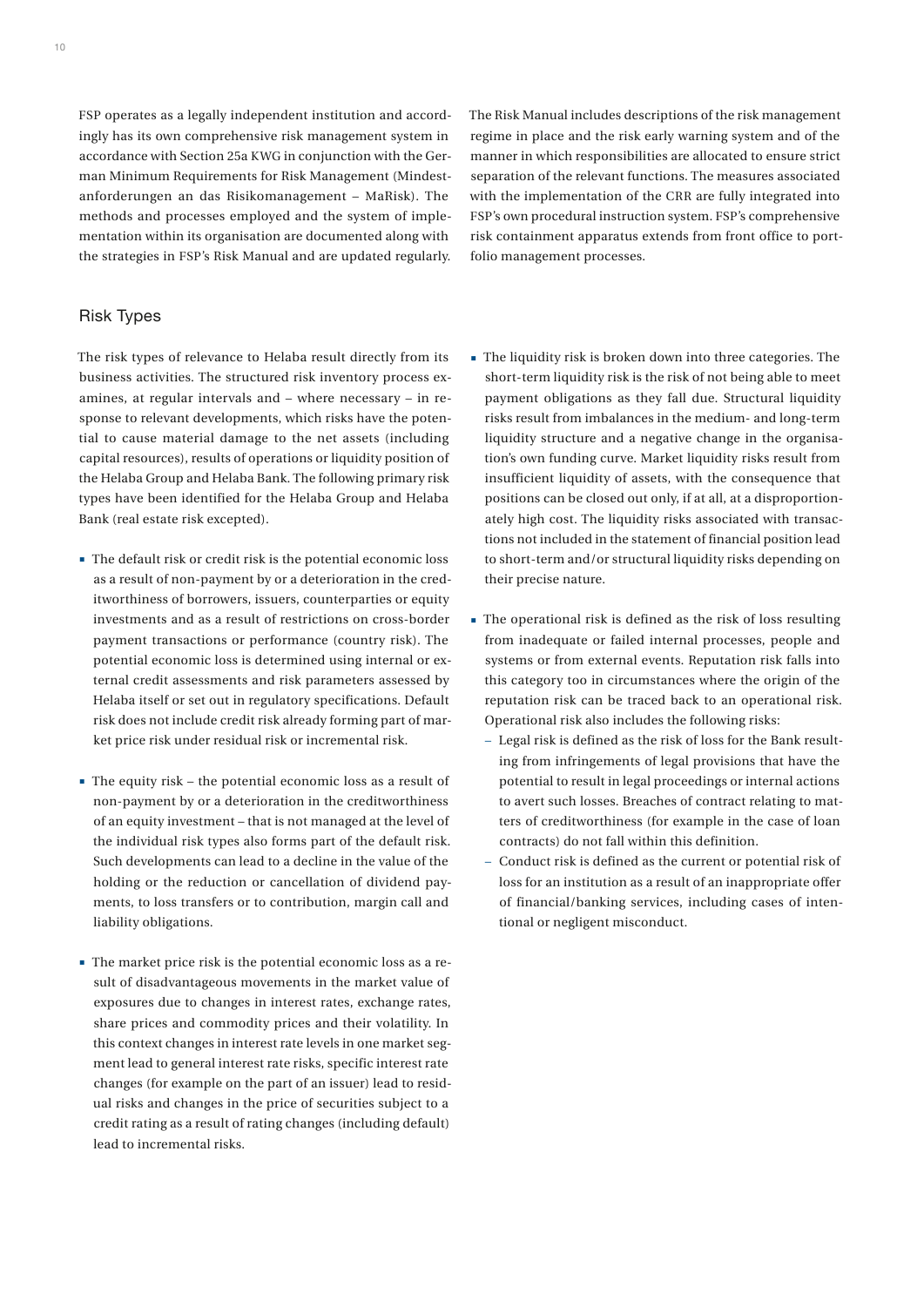FSP operates as a legally independent institution and accordingly has its own comprehensive risk management system in accordance with Section 25a KWG in conjunction with the German Minimum Requirements for Risk Management (Mindestanforderungen an das Risikomanagement – MaRisk). The methods and processes employed and the system of implementation within its organisation are documented along with the strategies in FSP's Risk Manual and are updated regularly.

The Risk Manual includes descriptions of the risk management regime in place and the risk early warning system and of the manner in which responsibilities are allocated to ensure strict separation of the relevant functions. The measures associated with the implementation of the CRR are fully integrated into FSP's own procedural instruction system. FSP's comprehensive risk containment apparatus extends from front office to portfolio management processes.

## Risk Types

The risk types of relevance to Helaba result directly from its business activities. The structured risk inventory process examines, at regular intervals and – where necessary – in response to relevant developments, which risks have the potential to cause material damage to the net assets (including capital resources), results of operations or liquidity position of the Helaba Group and Helaba Bank. The following primary risk types have been identified for the Helaba Group and Helaba Bank (real estate risk excepted).

- The default risk or credit risk is the potential economic loss as a result of non-payment by or a deterioration in the creditworthiness of borrowers, issuers, counterparties or equity investments and as a result of restrictions on cross-border payment transactions or performance (country risk). The potential economic loss is determined using internal or external credit assessments and risk parameters assessed by Helaba itself or set out in regulatory specifications. Default risk does not include credit risk already forming part of market price risk under residual risk or incremental risk.

- The equity risk – the potential economic loss as a result of non-payment by or a deterioration in the creditworthiness of an equity investment – that is not managed at the level of the individual risk types also forms part of the default risk. Such developments can lead to a decline in the value of the holding or the reduction or cancellation of dividend payments, to loss transfers or to contribution, margin call and liability obligations.

- The market price risk is the potential economic loss as a result of disadvantageous movements in the market value of exposures due to changes in interest rates, exchange rates, share prices and commodity prices and their volatility. In this context changes in interest rate levels in one market segment lead to general interest rate risks, specific interest rate changes (for example on the part of an issuer) lead to residual risks and changes in the price of securities subject to a credit rating as a result of rating changes (including default) lead to incremental risks.

- The liquidity risk is broken down into three categories. The short-term liquidity risk is the risk of not being able to meet payment obligations as they fall due. Structural liquidity risks result from imbalances in the medium- and long-term liquidity structure and a negative change in the organisation's own funding curve. Market liquidity risks result from insufficient liquidity of assets, with the consequence that positions can be closed out only, if at all, at a disproportionately high cost. The liquidity risks associated with transactions not included in the statement of financial position lead to short-term and/or structural liquidity risks depending on their precise nature.

- The operational risk is defined as the risk of loss resulting from inadequate or failed internal processes, people and systems or from external events. Reputation risk falls into this category too in circumstances where the origin of the reputation risk can be traced back to an operational risk. Operational risk also includes the following risks:
  - Legal risk is defined as the risk of loss for the Bank resulting from infringements of legal provisions that have the potential to result in legal proceedings or internal actions to avert such losses. Breaches of contract relating to matters of creditworthiness (for example in the case of loan contracts) do not fall within this definition.
  - Conduct risk is defined as the current or potential risk of loss for an institution as a result of an inappropriate offer of financial/banking services, including cases of intentional or negligent misconduct.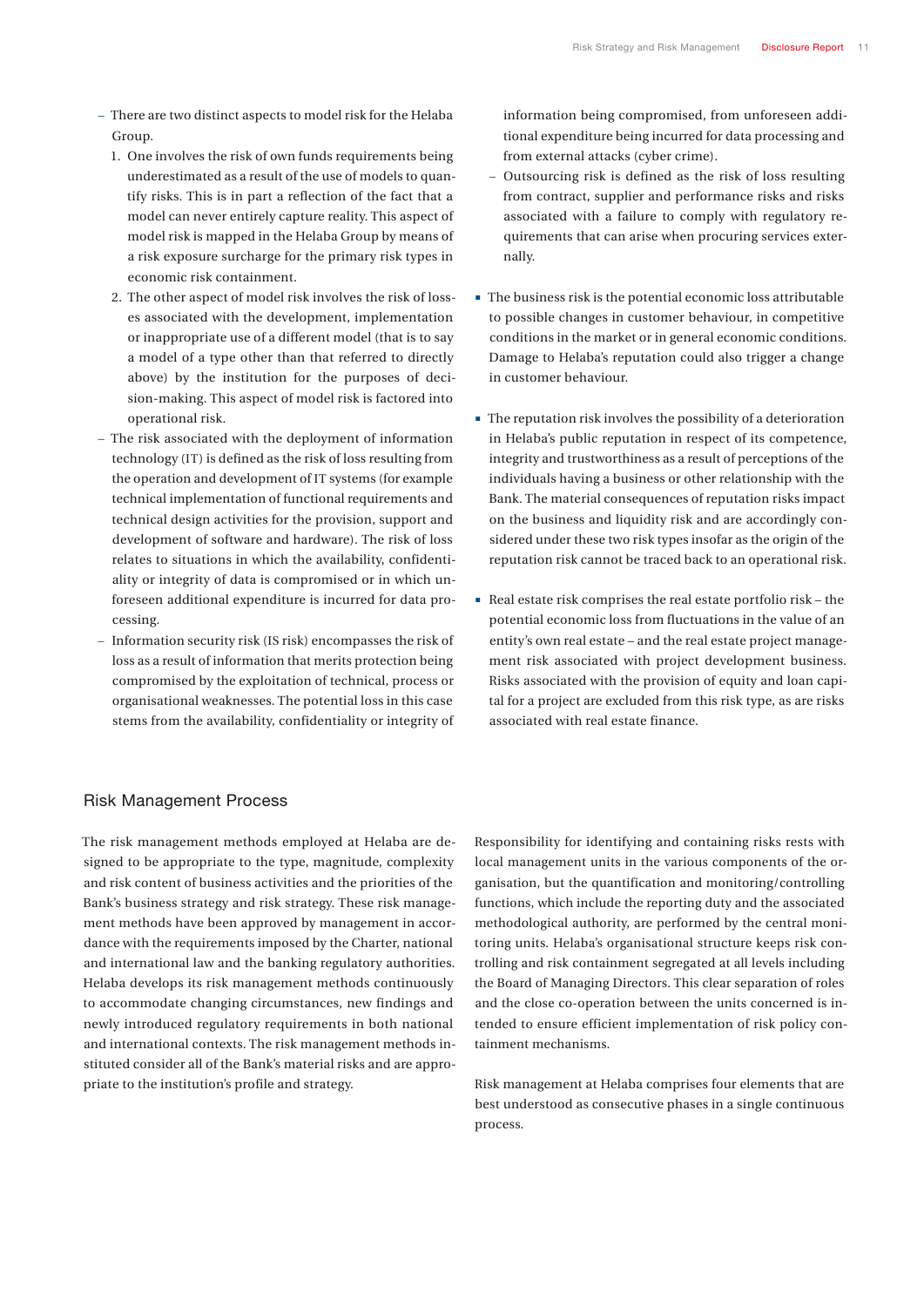- There are two distinct aspects to model risk for the Helaba Group.
  1. One involves the risk of own funds requirements being underestimated as a result of the use of models to quantify risks. This is in part a reflection of the fact that a model can never entirely capture reality. This aspect of model risk is mapped in the Helaba Group by means of a risk exposure surcharge for the primary risk types in economic risk containment.
  2. The other aspect of model risk involves the risk of losses associated with the development, implementation or inappropriate use of a different model (that is to say a model of a type other than that referred to directly above) by the institution for the purposes of decision-making. This aspect of model risk is factored into operational risk.
- The risk associated with the deployment of information technology (IT) is defined as the risk of loss resulting from the operation and development of IT systems (for example technical implementation of functional requirements and technical design activities for the provision, support and development of software and hardware). The risk of loss relates to situations in which the availability, confidentiality or integrity of data is compromised or in which unforeseen additional expenditure is incurred for data processing.
- Information security risk (IS risk) encompasses the risk of loss as a result of information that merits protection being compromised by the exploitation of technical, process or organisational weaknesses. The potential loss in this case stems from the availability, confidentiality or integrity of information being compromised, from unforeseen additional expenditure being incurred for data processing and from external attacks (cyber crime).
- Outsourcing risk is defined as the risk of loss resulting from contract, supplier and performance risks and risks associated with a failure to comply with regulatory requirements that can arise when procuring services externally.

- The business risk is the potential economic loss attributable to possible changes in customer behaviour, in competitive conditions in the market or in general economic conditions. Damage to Helaba's reputation could also trigger a change in customer behaviour.

- The reputation risk involves the possibility of a deterioration in Helaba's public reputation in respect of its competence, integrity and trustworthiness as a result of perceptions of the individuals having a business or other relationship with the Bank. The material consequences of reputation risks impact on the business and liquidity risk and are accordingly considered under these two risk types insofar as the origin of the reputation risk cannot be traced back to an operational risk.

- Real estate risk comprises the real estate portfolio risk – the potential economic loss from fluctuations in the value of an entity's own real estate – and the real estate project management risk associated with project development business. Risks associated with the provision of equity and loan capital for a project are excluded from this risk type, as are risks associated with real estate finance.

## Risk Management Process

The risk management methods employed at Helaba are designed to be appropriate to the type, magnitude, complexity and risk content of business activities and the priorities of the Bank's business strategy and risk strategy. These risk management methods have been approved by management in accordance with the requirements imposed by the Charter, national and international law and the banking regulatory authorities. Helaba develops its risk management methods continuously to accommodate changing circumstances, new findings and newly introduced regulatory requirements in both national and international contexts. The risk management methods instituted consider all of the Bank's material risks and are appropriate to the institution's profile and strategy.

Responsibility for identifying and containing risks rests with local management units in the various components of the organisation, but the quantification and monitoring/controlling functions, which include the reporting duty and the associated methodological authority, are performed by the central monitoring units. Helaba's organisational structure keeps risk controlling and risk containment segregated at all levels including the Board of Managing Directors. This clear separation of roles and the close co-operation between the units concerned is intended to ensure efficient implementation of risk policy containment mechanisms.

Risk management at Helaba comprises four elements that are best understood as consecutive phases in a single continuous process.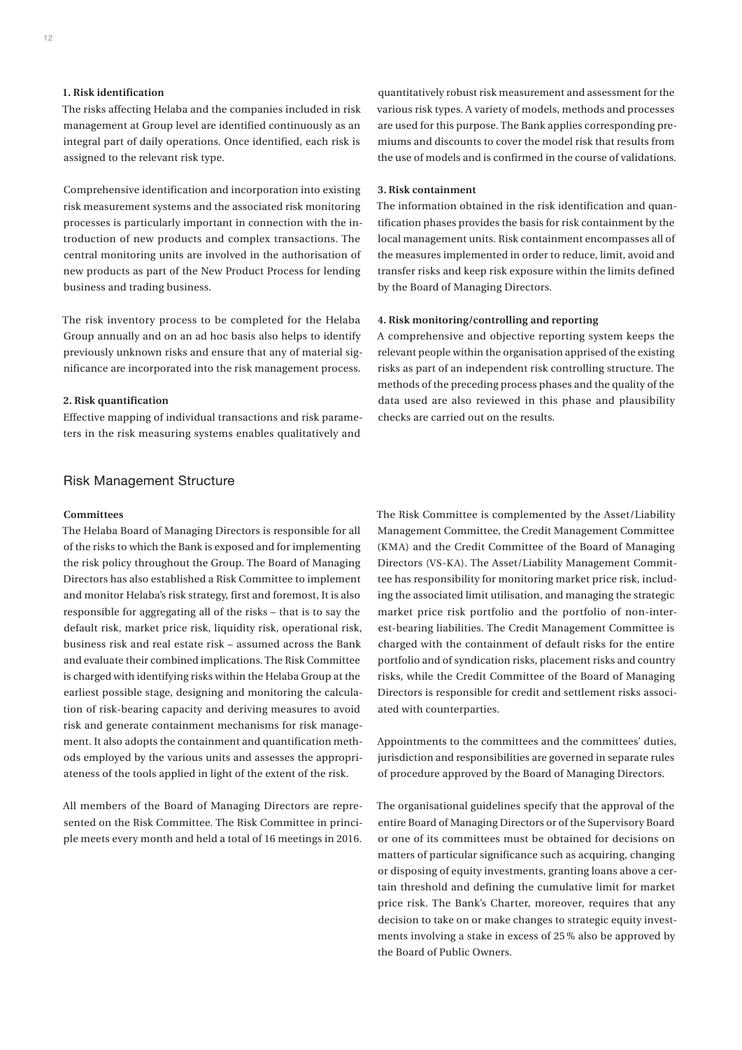**1. Risk identification**

The risks affecting Helaba and the companies included in risk management at Group level are identified continuously as an integral part of daily operations. Once identified, each risk is assigned to the relevant risk type.

Comprehensive identification and incorporation into existing risk measurement systems and the associated risk monitoring processes is particularly important in connection with the introduction of new products and complex transactions. The central monitoring units are involved in the authorisation of new products as part of the New Product Process for lending business and trading business.

The risk inventory process to be completed for the Helaba Group annually and on an ad hoc basis also helps to identify previously unknown risks and ensure that any of material significance are incorporated into the risk management process.

**2. Risk quantification**

Effective mapping of individual transactions and risk parameters in the risk measuring systems enables qualitatively and quantitatively robust risk measurement and assessment for the various risk types. A variety of models, methods and processes are used for this purpose. The Bank applies corresponding premiums and discounts to cover the model risk that results from the use of models and is confirmed in the course of validations.

**3. Risk containment**

The information obtained in the risk identification and quantification phases provides the basis for risk containment by the local management units. Risk containment encompasses all of the measures implemented in order to reduce, limit, avoid and transfer risks and keep risk exposure within the limits defined by the Board of Managing Directors.

**4. Risk monitoring/controlling and reporting**

A comprehensive and objective reporting system keeps the relevant people within the organisation apprised of the existing risks as part of an independent risk controlling structure. The methods of the preceding process phases and the quality of the data used are also reviewed in this phase and plausibility checks are carried out on the results.

## Risk Management Structure

**Committees**

The Helaba Board of Managing Directors is responsible for all of the risks to which the Bank is exposed and for implementing the risk policy throughout the Group. The Board of Managing Directors has also established a Risk Committee to implement and monitor Helaba's risk strategy, first and foremost, It is also responsible for aggregating all of the risks – that is to say the default risk, market price risk, liquidity risk, operational risk, business risk and real estate risk – assumed across the Bank and evaluate their combined implications. The Risk Committee is charged with identifying risks within the Helaba Group at the earliest possible stage, designing and monitoring the calculation of risk-bearing capacity and deriving measures to avoid risk and generate containment mechanisms for risk management. It also adopts the containment and quantification methods employed by the various units and assesses the appropriateness of the tools applied in light of the extent of the risk.

All members of the Board of Managing Directors are represented on the Risk Committee. The Risk Committee in principle meets every month and held a total of 16 meetings in 2016.

The Risk Committee is complemented by the Asset/Liability Management Committee, the Credit Management Committee (KMA) and the Credit Committee of the Board of Managing Directors (VS-KA). The Asset/Liability Management Committee has responsibility for monitoring market price risk, including the associated limit utilisation, and managing the strategic market price risk portfolio and the portfolio of non-interest-bearing liabilities. The Credit Management Committee is charged with the containment of default risks for the entire portfolio and of syndication risks, placement risks and country risks, while the Credit Committee of the Board of Managing Directors is responsible for credit and settlement risks associated with counterparties.

Appointments to the committees and the committees' duties, jurisdiction and responsibilities are governed in separate rules of procedure approved by the Board of Managing Directors.

The organisational guidelines specify that the approval of the entire Board of Managing Directors or of the Supervisory Board or one of its committees must be obtained for decisions on matters of particular significance such as acquiring, changing or disposing of equity investments, granting loans above a certain threshold and defining the cumulative limit for market price risk. The Bank's Charter, moreover, requires that any decision to take on or make changes to strategic equity investments involving a stake in excess of 25 % also be approved by the Board of Public Owners.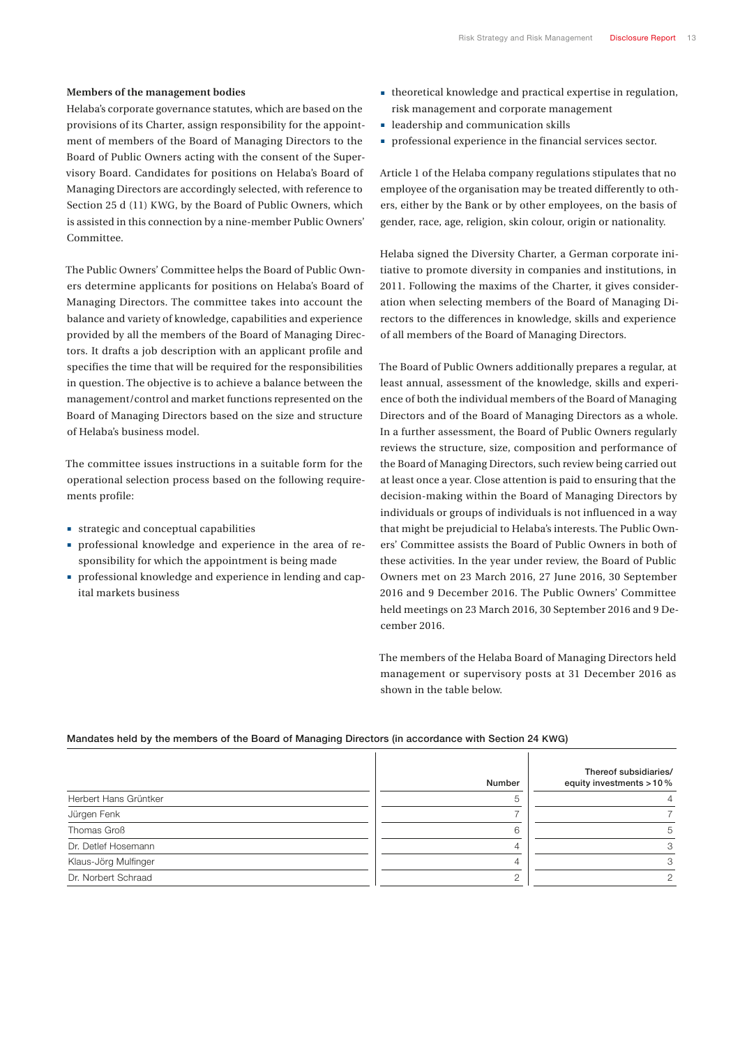### Members of the management bodies

Helaba's corporate governance statutes, which are based on the provisions of its Charter, assign responsibility for the appointment of members of the Board of Managing Directors to the Board of Public Owners acting with the consent of the Supervisory Board. Candidates for positions on Helaba's Board of Managing Directors are accordingly selected, with reference to Section 25 d (11) KWG, by the Board of Public Owners, which is assisted in this connection by a nine-member Public Owners' Committee.

The Public Owners' Committee helps the Board of Public Owners determine applicants for positions on Helaba's Board of Managing Directors. The committee takes into account the balance and variety of knowledge, capabilities and experience provided by all the members of the Board of Managing Directors. It drafts a job description with an applicant profile and specifies the time that will be required for the responsibilities in question. The objective is to achieve a balance between the management/control and market functions represented on the Board of Managing Directors based on the size and structure of Helaba's business model.

The committee issues instructions in a suitable form for the operational selection process based on the following requirements profile:

- strategic and conceptual capabilities
- professional knowledge and experience in the area of responsibility for which the appointment is being made
- professional knowledge and experience in lending and capital markets business
- theoretical knowledge and practical expertise in regulation, risk management and corporate management
- leadership and communication skills
- professional experience in the financial services sector.

Article 1 of the Helaba company regulations stipulates that no employee of the organisation may be treated differently to others, either by the Bank or by other employees, on the basis of gender, race, age, religion, skin colour, origin or nationality.

Helaba signed the Diversity Charter, a German corporate initiative to promote diversity in companies and institutions, in 2011. Following the maxims of the Charter, it gives consideration when selecting members of the Board of Managing Directors to the differences in knowledge, skills and experience of all members of the Board of Managing Directors.

The Board of Public Owners additionally prepares a regular, at least annual, assessment of the knowledge, skills and experience of both the individual members of the Board of Managing Directors and of the Board of Managing Directors as a whole. In a further assessment, the Board of Public Owners regularly reviews the structure, size, composition and performance of the Board of Managing Directors, such review being carried out at least once a year. Close attention is paid to ensuring that the decision-making within the Board of Managing Directors by individuals or groups of individuals is not influenced in a way that might be prejudicial to Helaba's interests. The Public Owners' Committee assists the Board of Public Owners in both of these activities. In the year under review, the Board of Public Owners met on 23 March 2016, 27 June 2016, 30 September 2016 and 9 December 2016. The Public Owners' Committee held meetings on 23 March 2016, 30 September 2016 and 9 December 2016.

The members of the Helaba Board of Managing Directors held management or supervisory posts at 31 December 2016 as shown in the table below.

**Mandates held by the members of the Board of Managing Directors (in accordance with Section 24 KWG)**

| | Number | Thereof subsidiaries/ equity investments > 10 % |
|---|---|---|
| Herbert Hans Grüntker | 5 | 4 |
| Jürgen Fenk | 7 | 7 |
| Thomas Groß | 6 | 5 |
| Dr. Detlef Hosemann | 4 | 3 |
| Klaus-Jörg Mulfinger | 4 | 3 |
| Dr. Norbert Schraad | 2 | 2 |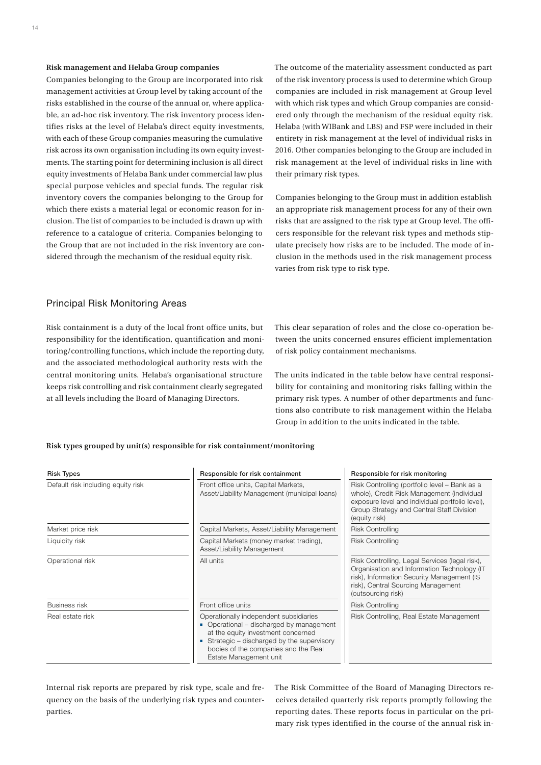**Risk management and Helaba Group companies**

Companies belonging to the Group are incorporated into risk management activities at Group level by taking account of the risks established in the course of the annual or, where applicable, an ad-hoc risk inventory. The risk inventory process identifies risks at the level of Helaba's direct equity investments, with each of these Group companies measuring the cumulative risk across its own organisation including its own equity investments. The starting point for determining inclusion is all direct equity investments of Helaba Bank under commercial law plus special purpose vehicles and special funds. The regular risk inventory covers the companies belonging to the Group for which there exists a material legal or economic reason for inclusion. The list of companies to be included is drawn up with reference to a catalogue of criteria. Companies belonging to the Group that are not included in the risk inventory are considered through the mechanism of the residual equity risk.

The outcome of the materiality assessment conducted as part of the risk inventory process is used to determine which Group companies are included in risk management at Group level with which risk types and which Group companies are considered only through the mechanism of the residual equity risk. Helaba (with WIBank and LBS) and FSP were included in their entirety in risk management at the level of individual risks in 2016. Other companies belonging to the Group are included in risk management at the level of individual risks in line with their primary risk types.

Companies belonging to the Group must in addition establish an appropriate risk management process for any of their own risks that are assigned to the risk type at Group level. The officers responsible for the relevant risk types and methods stipulate precisely how risks are to be included. The mode of inclusion in the methods used in the risk management process varies from risk type to risk type.

## Principal Risk Monitoring Areas

Risk containment is a duty of the local front office units, but responsibility for the identification, quantification and monitoring/controlling functions, which include the reporting duty, and the associated methodological authority rests with the central monitoring units. Helaba's organisational structure keeps risk controlling and risk containment clearly segregated at all levels including the Board of Managing Directors.

This clear separation of roles and the close co-operation between the units concerned ensures efficient implementation of risk policy containment mechanisms.

The units indicated in the table below have central responsibility for containing and monitoring risks falling within the primary risk types. A number of other departments and functions also contribute to risk management within the Helaba Group in addition to the units indicated in the table.

**Risk types grouped by unit(s) responsible for risk containment/monitoring**

| Risk Types | Responsible for risk containment | Responsible for risk monitoring |
|---|---|---|
| Default risk including equity risk | Front office units, Capital Markets, Asset/Liability Management (municipal loans) | Risk Controlling (portfolio level – Bank as a whole), Credit Risk Management (individual exposure level and individual portfolio level), Group Strategy and Central Staff Division (equity risk) |
| Market price risk | Capital Markets, Asset/Liability Management | Risk Controlling |
| Liquidity risk | Capital Markets (money market trading), Asset/Liability Management | Risk Controlling |
| Operational risk | All units | Risk Controlling, Legal Services (legal risk), Organisation and Information Technology (IT risk), Information Security Management (IS risk), Central Sourcing Management (outsourcing risk) |
| Business risk | Front office units | Risk Controlling |
| Real estate risk | Operationally independent subsidiaries<br>▪ Operational – discharged by management at the equity investment concerned<br>▪ Strategic – discharged by the supervisory bodies of the companies and the Real Estate Management unit | Risk Controlling, Real Estate Management |

Internal risk reports are prepared by risk type, scale and frequency on the basis of the underlying risk types and counterparties.

The Risk Committee of the Board of Managing Directors receives detailed quarterly risk reports promptly following the reporting dates. These reports focus in particular on the primary risk types identified in the course of the annual risk in-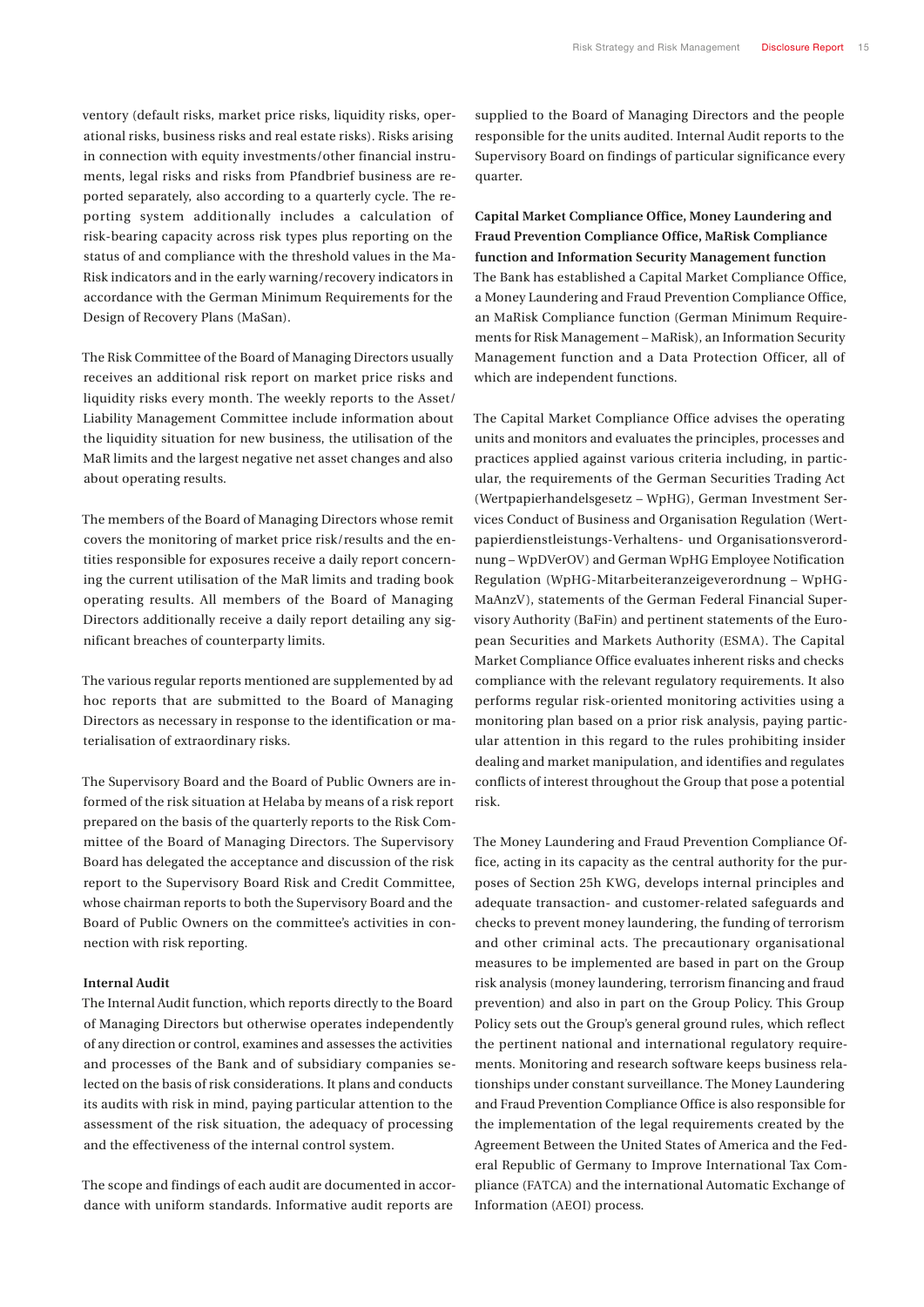ventory (default risks, market price risks, liquidity risks, operational risks, business risks and real estate risks). Risks arising in connection with equity investments/other financial instruments, legal risks and risks from Pfandbrief business are reported separately, also according to a quarterly cycle. The reporting system additionally includes a calculation of risk-bearing capacity across risk types plus reporting on the status of and compliance with the threshold values in the MaRisk indicators and in the early warning/recovery indicators in accordance with the German Minimum Requirements for the Design of Recovery Plans (MaSan).

The Risk Committee of the Board of Managing Directors usually receives an additional risk report on market price risks and liquidity risks every month. The weekly reports to the Asset/Liability Management Committee include information about the liquidity situation for new business, the utilisation of the MaR limits and the largest negative net asset changes and also about operating results.

The members of the Board of Managing Directors whose remit covers the monitoring of market price risk/results and the entities responsible for exposures receive a daily report concerning the current utilisation of the MaR limits and trading book operating results. All members of the Board of Managing Directors additionally receive a daily report detailing any significant breaches of counterparty limits.

The various regular reports mentioned are supplemented by ad hoc reports that are submitted to the Board of Managing Directors as necessary in response to the identification or materialisation of extraordinary risks.

The Supervisory Board and the Board of Public Owners are informed of the risk situation at Helaba by means of a risk report prepared on the basis of the quarterly reports to the Risk Committee of the Board of Managing Directors. The Supervisory Board has delegated the acceptance and discussion of the risk report to the Supervisory Board Risk and Credit Committee, whose chairman reports to both the Supervisory Board and the Board of Public Owners on the committee's activities in connection with risk reporting.

**Internal Audit**

The Internal Audit function, which reports directly to the Board of Managing Directors but otherwise operates independently of any direction or control, examines and assesses the activities and processes of the Bank and of subsidiary companies selected on the basis of risk considerations. It plans and conducts its audits with risk in mind, paying particular attention to the assessment of the risk situation, the adequacy of processing and the effectiveness of the internal control system.

The scope and findings of each audit are documented in accordance with uniform standards. Informative audit reports are supplied to the Board of Managing Directors and the people responsible for the units audited. Internal Audit reports to the Supervisory Board on findings of particular significance every quarter.

**Capital Market Compliance Office, Money Laundering and Fraud Prevention Compliance Office, MaRisk Compliance function and Information Security Management function**

The Bank has established a Capital Market Compliance Office, a Money Laundering and Fraud Prevention Compliance Office, an MaRisk Compliance function (German Minimum Requirements for Risk Management – MaRisk), an Information Security Management function and a Data Protection Officer, all of which are independent functions.

The Capital Market Compliance Office advises the operating units and monitors and evaluates the principles, processes and practices applied against various criteria including, in particular, the requirements of the German Securities Trading Act (Wertpapierhandelsgesetz – WpHG), German Investment Services Conduct of Business and Organisation Regulation (Wertpapierdienstleistungs-Verhaltens- und Organisationsverordnung – WpDVerOV) and German WpHG Employee Notification Regulation (WpHG-Mitarbeiteranzeigeverordnung – WpHG-MaAnzV), statements of the German Federal Financial Supervisory Authority (BaFin) and pertinent statements of the European Securities and Markets Authority (ESMA). The Capital Market Compliance Office evaluates inherent risks and checks compliance with the relevant regulatory requirements. It also performs regular risk-oriented monitoring activities using a monitoring plan based on a prior risk analysis, paying particular attention in this regard to the rules prohibiting insider dealing and market manipulation, and identifies and regulates conflicts of interest throughout the Group that pose a potential risk.

The Money Laundering and Fraud Prevention Compliance Office, acting in its capacity as the central authority for the purposes of Section 25h KWG, develops internal principles and adequate transaction- and customer-related safeguards and checks to prevent money laundering, the funding of terrorism and other criminal acts. The precautionary organisational measures to be implemented are based in part on the Group risk analysis (money laundering, terrorism financing and fraud prevention) and also in part on the Group Policy. This Group Policy sets out the Group's general ground rules, which reflect the pertinent national and international regulatory requirements. Monitoring and research software keeps business relationships under constant surveillance. The Money Laundering and Fraud Prevention Compliance Office is also responsible for the implementation of the legal requirements created by the Agreement Between the United States of America and the Federal Republic of Germany to Improve International Tax Compliance (FATCA) and the international Automatic Exchange of Information (AEOI) process.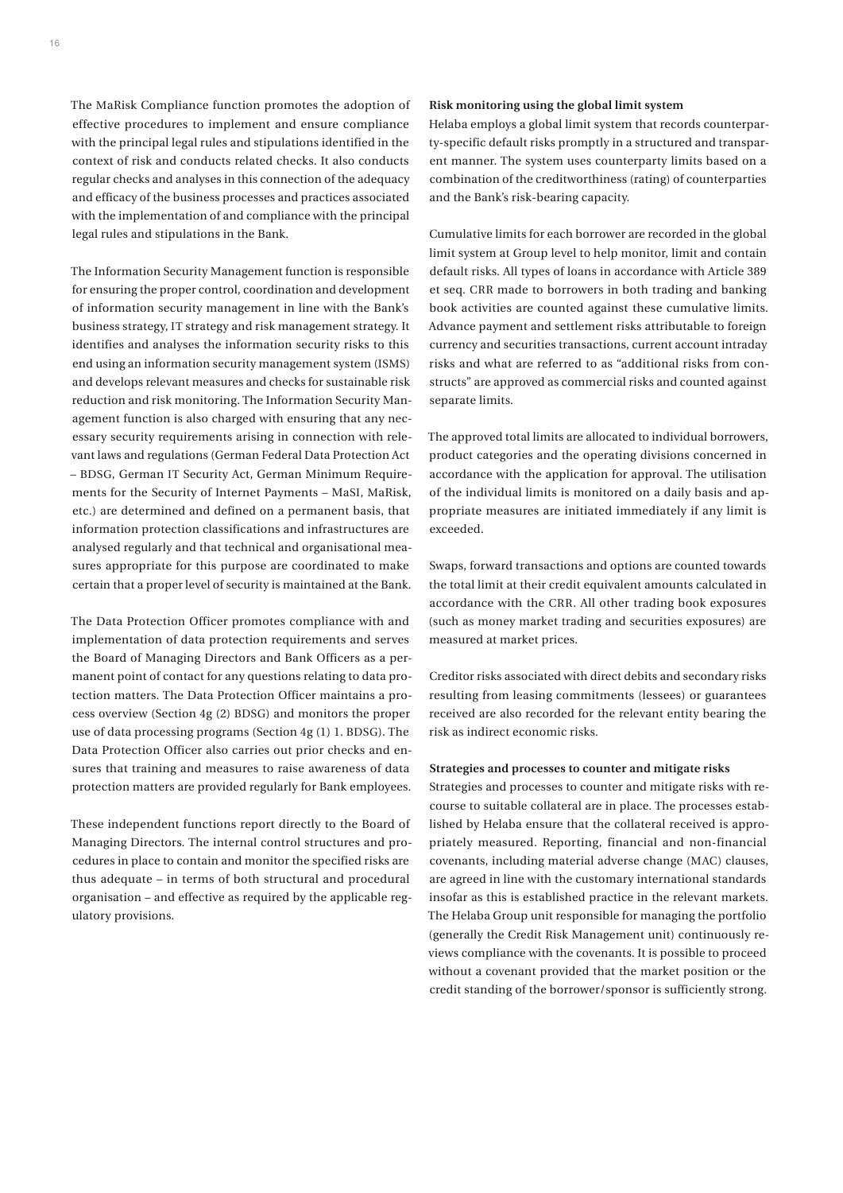The MaRisk Compliance function promotes the adoption of effective procedures to implement and ensure compliance with the principal legal rules and stipulations identified in the context of risk and conducts related checks. It also conducts regular checks and analyses in this connection of the adequacy and efficacy of the business processes and practices associated with the implementation of and compliance with the principal legal rules and stipulations in the Bank.

The Information Security Management function is responsible for ensuring the proper control, coordination and development of information security management in line with the Bank's business strategy, IT strategy and risk management strategy. It identifies and analyses the information security risks to this end using an information security management system (ISMS) and develops relevant measures and checks for sustainable risk reduction and risk monitoring. The Information Security Management function is also charged with ensuring that any necessary security requirements arising in connection with relevant laws and regulations (German Federal Data Protection Act – BDSG, German IT Security Act, German Minimum Requirements for the Security of Internet Payments – MaSI, MaRisk, etc.) are determined and defined on a permanent basis, that information protection classifications and infrastructures are analysed regularly and that technical and organisational measures appropriate for this purpose are coordinated to make certain that a proper level of security is maintained at the Bank.

The Data Protection Officer promotes compliance with and implementation of data protection requirements and serves the Board of Managing Directors and Bank Officers as a permanent point of contact for any questions relating to data protection matters. The Data Protection Officer maintains a process overview (Section 4g (2) BDSG) and monitors the proper use of data processing programs (Section 4g (1) 1. BDSG). The Data Protection Officer also carries out prior checks and ensures that training and measures to raise awareness of data protection matters are provided regularly for Bank employees.

These independent functions report directly to the Board of Managing Directors. The internal control structures and procedures in place to contain and monitor the specified risks are thus adequate – in terms of both structural and procedural organisation – and effective as required by the applicable regulatory provisions.

**Risk monitoring using the global limit system**

Helaba employs a global limit system that records counterparty-specific default risks promptly in a structured and transparent manner. The system uses counterparty limits based on a combination of the creditworthiness (rating) of counterparties and the Bank's risk-bearing capacity.

Cumulative limits for each borrower are recorded in the global limit system at Group level to help monitor, limit and contain default risks. All types of loans in accordance with Article 389 et seq. CRR made to borrowers in both trading and banking book activities are counted against these cumulative limits. Advance payment and settlement risks attributable to foreign currency and securities transactions, current account intraday risks and what are referred to as "additional risks from constructs" are approved as commercial risks and counted against separate limits.

The approved total limits are allocated to individual borrowers, product categories and the operating divisions concerned in accordance with the application for approval. The utilisation of the individual limits is monitored on a daily basis and appropriate measures are initiated immediately if any limit is exceeded.

Swaps, forward transactions and options are counted towards the total limit at their credit equivalent amounts calculated in accordance with the CRR. All other trading book exposures (such as money market trading and securities exposures) are measured at market prices.

Creditor risks associated with direct debits and secondary risks resulting from leasing commitments (lessees) or guarantees received are also recorded for the relevant entity bearing the risk as indirect economic risks.

**Strategies and processes to counter and mitigate risks**

Strategies and processes to counter and mitigate risks with recourse to suitable collateral are in place. The processes established by Helaba ensure that the collateral received is appropriately measured. Reporting, financial and non-financial covenants, including material adverse change (MAC) clauses, are agreed in line with the customary international standards insofar as this is established practice in the relevant markets. The Helaba Group unit responsible for managing the portfolio (generally the Credit Risk Management unit) continuously reviews compliance with the covenants. It is possible to proceed without a covenant provided that the market position or the credit standing of the borrower/sponsor is sufficiently strong.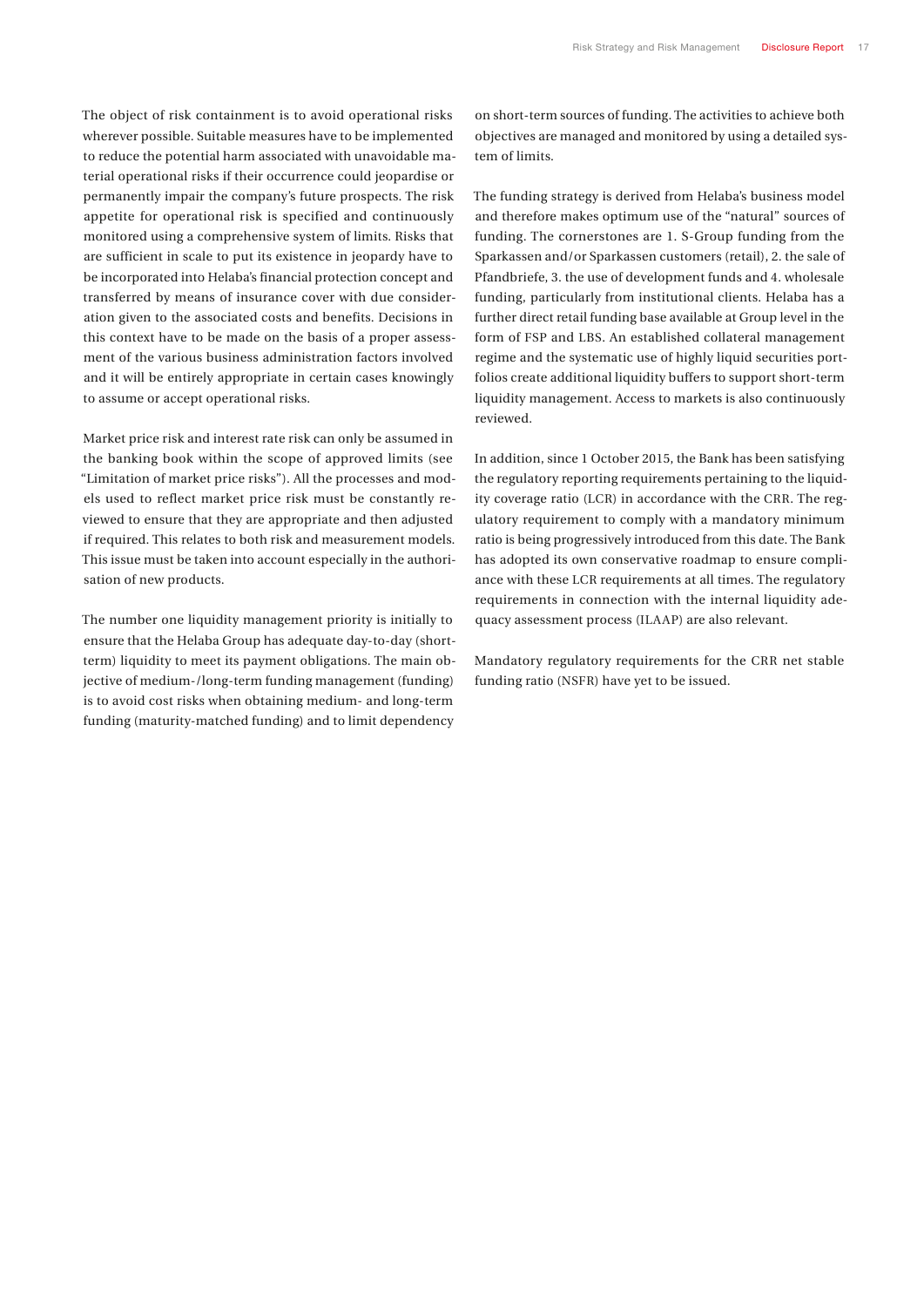The object of risk containment is to avoid operational risks wherever possible. Suitable measures have to be implemented to reduce the potential harm associated with unavoidable material operational risks if their occurrence could jeopardise or permanently impair the company's future prospects. The risk appetite for operational risk is specified and continuously monitored using a comprehensive system of limits. Risks that are sufficient in scale to put its existence in jeopardy have to be incorporated into Helaba's financial protection concept and transferred by means of insurance cover with due consideration given to the associated costs and benefits. Decisions in this context have to be made on the basis of a proper assessment of the various business administration factors involved and it will be entirely appropriate in certain cases knowingly to assume or accept operational risks.

Market price risk and interest rate risk can only be assumed in the banking book within the scope of approved limits (see "Limitation of market price risks"). All the processes and models used to reflect market price risk must be constantly reviewed to ensure that they are appropriate and then adjusted if required. This relates to both risk and measurement models. This issue must be taken into account especially in the authorisation of new products.

The number one liquidity management priority is initially to ensure that the Helaba Group has adequate day-to-day (short-term) liquidity to meet its payment obligations. The main objective of medium-/long-term funding management (funding) is to avoid cost risks when obtaining medium- and long-term funding (maturity-matched funding) and to limit dependency on short-term sources of funding. The activities to achieve both objectives are managed and monitored by using a detailed system of limits.

The funding strategy is derived from Helaba's business model and therefore makes optimum use of the "natural" sources of funding. The cornerstones are 1. S-Group funding from the Sparkassen and/or Sparkassen customers (retail), 2. the sale of Pfandbriefe, 3. the use of development funds and 4. wholesale funding, particularly from institutional clients. Helaba has a further direct retail funding base available at Group level in the form of FSP and LBS. An established collateral management regime and the systematic use of highly liquid securities portfolios create additional liquidity buffers to support short-term liquidity management. Access to markets is also continuously reviewed.

In addition, since 1 October 2015, the Bank has been satisfying the regulatory reporting requirements pertaining to the liquidity coverage ratio (LCR) in accordance with the CRR. The regulatory requirement to comply with a mandatory minimum ratio is being progressively introduced from this date. The Bank has adopted its own conservative roadmap to ensure compliance with these LCR requirements at all times. The regulatory requirements in connection with the internal liquidity adequacy assessment process (ILAAP) are also relevant.

Mandatory regulatory requirements for the CRR net stable funding ratio (NSFR) have yet to be issued.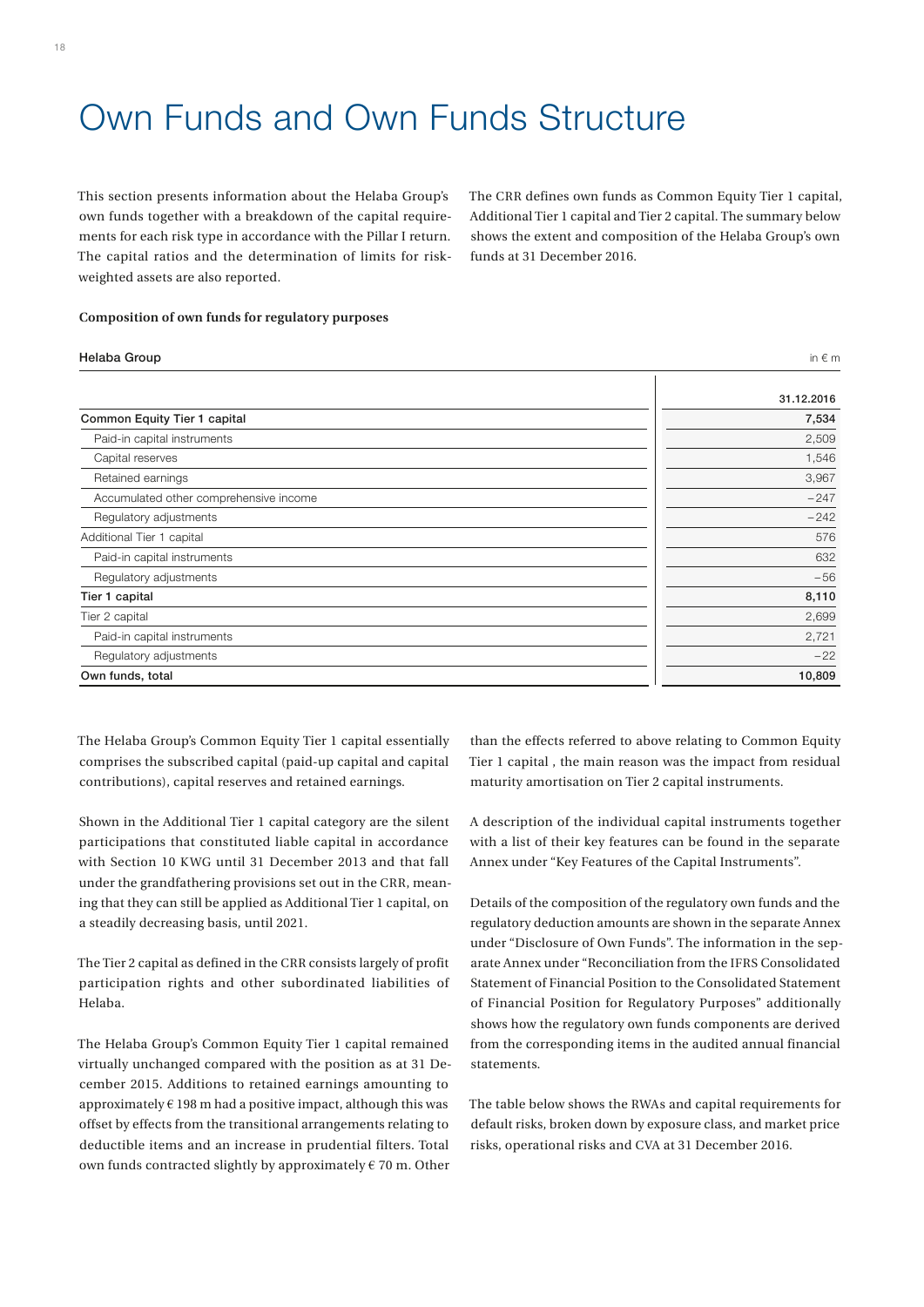# Own Funds and Own Funds Structure

This section presents information about the Helaba Group's own funds together with a breakdown of the capital requirements for each risk type in accordance with the Pillar I return. The capital ratios and the determination of limits for risk-weighted assets are also reported.

The CRR defines own funds as Common Equity Tier 1 capital, Additional Tier 1 capital and Tier 2 capital. The summary below shows the extent and composition of the Helaba Group's own funds at 31 December 2016.

**Composition of own funds for regulatory purposes**

Helaba Group — in € m

| | 31.12.2016 |
|---|---:|
| **Common Equity Tier 1 capital** | **7,534** |
| Paid-in capital instruments | 2,509 |
| Capital reserves | 1,546 |
| Retained earnings | 3,967 |
| Accumulated other comprehensive income | −247 |
| Regulatory adjustments | −242 |
| Additional Tier 1 capital | 576 |
| Paid-in capital instruments | 632 |
| Regulatory adjustments | −56 |
| **Tier 1 capital** | **8,110** |
| Tier 2 capital | 2,699 |
| Paid-in capital instruments | 2,721 |
| Regulatory adjustments | −22 |
| **Own funds, total** | **10,809** |

The Helaba Group's Common Equity Tier 1 capital essentially comprises the subscribed capital (paid-up capital and capital contributions), capital reserves and retained earnings.

Shown in the Additional Tier 1 capital category are the silent participations that constituted liable capital in accordance with Section 10 KWG until 31 December 2013 and that fall under the grandfathering provisions set out in the CRR, meaning that they can still be applied as Additional Tier 1 capital, on a steadily decreasing basis, until 2021.

The Tier 2 capital as defined in the CRR consists largely of profit participation rights and other subordinated liabilities of Helaba.

The Helaba Group's Common Equity Tier 1 capital remained virtually unchanged compared with the position as at 31 December 2015. Additions to retained earnings amounting to approximately € 198 m had a positive impact, although this was offset by effects from the transitional arrangements relating to deductible items and an increase in prudential filters. Total own funds contracted slightly by approximately € 70 m. Other than the effects referred to above relating to Common Equity Tier 1 capital , the main reason was the impact from residual maturity amortisation on Tier 2 capital instruments.

A description of the individual capital instruments together with a list of their key features can be found in the separate Annex under "Key Features of the Capital Instruments".

Details of the composition of the regulatory own funds and the regulatory deduction amounts are shown in the separate Annex under "Disclosure of Own Funds". The information in the separate Annex under "Reconciliation from the IFRS Consolidated Statement of Financial Position to the Consolidated Statement of Financial Position for Regulatory Purposes" additionally shows how the regulatory own funds components are derived from the corresponding items in the audited annual financial statements.

The table below shows the RWAs and capital requirements for default risks, broken down by exposure class, and market price risks, operational risks and CVA at 31 December 2016.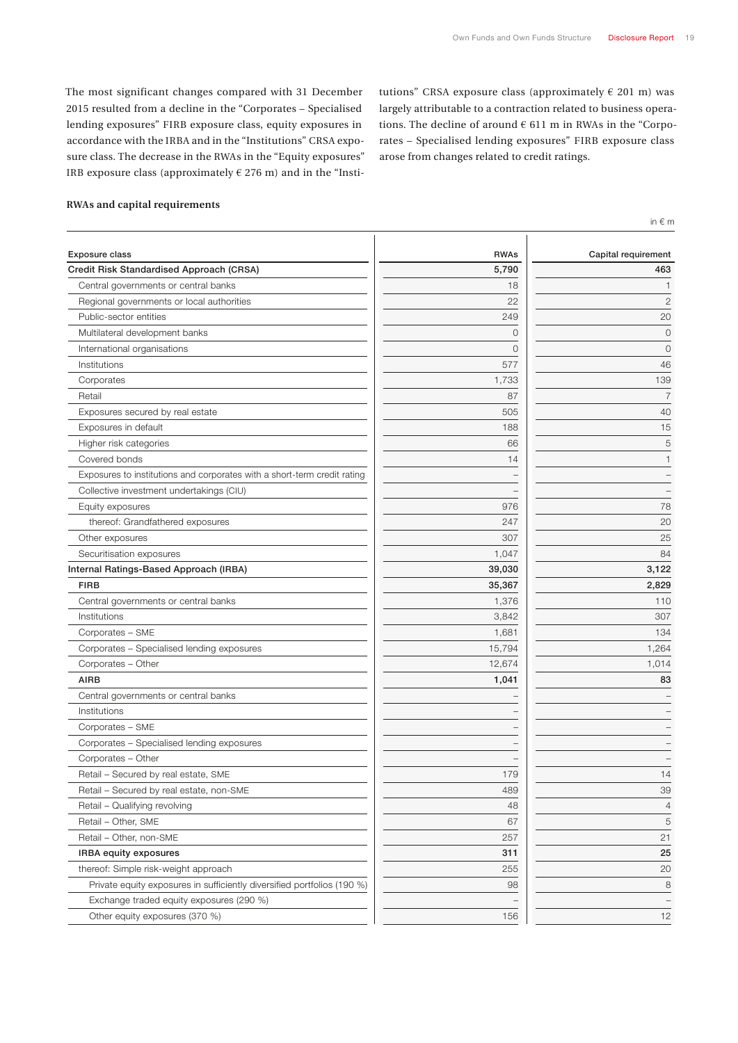The most significant changes compared with 31 December 2015 resulted from a decline in the "Corporates – Specialised lending exposures" FIRB exposure class, equity exposures in accordance with the IRBA and in the "Institutions" CRSA exposure class. The decrease in the RWAs in the "Equity exposures" IRB exposure class (approximately € 276 m) and in the "Institutions" CRSA exposure class (approximately € 201 m) was largely attributable to a contraction related to business operations. The decline of around € 611 m in RWAs in the "Corporates – Specialised lending exposures" FIRB exposure class arose from changes related to credit ratings.

**RWAs and capital requirements**

in € m

| Exposure class | RWAs | Capital requirement |
|---|---|---|
| **Credit Risk Standardised Approach (CRSA)** | **5,790** | **463** |
| Central governments or central banks | 18 | 1 |
| Regional governments or local authorities | 22 | 2 |
| Public-sector entities | 249 | 20 |
| Multilateral development banks | 0 | 0 |
| International organisations | 0 | 0 |
| Institutions | 577 | 46 |
| Corporates | 1,733 | 139 |
| Retail | 87 | 7 |
| Exposures secured by real estate | 505 | 40 |
| Exposures in default | 188 | 15 |
| Higher risk categories | 66 | 5 |
| Covered bonds | 14 | 1 |
| Exposures to institutions and corporates with a short-term credit rating | – | – |
| Collective investment undertakings (CIU) | – | – |
| Equity exposures | 976 | 78 |
| thereof: Grandfathered exposures | 247 | 20 |
| Other exposures | 307 | 25 |
| Securitisation exposures | 1,047 | 84 |
| **Internal Ratings-Based Approach (IRBA)** | **39,030** | **3,122** |
| **FIRB** | **35,367** | **2,829** |
| Central governments or central banks | 1,376 | 110 |
| Institutions | 3,842 | 307 |
| Corporates – SME | 1,681 | 134 |
| Corporates – Specialised lending exposures | 15,794 | 1,264 |
| Corporates – Other | 12,674 | 1,014 |
| **AIRB** | **1,041** | **83** |
| Central governments or central banks | – | – |
| Institutions | – | – |
| Corporates – SME | – | – |
| Corporates – Specialised lending exposures | – | – |
| Corporates – Other | – | – |
| Retail – Secured by real estate, SME | 179 | 14 |
| Retail – Secured by real estate, non-SME | 489 | 39 |
| Retail – Qualifying revolving | 48 | 4 |
| Retail – Other, SME | 67 | 5 |
| Retail – Other, non-SME | 257 | 21 |
| **IRBA equity exposures** | **311** | **25** |
| thereof: Simple risk-weight approach | 255 | 20 |
| Private equity exposures in sufficiently diversified portfolios (190 %) | 98 | 8 |
| Exchange traded equity exposures (290 %) | – | – |
| Other equity exposures (370 %) | 156 | 12 |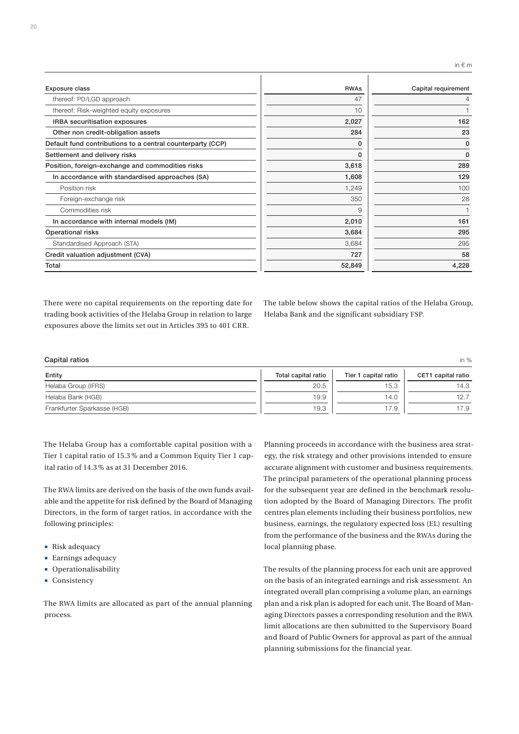in € m

| Exposure class | RWAs | Capital requirement |
|---|---|---|
| thereof: PD/LGD approach | 47 | 4 |
| thereof: Risk-weighted equity exposures | 10 | 1 |
| **IRBA securitisation exposures** | **2,027** | **162** |
| **Other non credit-obligation assets** | **284** | **23** |
| **Default fund contributions to a central counterparty (CCP)** | **0** | **0** |
| **Settlement and delivery risks** | **0** | **0** |
| **Position, foreign-exchange and commodities risks** | **3,618** | **289** |
| **In accordance with standardised approaches (SA)** | **1,608** | **129** |
| Position risk | 1,249 | 100 |
| Foreign-exchange risk | 350 | 28 |
| Commodities risk | 9 | 1 |
| **In accordance with internal models (IM)** | **2,010** | **161** |
| **Operational risks** | **3,684** | **295** |
| Standardised Approach (STA) | 3,684 | 295 |
| **Credit valuation adjustment (CVA)** | **727** | **58** |
| **Total** | **52,849** | **4,228** |

There were no capital requirements on the reporting date for trading book activities of the Helaba Group in relation to large exposures above the limits set out in Articles 395 to 401 CRR.

The table below shows the capital ratios of the Helaba Group, Helaba Bank and the significant subsidiary FSP.

**Capital ratios** in %

| Entity | Total capital ratio | Tier 1 capital ratio | CET1 capital ratio |
|---|---|---|---|
| Helaba Group (IFRS) | 20.5 | 15.3 | 14.3 |
| Helaba Bank (HGB) | 19.9 | 14.0 | 12.7 |
| Frankfurter Sparkasse (HGB) | 19.3 | 17.9 | 17.9 |

The Helaba Group has a comfortable capital position with a Tier 1 capital ratio of 15.3 % and a Common Equity Tier 1 capital ratio of 14.3 % as at 31 December 2016.

The RWA limits are derived on the basis of the own funds available and the appetite for risk defined by the Board of Managing Directors, in the form of target ratios, in accordance with the following principles:

- Risk adequacy
- Earnings adequacy
- Operationalisability
- Consistency

The RWA limits are allocated as part of the annual planning process.

Planning proceeds in accordance with the business area strategy, the risk strategy and other provisions intended to ensure accurate alignment with customer and business requirements. The principal parameters of the operational planning process for the subsequent year are defined in the benchmark resolution adopted by the Board of Managing Directors. The profit centres plan elements including their business portfolios, new business, earnings, the regulatory expected loss (EL) resulting from the performance of the business and the RWAs during the local planning phase.

The results of the planning process for each unit are approved on the basis of an integrated earnings and risk assessment. An integrated overall plan comprising a volume plan, an earnings plan and a risk plan is adopted for each unit. The Board of Managing Directors passes a corresponding resolution and the RWA limit allocations are then submitted to the Supervisory Board and Board of Public Owners for approval as part of the annual planning submissions for the financial year.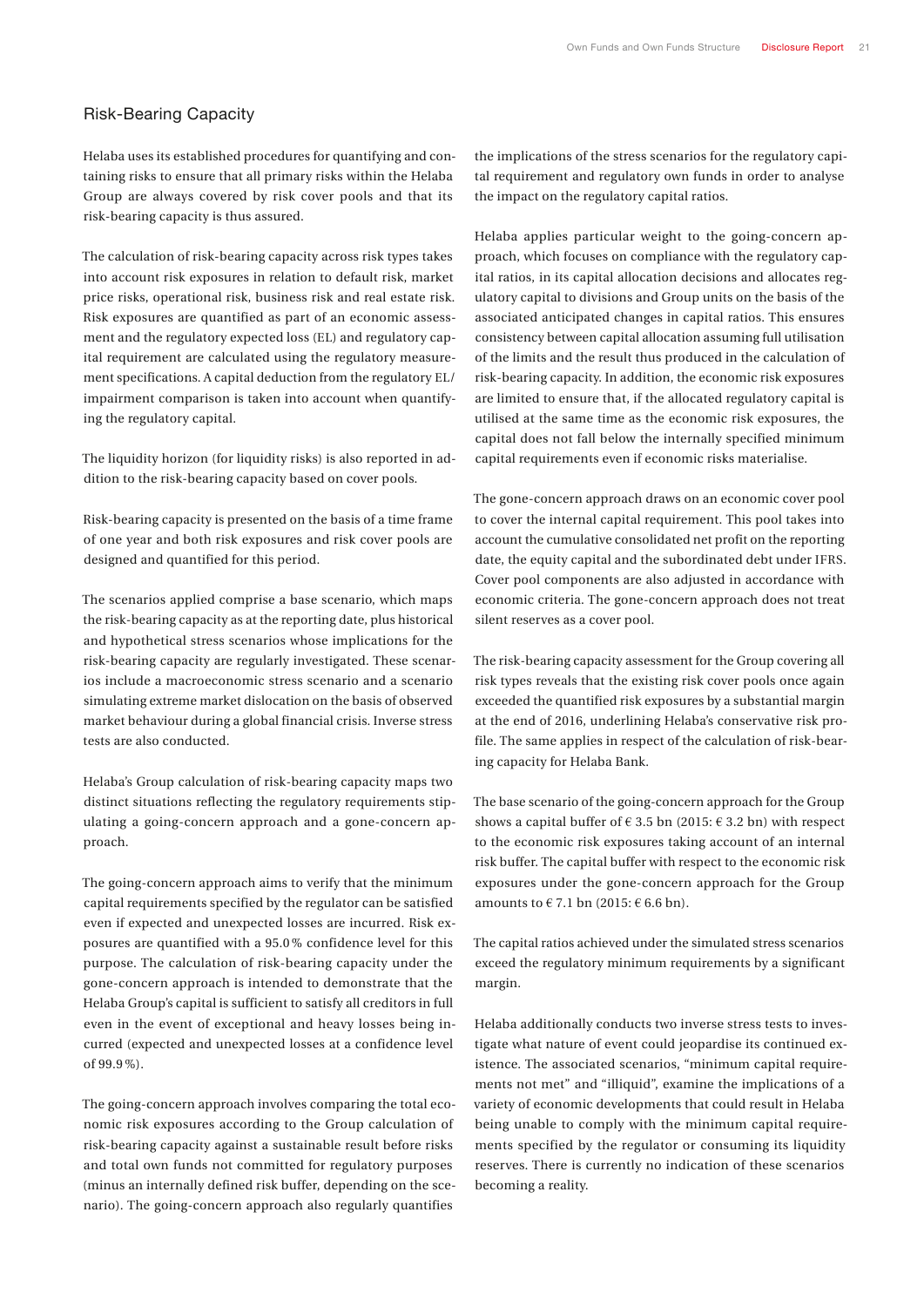## Risk-Bearing Capacity

Helaba uses its established procedures for quantifying and containing risks to ensure that all primary risks within the Helaba Group are always covered by risk cover pools and that its risk-bearing capacity is thus assured.

The calculation of risk-bearing capacity across risk types takes into account risk exposures in relation to default risk, market price risks, operational risk, business risk and real estate risk. Risk exposures are quantified as part of an economic assessment and the regulatory expected loss (EL) and regulatory capital requirement are calculated using the regulatory measurement specifications. A capital deduction from the regulatory EL/impairment comparison is taken into account when quantifying the regulatory capital.

The liquidity horizon (for liquidity risks) is also reported in addition to the risk-bearing capacity based on cover pools.

Risk-bearing capacity is presented on the basis of a time frame of one year and both risk exposures and risk cover pools are designed and quantified for this period.

The scenarios applied comprise a base scenario, which maps the risk-bearing capacity as at the reporting date, plus historical and hypothetical stress scenarios whose implications for the risk-bearing capacity are regularly investigated. These scenarios include a macroeconomic stress scenario and a scenario simulating extreme market dislocation on the basis of observed market behaviour during a global financial crisis. Inverse stress tests are also conducted.

Helaba's Group calculation of risk-bearing capacity maps two distinct situations reflecting the regulatory requirements stipulating a going-concern approach and a gone-concern approach.

The going-concern approach aims to verify that the minimum capital requirements specified by the regulator can be satisfied even if expected and unexpected losses are incurred. Risk exposures are quantified with a 95.0% confidence level for this purpose. The calculation of risk-bearing capacity under the gone-concern approach is intended to demonstrate that the Helaba Group's capital is sufficient to satisfy all creditors in full even in the event of exceptional and heavy losses being incurred (expected and unexpected losses at a confidence level of 99.9%).

The going-concern approach involves comparing the total economic risk exposures according to the Group calculation of risk-bearing capacity against a sustainable result before risks and total own funds not committed for regulatory purposes (minus an internally defined risk buffer, depending on the scenario). The going-concern approach also regularly quantifies the implications of the stress scenarios for the regulatory capital requirement and regulatory own funds in order to analyse the impact on the regulatory capital ratios.

Helaba applies particular weight to the going-concern approach, which focuses on compliance with the regulatory capital ratios, in its capital allocation decisions and allocates regulatory capital to divisions and Group units on the basis of the associated anticipated changes in capital ratios. This ensures consistency between capital allocation assuming full utilisation of the limits and the result thus produced in the calculation of risk-bearing capacity. In addition, the economic risk exposures are limited to ensure that, if the allocated regulatory capital is utilised at the same time as the economic risk exposures, the capital does not fall below the internally specified minimum capital requirements even if economic risks materialise.

The gone-concern approach draws on an economic cover pool to cover the internal capital requirement. This pool takes into account the cumulative consolidated net profit on the reporting date, the equity capital and the subordinated debt under IFRS. Cover pool components are also adjusted in accordance with economic criteria. The gone-concern approach does not treat silent reserves as a cover pool.

The risk-bearing capacity assessment for the Group covering all risk types reveals that the existing risk cover pools once again exceeded the quantified risk exposures by a substantial margin at the end of 2016, underlining Helaba's conservative risk profile. The same applies in respect of the calculation of risk-bearing capacity for Helaba Bank.

The base scenario of the going-concern approach for the Group shows a capital buffer of € 3.5 bn (2015: € 3.2 bn) with respect to the economic risk exposures taking account of an internal risk buffer. The capital buffer with respect to the economic risk exposures under the gone-concern approach for the Group amounts to € 7.1 bn (2015: € 6.6 bn).

The capital ratios achieved under the simulated stress scenarios exceed the regulatory minimum requirements by a significant margin.

Helaba additionally conducts two inverse stress tests to investigate what nature of event could jeopardise its continued existence. The associated scenarios, "minimum capital requirements not met" and "illiquid", examine the implications of a variety of economic developments that could result in Helaba being unable to comply with the minimum capital requirements specified by the regulator or consuming its liquidity reserves. There is currently no indication of these scenarios becoming a reality.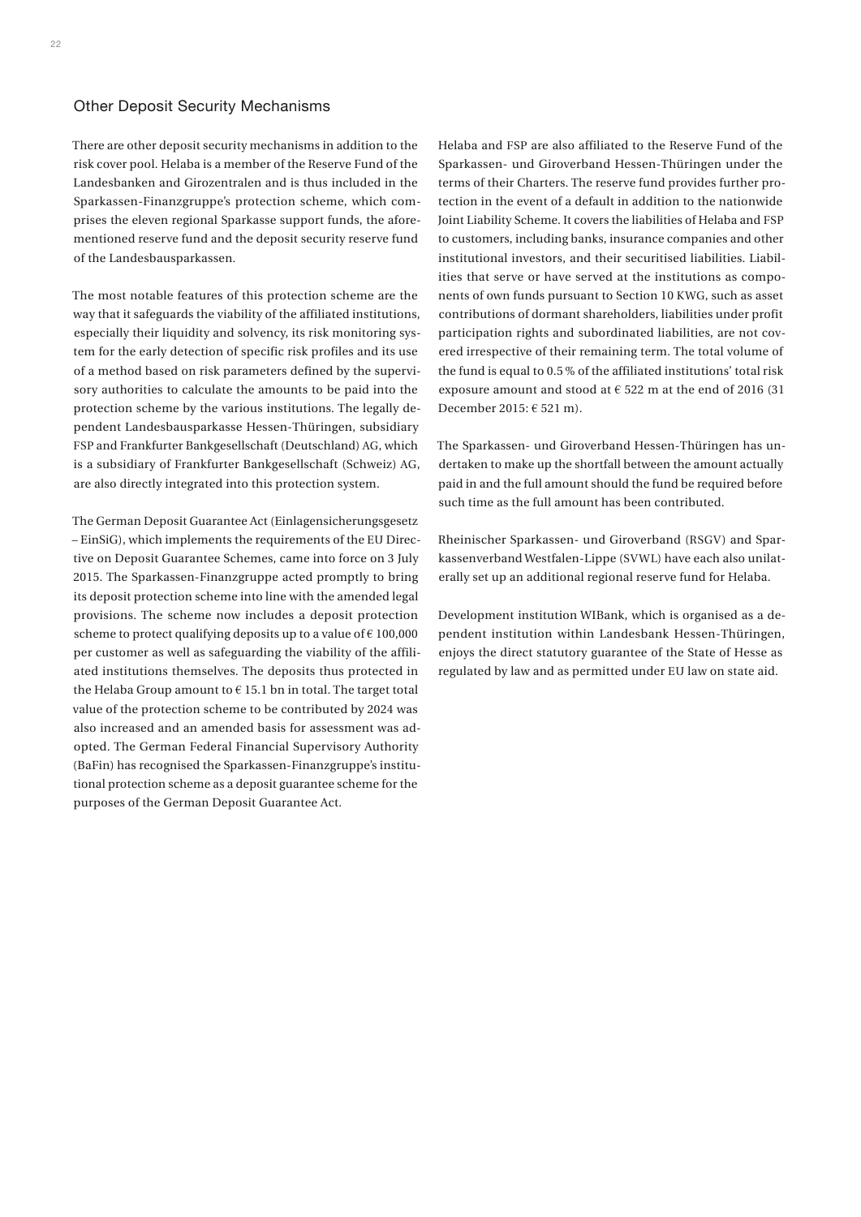## Other Deposit Security Mechanisms

There are other deposit security mechanisms in addition to the risk cover pool. Helaba is a member of the Reserve Fund of the Landesbanken and Girozentralen and is thus included in the Sparkassen-Finanzgruppe's protection scheme, which comprises the eleven regional Sparkasse support funds, the aforementioned reserve fund and the deposit security reserve fund of the Landesbausparkassen.

The most notable features of this protection scheme are the way that it safeguards the viability of the affiliated institutions, especially their liquidity and solvency, its risk monitoring system for the early detection of specific risk profiles and its use of a method based on risk parameters defined by the supervisory authorities to calculate the amounts to be paid into the protection scheme by the various institutions. The legally dependent Landesbausparkasse Hessen-Thüringen, subsidiary FSP and Frankfurter Bankgesellschaft (Deutschland) AG, which is a subsidiary of Frankfurter Bankgesellschaft (Schweiz) AG, are also directly integrated into this protection system.

The German Deposit Guarantee Act (Einlagensicherungsgesetz – EinSiG), which implements the requirements of the EU Directive on Deposit Guarantee Schemes, came into force on 3 July 2015. The Sparkassen-Finanzgruppe acted promptly to bring its deposit protection scheme into line with the amended legal provisions. The scheme now includes a deposit protection scheme to protect qualifying deposits up to a value of € 100,000 per customer as well as safeguarding the viability of the affiliated institutions themselves. The deposits thus protected in the Helaba Group amount to € 15.1 bn in total. The target total value of the protection scheme to be contributed by 2024 was also increased and an amended basis for assessment was adopted. The German Federal Financial Supervisory Authority (BaFin) has recognised the Sparkassen-Finanzgruppe's institutional protection scheme as a deposit guarantee scheme for the purposes of the German Deposit Guarantee Act.

Helaba and FSP are also affiliated to the Reserve Fund of the Sparkassen- und Giroverband Hessen-Thüringen under the terms of their Charters. The reserve fund provides further protection in the event of a default in addition to the nationwide Joint Liability Scheme. It covers the liabilities of Helaba and FSP to customers, including banks, insurance companies and other institutional investors, and their securitised liabilities. Liabilities that serve or have served at the institutions as components of own funds pursuant to Section 10 KWG, such as asset contributions of dormant shareholders, liabilities under profit participation rights and subordinated liabilities, are not covered irrespective of their remaining term. The total volume of the fund is equal to 0.5 % of the affiliated institutions' total risk exposure amount and stood at € 522 m at the end of 2016 (31 December 2015: € 521 m).

The Sparkassen- und Giroverband Hessen-Thüringen has undertaken to make up the shortfall between the amount actually paid in and the full amount should the fund be required before such time as the full amount has been contributed.

Rheinischer Sparkassen- und Giroverband (RSGV) and Sparkassenverband Westfalen-Lippe (SVWL) have each also unilaterally set up an additional regional reserve fund for Helaba.

Development institution WIBank, which is organised as a dependent institution within Landesbank Hessen-Thüringen, enjoys the direct statutory guarantee of the State of Hesse as regulated by law and as permitted under EU law on state aid.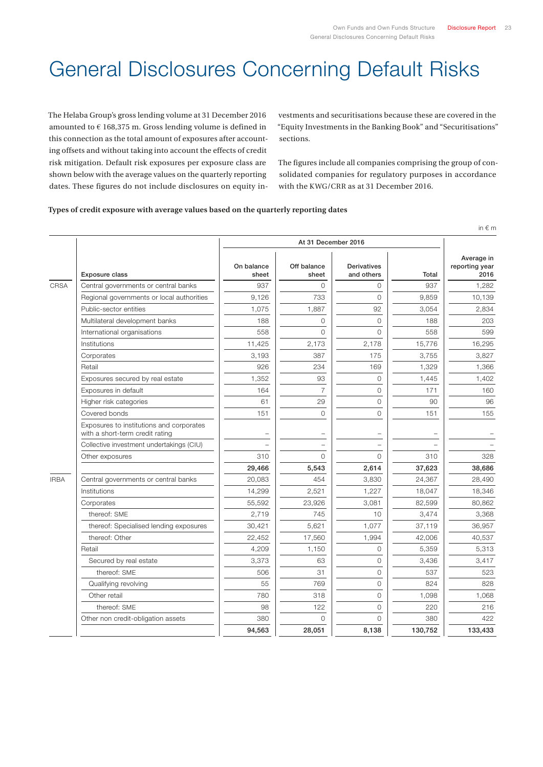# General Disclosures Concerning Default Risks

The Helaba Group's gross lending volume at 31 December 2016 amounted to € 168,375 m. Gross lending volume is defined in this connection as the total amount of exposures after accounting offsets and without taking into account the effects of credit risk mitigation. Default risk exposures per exposure class are shown below with the average values on the quarterly reporting dates. These figures do not include disclosures on equity investments and securitisations because these are covered in the "Equity Investments in the Banking Book" and "Securitisations" sections.

The figures include all companies comprising the group of consolidated companies for regulatory purposes in accordance with the KWG/CRR as at 31 December 2016.

**Types of credit exposure with average values based on the quarterly reporting dates**

in € m

| | | At 31 December 2016 | | | | |
|---|---|---|---|---|---|---|
| | Exposure class | On balance sheet | Off balance sheet | Derivatives and others | Total | Average in reporting year 2016 |
| CRSA | Central governments or central banks | 937 | 0 | 0 | 937 | 1,282 |
| | Regional governments or local authorities | 9,126 | 733 | 0 | 9,859 | 10,139 |
| | Public-sector entities | 1,075 | 1,887 | 92 | 3,054 | 2,834 |
| | Multilateral development banks | 188 | 0 | 0 | 188 | 203 |
| | International organisations | 558 | 0 | 0 | 558 | 599 |
| | Institutions | 11,425 | 2,173 | 2,178 | 15,776 | 16,295 |
| | Corporates | 3,193 | 387 | 175 | 3,755 | 3,827 |
| | Retail | 926 | 234 | 169 | 1,329 | 1,366 |
| | Exposures secured by real estate | 1,352 | 93 | 0 | 1,445 | 1,402 |
| | Exposures in default | 164 | 7 | 0 | 171 | 160 |
| | Higher risk categories | 61 | 29 | 0 | 90 | 96 |
| | Covered bonds | 151 | 0 | 0 | 151 | 155 |
| | Exposures to institutions and corporates with a short-term credit rating | – | – | – | – | – |
| | Collective investment undertakings (CIU) | – | – | – | – | – |
| | Other exposures | 310 | 0 | 0 | 310 | 328 |
| | | **29,466** | **5,543** | **2,614** | **37,623** | **38,686** |
| IRBA | Central governments or central banks | 20,083 | 454 | 3,830 | 24,367 | 28,490 |
| | Institutions | 14,299 | 2,521 | 1,227 | 18,047 | 18,346 |
| | Corporates | 55,592 | 23,926 | 3,081 | 82,599 | 80,862 |
| | thereof: SME | 2,719 | 745 | 10 | 3,474 | 3,368 |
| | thereof: Specialised lending exposures | 30,421 | 5,621 | 1,077 | 37,119 | 36,957 |
| | thereof: Other | 22,452 | 17,560 | 1,994 | 42,006 | 40,537 |
| | Retail | 4,209 | 1,150 | 0 | 5,359 | 5,313 |
| | Secured by real estate | 3,373 | 63 | 0 | 3,436 | 3,417 |
| | thereof: SME | 506 | 31 | 0 | 537 | 523 |
| | Qualifying revolving | 55 | 769 | 0 | 824 | 828 |
| | Other retail | 780 | 318 | 0 | 1,098 | 1,068 |
| | thereof: SME | 98 | 122 | 0 | 220 | 216 |
| | Other non credit-obligation assets | 380 | 0 | 0 | 380 | 422 |
| | | **94,563** | **28,051** | **8,138** | **130,752** | **133,433** |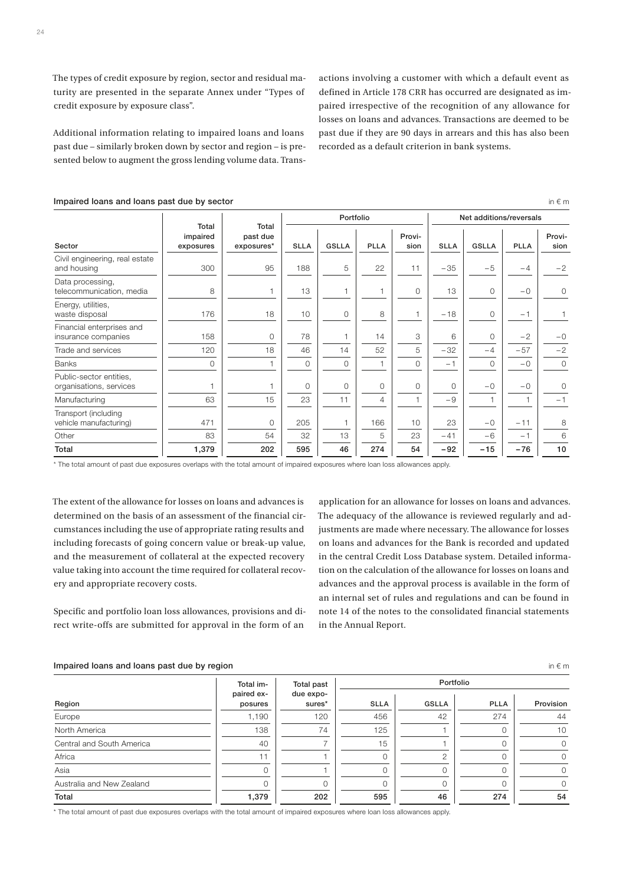The types of credit exposure by region, sector and residual maturity are presented in the separate Annex under "Types of credit exposure by exposure class".

Additional information relating to impaired loans and loans past due – similarly broken down by sector and region – is presented below to augment the gross lending volume data. Transactions involving a customer with which a default event as defined in Article 178 CRR has occurred are designated as impaired irrespective of the recognition of any allowance for losses on loans and advances. Transactions are deemed to be past due if they are 90 days in arrears and this has also been recorded as a default criterion in bank systems.

**Impaired loans and loans past due by sector** in € m

| Sector | Total impaired exposures | Total past due exposures* | Portfolio | | | | Net additions/reversals | | | |
|---|---|---|---|---|---|---|---|---|---|---|
| | | | SLLA | GSLLA | PLLA | Provision | SLLA | GSLLA | PLLA | Provision |
| Civil engineering, real estate and housing | 300 | 95 | 188 | 5 | 22 | 11 | –35 | –5 | –4 | –2 |
| Data processing, telecommunication, media | 8 | 1 | 13 | 1 | 1 | 0 | 13 | 0 | –0 | 0 |
| Energy, utilities, waste disposal | 176 | 18 | 10 | 0 | 8 | 1 | –18 | 0 | –1 | 1 |
| Financial enterprises and insurance companies | 158 | 0 | 78 | 1 | 14 | 3 | 6 | 0 | –2 | –0 |
| Trade and services | 120 | 18 | 46 | 14 | 52 | 5 | –32 | –4 | –57 | –2 |
| Banks | 0 | 1 | 0 | 0 | 1 | 0 | –1 | 0 | –0 | 0 |
| Public-sector entities, organisations, services | 1 | 1 | 0 | 0 | 0 | 0 | 0 | –0 | –0 | 0 |
| Manufacturing | 63 | 15 | 23 | 11 | 4 | 1 | –9 | 1 | 1 | –1 |
| Transport (including vehicle manufacturing) | 471 | 0 | 205 | 1 | 166 | 10 | 23 | –0 | –11 | 8 |
| Other | 83 | 54 | 32 | 13 | 5 | 23 | –41 | –6 | –1 | 6 |
| **Total** | **1,379** | **202** | **595** | **46** | **274** | **54** | **–92** | **–15** | **–76** | **10** |

\* The total amount of past due exposures overlaps with the total amount of impaired exposures where loan loss allowances apply.

The extent of the allowance for losses on loans and advances is determined on the basis of an assessment of the financial circumstances including the use of appropriate rating results and including forecasts of going concern value or break-up value, and the measurement of collateral at the expected recovery value taking into account the time required for collateral recovery and appropriate recovery costs.

Specific and portfolio loan loss allowances, provisions and direct write-offs are submitted for approval in the form of an application for an allowance for losses on loans and advances. The adequacy of the allowance is reviewed regularly and adjustments are made where necessary. The allowance for losses on loans and advances for the Bank is recorded and updated in the central Credit Loss Database system. Detailed information on the calculation of the allowance for losses on loans and advances and the approval process is available in the form of an internal set of rules and regulations and can be found in note 14 of the notes to the consolidated financial statements in the Annual Report.

**Impaired loans and loans past due by region** in € m

| Region | Total impaired exposures | Total past due exposures* | Portfolio | | | |
|---|---|---|---|---|---|---|
| | | | SLLA | GSLLA | PLLA | Provision |
| Europe | 1,190 | 120 | 456 | 42 | 274 | 44 |
| North America | 138 | 74 | 125 | 1 | 0 | 10 |
| Central and South America | 40 | 7 | 15 | 1 | 0 | 0 |
| Africa | 11 | 1 | 0 | 2 | 0 | 0 |
| Asia | 0 | 1 | 0 | 0 | 0 | 0 |
| Australia and New Zealand | 0 | 0 | 0 | 0 | 0 | 0 |
| **Total** | **1,379** | **202** | **595** | **46** | **274** | **54** |

\* The total amount of past due exposures overlaps with the total amount of impaired exposures where loan loss allowances apply.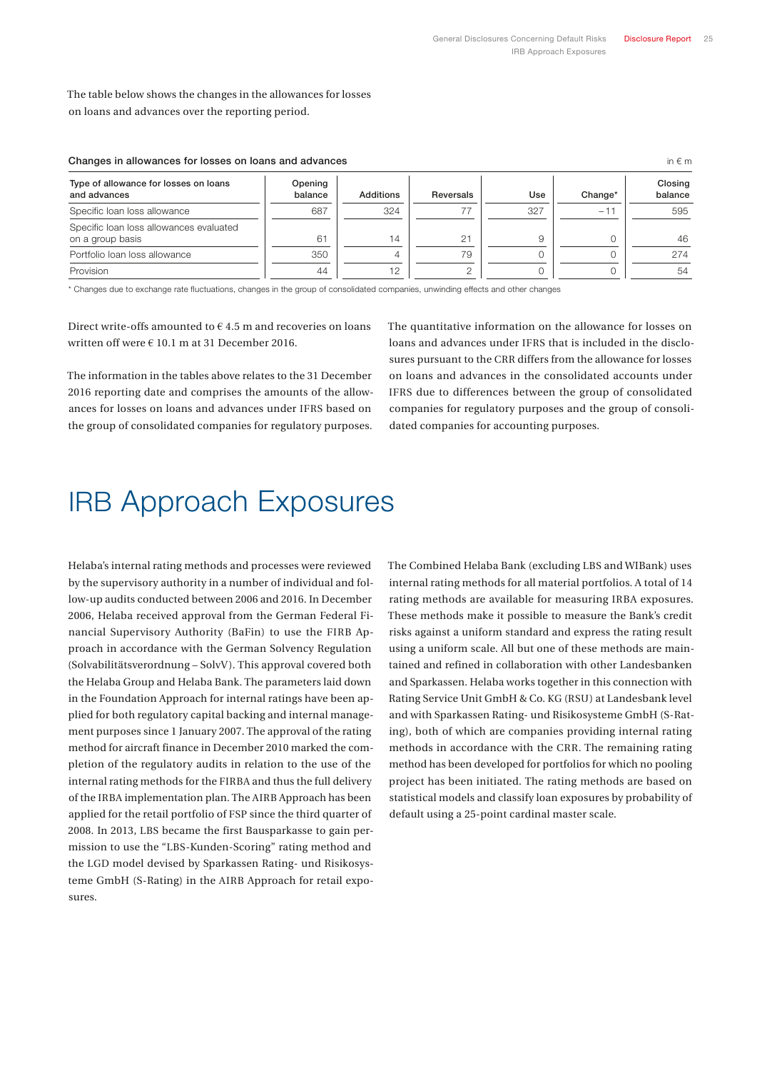The table below shows the changes in the allowances for losses on loans and advances over the reporting period.

**Changes in allowances for losses on loans and advances** in € m

| Type of allowance for losses on loans and advances | Opening balance | Additions | Reversals | Use | Change* | Closing balance |
|---|---|---|---|---|---|---|
| Specific loan loss allowance | 687 | 324 | 77 | 327 | –11 | 595 |
| Specific loan loss allowances evaluated on a group basis | 61 | 14 | 21 | 9 | 0 | 46 |
| Portfolio loan loss allowance | 350 | 4 | 79 | 0 | 0 | 274 |
| Provision | 44 | 12 | 2 | 0 | 0 | 54 |

\* Changes due to exchange rate fluctuations, changes in the group of consolidated companies, unwinding effects and other changes

Direct write-offs amounted to € 4.5 m and recoveries on loans written off were € 10.1 m at 31 December 2016.

The information in the tables above relates to the 31 December 2016 reporting date and comprises the amounts of the allowances for losses on loans and advances under IFRS based on the group of consolidated companies for regulatory purposes.

The quantitative information on the allowance for losses on loans and advances under IFRS that is included in the disclosures pursuant to the CRR differs from the allowance for losses on loans and advances in the consolidated accounts under IFRS due to differences between the group of consolidated companies for regulatory purposes and the group of consolidated companies for accounting purposes.

# IRB Approach Exposures

Helaba's internal rating methods and processes were reviewed by the supervisory authority in a number of individual and follow-up audits conducted between 2006 and 2016. In December 2006, Helaba received approval from the German Federal Financial Supervisory Authority (BaFin) to use the FIRB Approach in accordance with the German Solvency Regulation (Solvabilitätsverordnung – SolvV). This approval covered both the Helaba Group and Helaba Bank. The parameters laid down in the Foundation Approach for internal ratings have been applied for both regulatory capital backing and internal management purposes since 1 January 2007. The approval of the rating method for aircraft finance in December 2010 marked the completion of the regulatory audits in relation to the use of the internal rating methods for the FIRBA and thus the full delivery of the IRBA implementation plan. The AIRB Approach has been applied for the retail portfolio of FSP since the third quarter of 2008. In 2013, LBS became the first Bausparkasse to gain permission to use the "LBS-Kunden-Scoring" rating method and the LGD model devised by Sparkassen Rating- und Risikosysteme GmbH (S-Rating) in the AIRB Approach for retail exposures.

The Combined Helaba Bank (excluding LBS and WIBank) uses internal rating methods for all material portfolios. A total of 14 rating methods are available for measuring IRBA exposures. These methods make it possible to measure the Bank's credit risks against a uniform standard and express the rating result using a uniform scale. All but one of these methods are maintained and refined in collaboration with other Landesbanken and Sparkassen. Helaba works together in this connection with Rating Service Unit GmbH & Co. KG (RSU) at Landesbank level and with Sparkassen Rating- und Risikosysteme GmbH (S-Rating), both of which are companies providing internal rating methods in accordance with the CRR. The remaining rating method has been developed for portfolios for which no pooling project has been initiated. The rating methods are based on statistical models and classify loan exposures by probability of default using a 25-point cardinal master scale.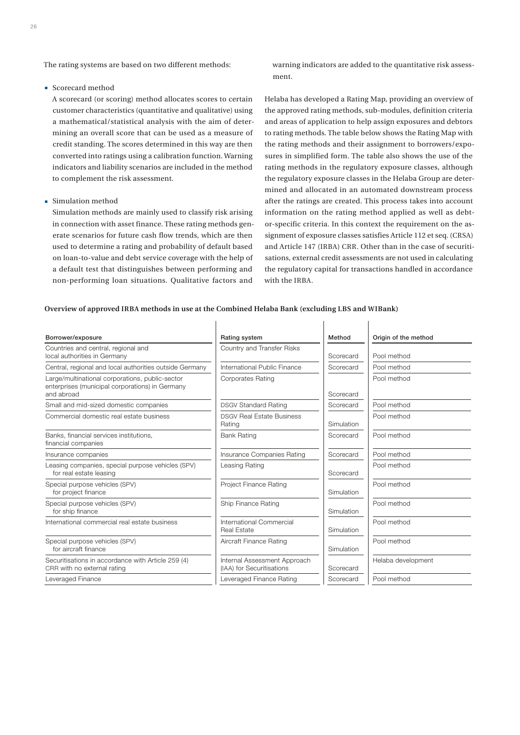The rating systems are based on two different methods:

- Scorecard method

  A scorecard (or scoring) method allocates scores to certain customer characteristics (quantitative and qualitative) using a mathematical/statistical analysis with the aim of determining an overall score that can be used as a measure of credit standing. The scores determined in this way are then converted into ratings using a calibration function. Warning indicators and liability scenarios are included in the method to complement the risk assessment.

- Simulation method

  Simulation methods are mainly used to classify risk arising in connection with asset finance. These rating methods generate scenarios for future cash flow trends, which are then used to determine a rating and probability of default based on loan-to-value and debt service coverage with the help of a default test that distinguishes between performing and non-performing loan situations. Qualitative factors and warning indicators are added to the quantitative risk assessment.

Helaba has developed a Rating Map, providing an overview of the approved rating methods, sub-modules, definition criteria and areas of application to help assign exposures and debtors to rating methods. The table below shows the Rating Map with the rating methods and their assignment to borrowers/exposures in simplified form. The table also shows the use of the rating methods in the regulatory exposure classes, although the regulatory exposure classes in the Helaba Group are determined and allocated in an automated downstream process after the ratings are created. This process takes into account information on the rating method applied as well as debtor-specific criteria. In this context the requirement on the assignment of exposure classes satisfies Article 112 et seq. (CRSA) and Article 147 (IRBA) CRR. Other than in the case of securitisations, external credit assessments are not used in calculating the regulatory capital for transactions handled in accordance with the IRBA.

**Overview of approved IRBA methods in use at the Combined Helaba Bank (excluding LBS and WIBank)**

| Borrower/exposure | Rating system | Method | Origin of the method |
|---|---|---|---|
| Countries and central, regional and local authorities in Germany | Country and Transfer Risks | Scorecard | Pool method |
| Central, regional and local authorities outside Germany | International Public Finance | Scorecard | Pool method |
| Large/multinational corporations, public-sector enterprises (municipal corporations) in Germany and abroad | Corporates Rating | Scorecard | Pool method |
| Small and mid-sized domestic companies | DSGV Standard Rating | Scorecard | Pool method |
| Commercial domestic real estate business | DSGV Real Estate Business Rating | Simulation | Pool method |
| Banks, financial services institutions, financial companies | Bank Rating | Scorecard | Pool method |
| Insurance companies | Insurance Companies Rating | Scorecard | Pool method |
| Leasing companies, special purpose vehicles (SPV) for real estate leasing | Leasing Rating | Scorecard | Pool method |
| Special purpose vehicles (SPV) for project finance | Project Finance Rating | Simulation | Pool method |
| Special purpose vehicles (SPV) for ship finance | Ship Finance Rating | Simulation | Pool method |
| International commercial real estate business | International Commercial Real Estate | Simulation | Pool method |
| Special purpose vehicles (SPV) for aircraft finance | Aircraft Finance Rating | Simulation | Pool method |
| Securitisations in accordance with Article 259 (4) CRR with no external rating | Internal Assessment Approach (IAA) for Securitisations | Scorecard | Helaba development |
| Leveraged Finance | Leveraged Finance Rating | Scorecard | Pool method |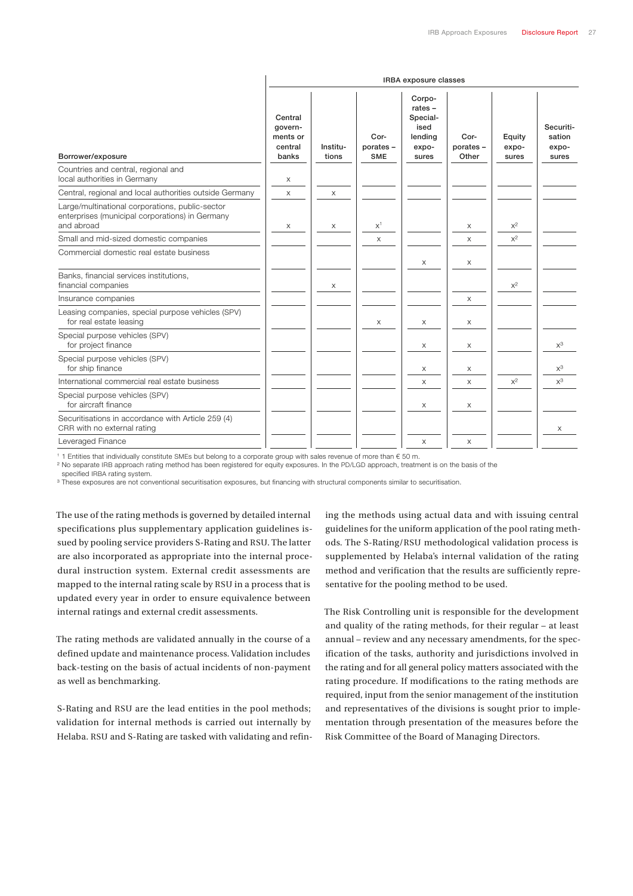| Borrower/exposure | IRBA exposure classes | | | | | | |
|---|---|---|---|---|---|---|---|
| | Central governments or central banks | Institutions | Corporates – SME | Corporates – Specialised lending exposures | Corporates – Other | Equity exposures | Securitisation exposures |
| Countries and central, regional and local authorities in Germany | x | | | | | | |
| Central, regional and local authorities outside Germany | x | x | | | | | |
| Large/multinational corporations, public-sector enterprises (municipal corporations) in Germany and abroad | x | x | x[1] | | x | x[2] | |
| Small and mid-sized domestic companies | | | x | | x | x[2] | |
| Commercial domestic real estate business | | | | x | x | | |
| Banks, financial services institutions, financial companies | | x | | | | x[2] | |
| Insurance companies | | | | | x | | |
| Leasing companies, special purpose vehicles (SPV) for real estate leasing | | | x | x | x | | |
| Special purpose vehicles (SPV) for project finance | | | | x | x | | x[3] |
| Special purpose vehicles (SPV) for ship finance | | | | x | x | | x[3] |
| International commercial real estate business | | | | x | x | x[2] | x[3] |
| Special purpose vehicles (SPV) for aircraft finance | | | | x | x | | |
| Securitisations in accordance with Article 259 (4) CRR with no external rating | | | | | | | x |
| Leveraged Finance | | | | x | x | | |

[1] 1 Entities that individually constitute SMEs but belong to a corporate group with sales revenue of more than € 50 m.
[2] No separate IRB approach rating method has been registered for equity exposures. In the PD/LGD approach, treatment is on the basis of the specified IRBA rating system.
[3] These exposures are not conventional securitisation exposures, but financing with structural components similar to securitisation.

The use of the rating methods is governed by detailed internal specifications plus supplementary application guidelines issued by pooling service providers S-Rating and RSU. The latter are also incorporated as appropriate into the internal procedural instruction system. External credit assessments are mapped to the internal rating scale by RSU in a process that is updated every year in order to ensure equivalence between internal ratings and external credit assessments.

The rating methods are validated annually in the course of a defined update and maintenance process. Validation includes back-testing on the basis of actual incidents of non-payment as well as benchmarking.

S-Rating and RSU are the lead entities in the pool methods; validation for internal methods is carried out internally by Helaba. RSU and S-Rating are tasked with validating and refining the methods using actual data and with issuing central guidelines for the uniform application of the pool rating methods. The S-Rating/RSU methodological validation process is supplemented by Helaba's internal validation of the rating method and verification that the results are sufficiently representative for the pooling method to be used.

The Risk Controlling unit is responsible for the development and quality of the rating methods, for their regular – at least annual – review and any necessary amendments, for the specification of the tasks, authority and jurisdictions involved in the rating and for all general policy matters associated with the rating procedure. If modifications to the rating methods are required, input from the senior management of the institution and representatives of the divisions is sought prior to implementation through presentation of the measures before the Risk Committee of the Board of Managing Directors.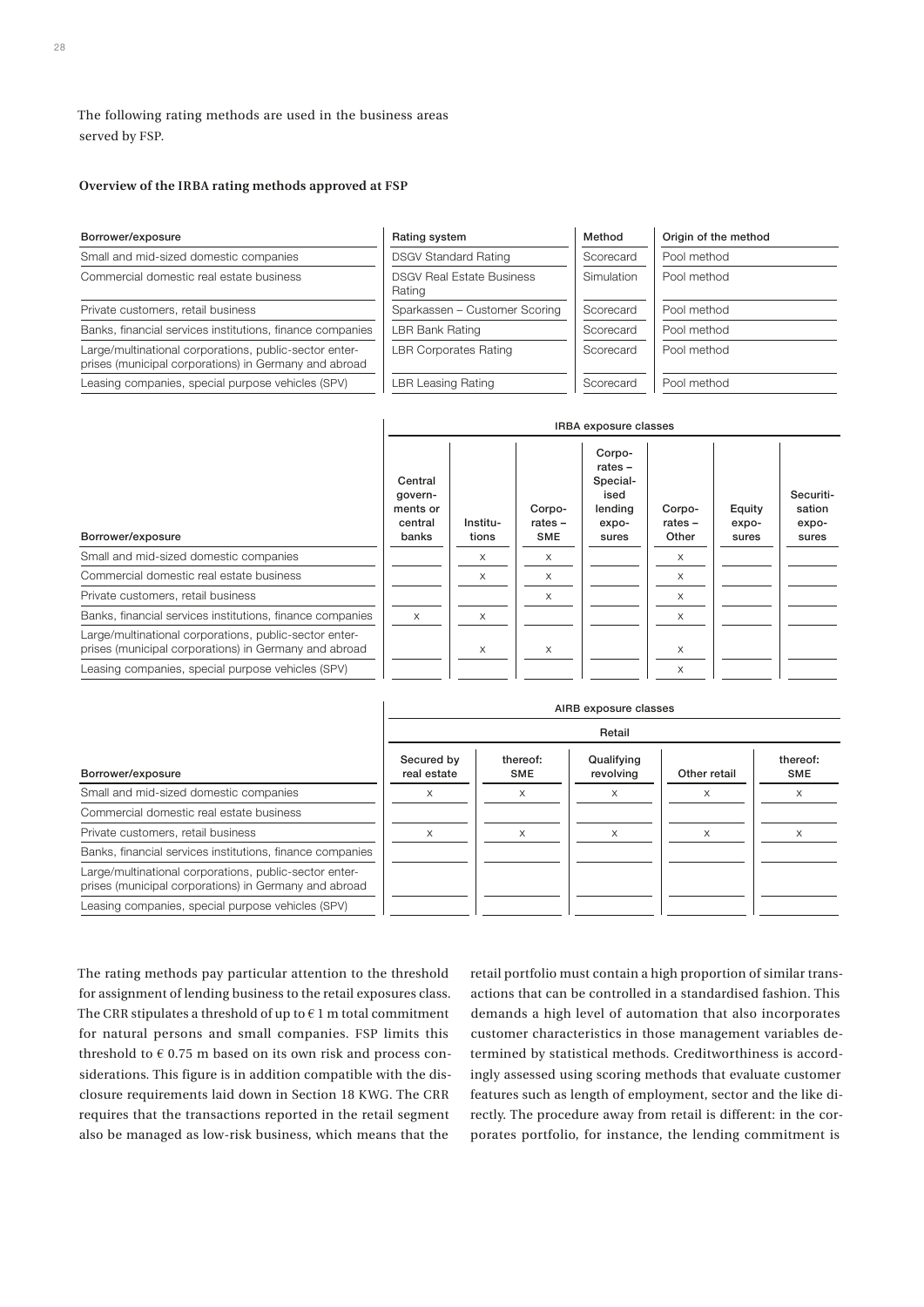The following rating methods are used in the business areas served by FSP.

**Overview of the IRBA rating methods approved at FSP**

| Borrower/exposure | Rating system | Method | Origin of the method |
| --- | --- | --- | --- |
| Small and mid-sized domestic companies | DSGV Standard Rating | Scorecard | Pool method |
| Commercial domestic real estate business | DSGV Real Estate Business Rating | Simulation | Pool method |
| Private customers, retail business | Sparkassen – Customer Scoring | Scorecard | Pool method |
| Banks, financial services institutions, finance companies | LBR Bank Rating | Scorecard | Pool method |
| Large/multinational corporations, public-sector enterprises (municipal corporations) in Germany and abroad | LBR Corporates Rating | Scorecard | Pool method |
| Leasing companies, special purpose vehicles (SPV) | LBR Leasing Rating | Scorecard | Pool method |

| | IRBA exposure classes | | | | | | |
| --- | --- | --- | --- | --- | --- | --- | --- |
| Borrower/exposure | Central governments or central banks | Institutions | Corporates – SME | Corporates – Specialised lending exposures | Corporates – Other | Equity exposures | Securitisation exposures |
| Small and mid-sized domestic companies | | x | x | | x | | |
| Commercial domestic real estate business | | x | x | | x | | |
| Private customers, retail business | | | x | | x | | |
| Banks, financial services institutions, finance companies | x | x | | | x | | |
| Large/multinational corporations, public-sector enterprises (municipal corporations) in Germany and abroad | | x | x | | x | | |
| Leasing companies, special purpose vehicles (SPV) | | | | | x | | |

| | AIRB exposure classes | | | | |
| --- | --- | --- | --- | --- | --- |
| | Retail | | | | |
| Borrower/exposure | Secured by real estate | thereof: SME | Qualifying revolving | Other retail | thereof: SME |
| Small and mid-sized domestic companies | x | x | x | x | x |
| Commercial domestic real estate business | | | | | |
| Private customers, retail business | x | x | x | x | x |
| Banks, financial services institutions, finance companies | | | | | |
| Large/multinational corporations, public-sector enterprises (municipal corporations) in Germany and abroad | | | | | |
| Leasing companies, special purpose vehicles (SPV) | | | | | |

The rating methods pay particular attention to the threshold for assignment of lending business to the retail exposures class. The CRR stipulates a threshold of up to € 1 m total commitment for natural persons and small companies. FSP limits this threshold to € 0.75 m based on its own risk and process considerations. This figure is in addition compatible with the disclosure requirements laid down in Section 18 KWG. The CRR requires that the transactions reported in the retail segment also be managed as low-risk business, which means that the retail portfolio must contain a high proportion of similar transactions that can be controlled in a standardised fashion. This demands a high level of automation that also incorporates customer characteristics in those management variables determined by statistical methods. Creditworthiness is accordingly assessed using scoring methods that evaluate customer features such as length of employment, sector and the like directly. The procedure away from retail is different: in the corporates portfolio, for instance, the lending commitment is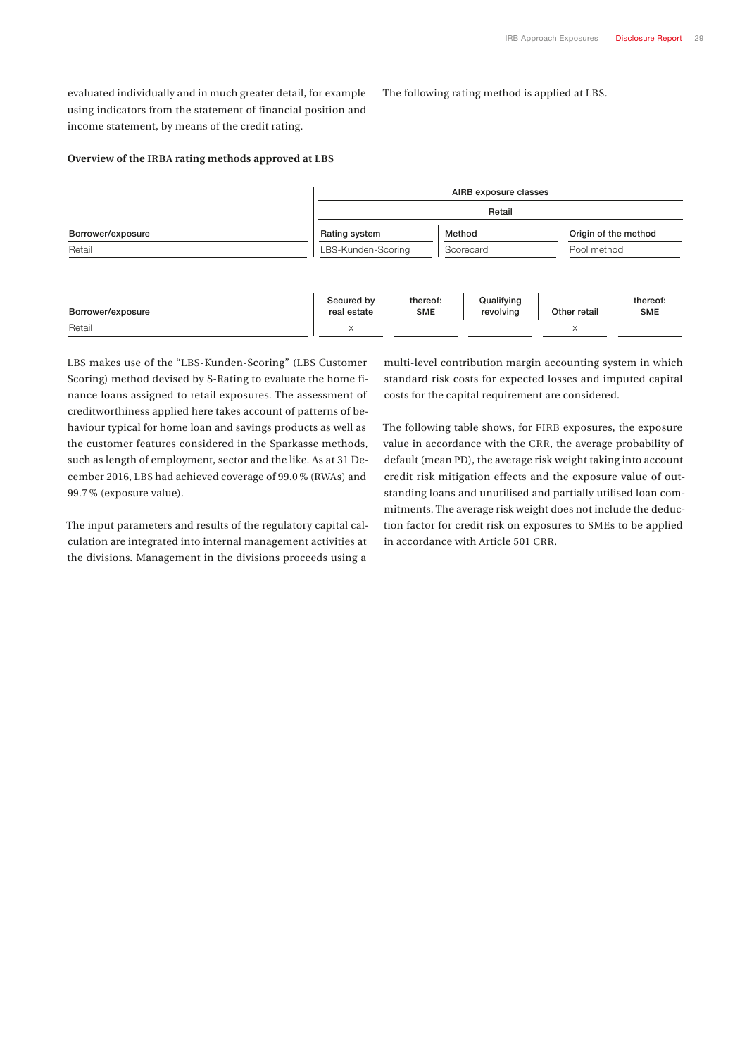evaluated individually and in much greater detail, for example using indicators from the statement of financial position and income statement, by means of the credit rating.

The following rating method is applied at LBS.

**Overview of the IRBA rating methods approved at LBS**

| | AIRB exposure classes | | |
|---|---|---|---|
| | Retail | | |
| Borrower/exposure | Rating system | Method | Origin of the method |
| Retail | LBS-Kunden-Scoring | Scorecard | Pool method |

| Borrower/exposure | Secured by real estate | thereof: SME | Qualifying revolving | Other retail | thereof: SME |
|---|---|---|---|---|---|
| Retail | x | | | x | |

LBS makes use of the "LBS-Kunden-Scoring" (LBS Customer Scoring) method devised by S-Rating to evaluate the home finance loans assigned to retail exposures. The assessment of creditworthiness applied here takes account of patterns of behaviour typical for home loan and savings products as well as the customer features considered in the Sparkasse methods, such as length of employment, sector and the like. As at 31 December 2016, LBS had achieved coverage of 99.0 % (RWAs) and 99.7 % (exposure value).

The input parameters and results of the regulatory capital calculation are integrated into internal management activities at the divisions. Management in the divisions proceeds using a multi-level contribution margin accounting system in which standard risk costs for expected losses and imputed capital costs for the capital requirement are considered.

The following table shows, for FIRB exposures, the exposure value in accordance with the CRR, the average probability of default (mean PD), the average risk weight taking into account credit risk mitigation effects and the exposure value of outstanding loans and unutilised and partially utilised loan commitments. The average risk weight does not include the deduction factor for credit risk on exposures to SMEs to be applied in accordance with Article 501 CRR.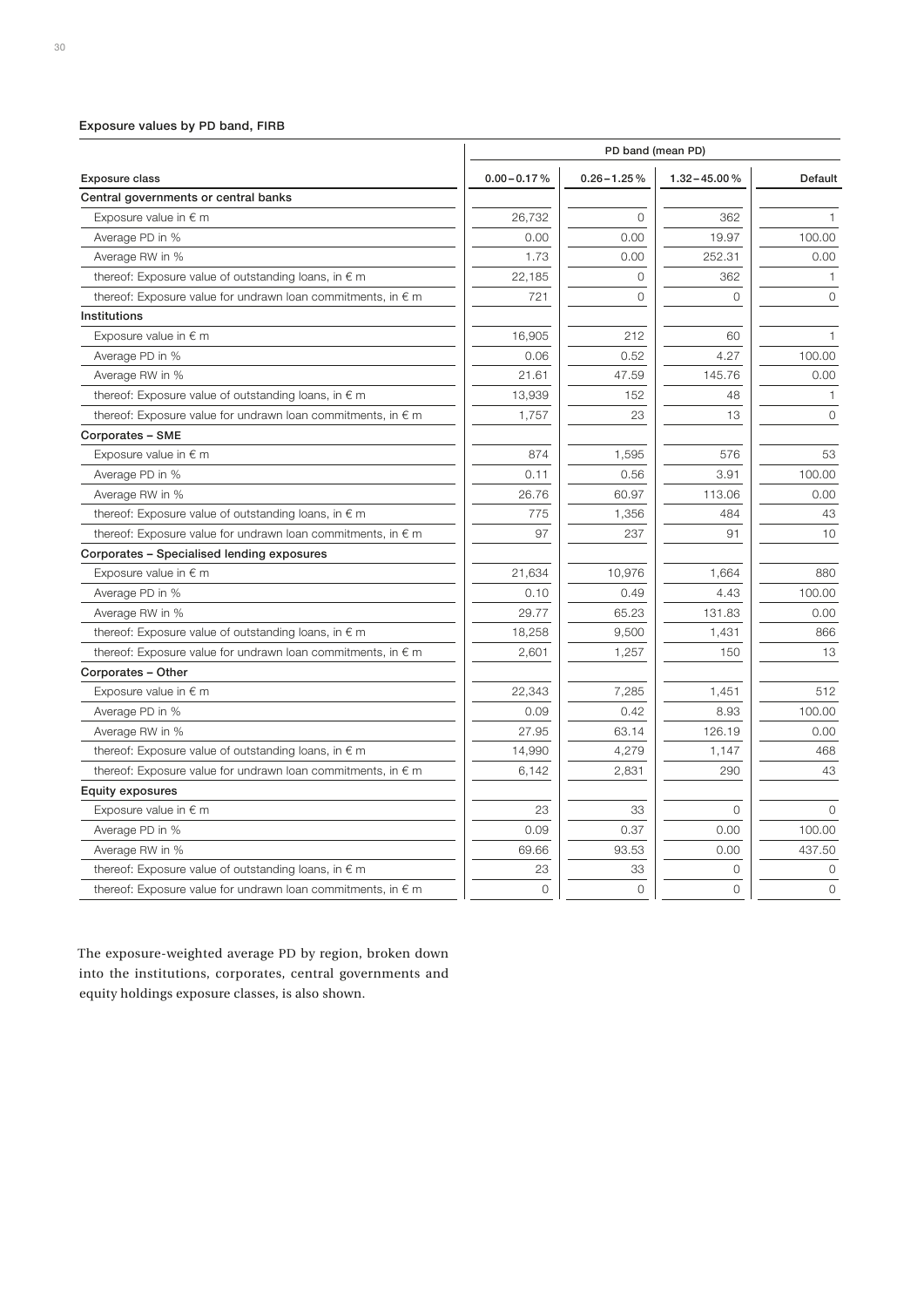#### Exposure values by PD band, FIRB

| Exposure class | PD band (mean PD) | | | |
|---|---|---|---|---|
| | 0.00 – 0.17 % | 0.26 – 1.25 % | 1.32 – 45.00 % | Default |
| **Central governments or central banks** | | | | |
| Exposure value in € m | 26,732 | 0 | 362 | 1 |
| Average PD in % | 0.00 | 0.00 | 19.97 | 100.00 |
| Average RW in % | 1.73 | 0.00 | 252.31 | 0.00 |
| thereof: Exposure value of outstanding loans, in € m | 22,185 | 0 | 362 | 1 |
| thereof: Exposure value for undrawn loan commitments, in € m | 721 | 0 | 0 | 0 |
| **Institutions** | | | | |
| Exposure value in € m | 16,905 | 212 | 60 | 1 |
| Average PD in % | 0.06 | 0.52 | 4.27 | 100.00 |
| Average RW in % | 21.61 | 47.59 | 145.76 | 0.00 |
| thereof: Exposure value of outstanding loans, in € m | 13,939 | 152 | 48 | 1 |
| thereof: Exposure value for undrawn loan commitments, in € m | 1,757 | 23 | 13 | 0 |
| **Corporates – SME** | | | | |
| Exposure value in € m | 874 | 1,595 | 576 | 53 |
| Average PD in % | 0.11 | 0.56 | 3.91 | 100.00 |
| Average RW in % | 26.76 | 60.97 | 113.06 | 0.00 |
| thereof: Exposure value of outstanding loans, in € m | 775 | 1,356 | 484 | 43 |
| thereof: Exposure value for undrawn loan commitments, in € m | 97 | 237 | 91 | 10 |
| **Corporates – Specialised lending exposures** | | | | |
| Exposure value in € m | 21,634 | 10,976 | 1,664 | 880 |
| Average PD in % | 0.10 | 0.49 | 4.43 | 100.00 |
| Average RW in % | 29.77 | 65.23 | 131.83 | 0.00 |
| thereof: Exposure value of outstanding loans, in € m | 18,258 | 9,500 | 1,431 | 866 |
| thereof: Exposure value for undrawn loan commitments, in € m | 2,601 | 1,257 | 150 | 13 |
| **Corporates – Other** | | | | |
| Exposure value in € m | 22,343 | 7,285 | 1,451 | 512 |
| Average PD in % | 0.09 | 0.42 | 8.93 | 100.00 |
| Average RW in % | 27.95 | 63.14 | 126.19 | 0.00 |
| thereof: Exposure value of outstanding loans, in € m | 14,990 | 4,279 | 1,147 | 468 |
| thereof: Exposure value for undrawn loan commitments, in € m | 6,142 | 2,831 | 290 | 43 |
| **Equity exposures** | | | | |
| Exposure value in € m | 23 | 33 | 0 | 0 |
| Average PD in % | 0.09 | 0.37 | 0.00 | 100.00 |
| Average RW in % | 69.66 | 93.53 | 0.00 | 437.50 |
| thereof: Exposure value of outstanding loans, in € m | 23 | 33 | 0 | 0 |
| thereof: Exposure value for undrawn loan commitments, in € m | 0 | 0 | 0 | 0 |

The exposure-weighted average PD by region, broken down into the institutions, corporates, central governments and equity holdings exposure classes, is also shown.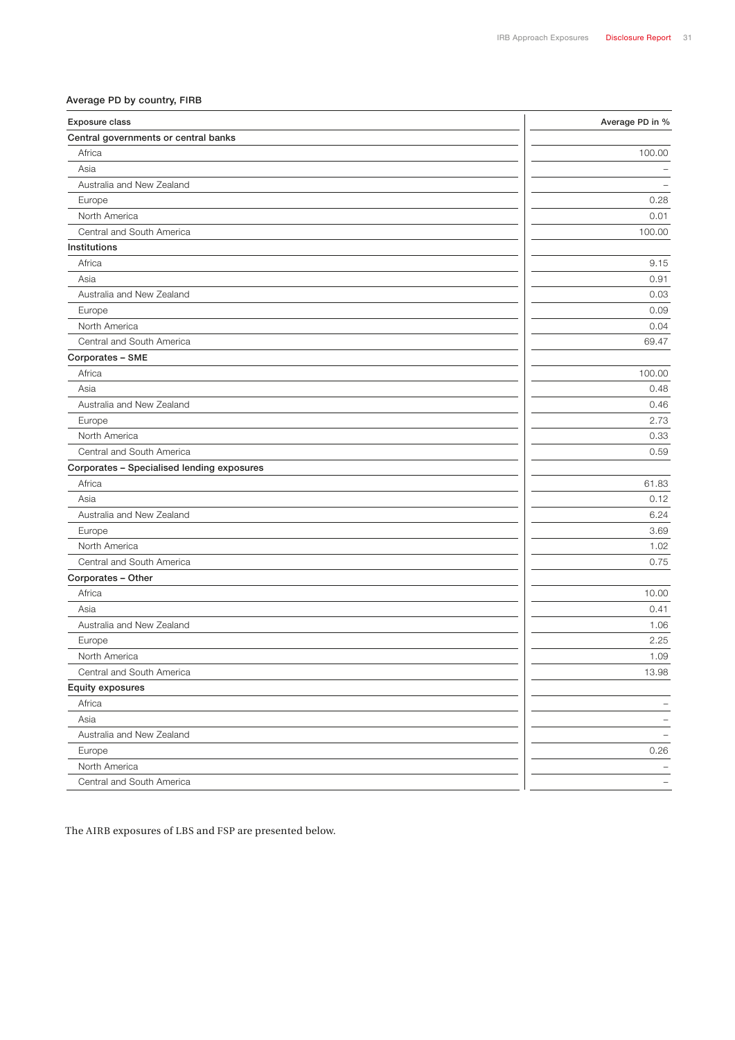### Average PD by country, FIRB

| Exposure class | Average PD in % |
|---|---|
| **Central governments or central banks** | |
| Africa | 100.00 |
| Asia | – |
| Australia and New Zealand | – |
| Europe | 0.28 |
| North America | 0.01 |
| Central and South America | 100.00 |
| **Institutions** | |
| Africa | 9.15 |
| Asia | 0.91 |
| Australia and New Zealand | 0.03 |
| Europe | 0.09 |
| North America | 0.04 |
| Central and South America | 69.47 |
| **Corporates – SME** | |
| Africa | 100.00 |
| Asia | 0.48 |
| Australia and New Zealand | 0.46 |
| Europe | 2.73 |
| North America | 0.33 |
| Central and South America | 0.59 |
| **Corporates – Specialised lending exposures** | |
| Africa | 61.83 |
| Asia | 0.12 |
| Australia and New Zealand | 6.24 |
| Europe | 3.69 |
| North America | 1.02 |
| Central and South America | 0.75 |
| **Corporates – Other** | |
| Africa | 10.00 |
| Asia | 0.41 |
| Australia and New Zealand | 1.06 |
| Europe | 2.25 |
| North America | 1.09 |
| Central and South America | 13.98 |
| **Equity exposures** | |
| Africa | – |
| Asia | – |
| Australia and New Zealand | – |
| Europe | 0.26 |
| North America | – |
| Central and South America | – |

The AIRB exposures of LBS and FSP are presented below.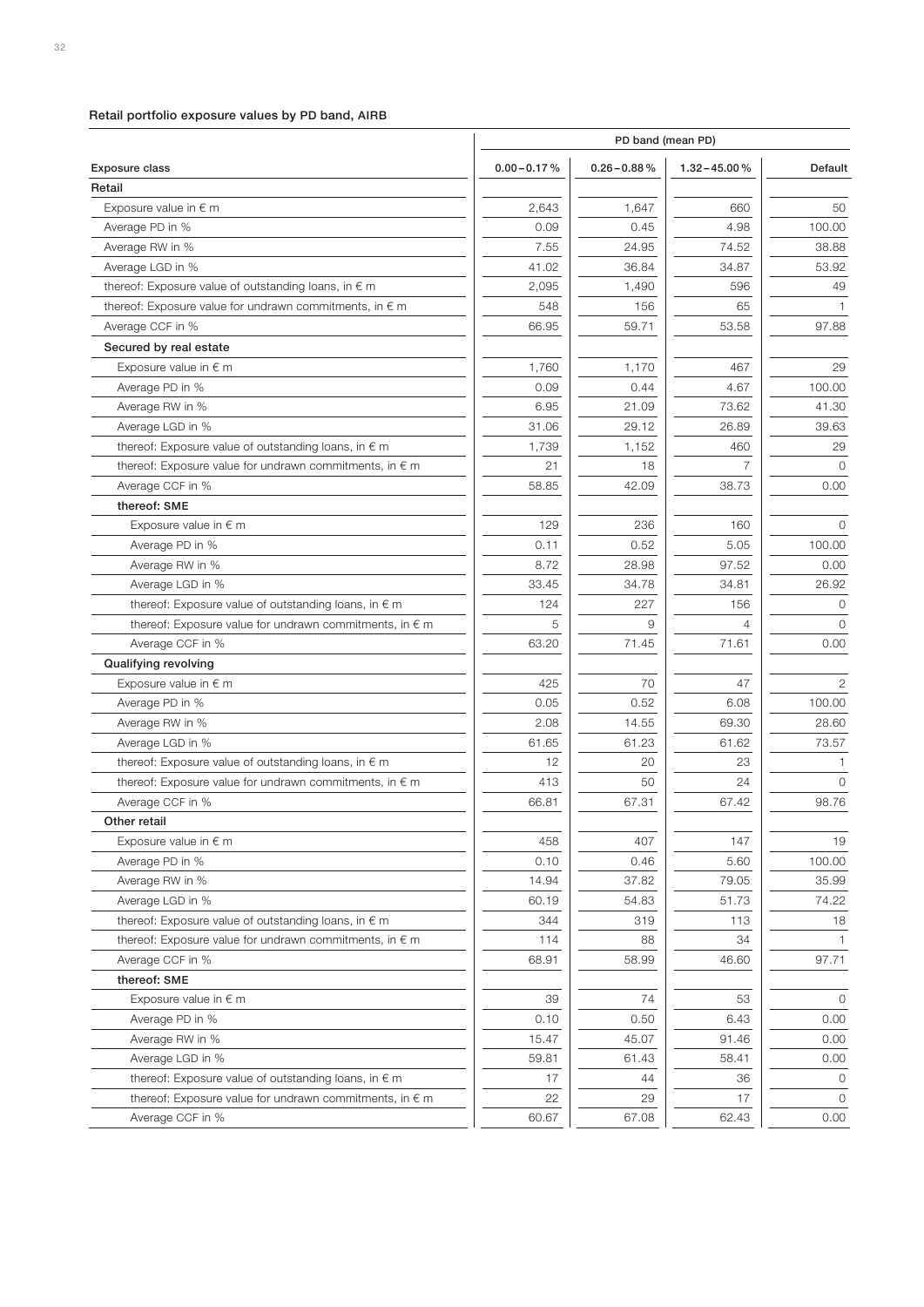**Retail portfolio exposure values by PD band, AIRB**

| Exposure class | PD band (mean PD) | | | |
|---|---|---|---|---|
| | 0.00 – 0.17 % | 0.26 – 0.88 % | 1.32 – 45.00 % | Default |
| **Retail** | | | | |
| Exposure value in € m | 2,643 | 1,647 | 660 | 50 |
| Average PD in % | 0.09 | 0.45 | 4.98 | 100.00 |
| Average RW in % | 7.55 | 24.95 | 74.52 | 38.88 |
| Average LGD in % | 41.02 | 36.84 | 34.87 | 53.92 |
| thereof: Exposure value of outstanding loans, in € m | 2,095 | 1,490 | 596 | 49 |
| thereof: Exposure value for undrawn commitments, in € m | 548 | 156 | 65 | 1 |
| Average CCF in % | 66.95 | 59.71 | 53.58 | 97.88 |
| **Secured by real estate** | | | | |
| Exposure value in € m | 1,760 | 1,170 | 467 | 29 |
| Average PD in % | 0.09 | 0.44 | 4.67 | 100.00 |
| Average RW in % | 6.95 | 21.09 | 73.62 | 41.30 |
| Average LGD in % | 31.06 | 29.12 | 26.89 | 39.63 |
| thereof: Exposure value of outstanding loans, in € m | 1,739 | 1,152 | 460 | 29 |
| thereof: Exposure value for undrawn commitments, in € m | 21 | 18 | 7 | 0 |
| Average CCF in % | 58.85 | 42.09 | 38.73 | 0.00 |
| **thereof: SME** | | | | |
| Exposure value in € m | 129 | 236 | 160 | 0 |
| Average PD in % | 0.11 | 0.52 | 5.05 | 100.00 |
| Average RW in % | 8.72 | 28.98 | 97.52 | 0.00 |
| Average LGD in % | 33.45 | 34.78 | 34.81 | 26.92 |
| thereof: Exposure value of outstanding loans, in € m | 124 | 227 | 156 | 0 |
| thereof: Exposure value for undrawn commitments, in € m | 5 | 9 | 4 | 0 |
| Average CCF in % | 63.20 | 71.45 | 71.61 | 0.00 |
| **Qualifying revolving** | | | | |
| Exposure value in € m | 425 | 70 | 47 | 2 |
| Average PD in % | 0.05 | 0.52 | 6.08 | 100.00 |
| Average RW in % | 2.08 | 14.55 | 69.30 | 28.60 |
| Average LGD in % | 61.65 | 61.23 | 61.62 | 73.57 |
| thereof: Exposure value of outstanding loans, in € m | 12 | 20 | 23 | 1 |
| thereof: Exposure value for undrawn commitments, in € m | 413 | 50 | 24 | 0 |
| Average CCF in % | 66.81 | 67.31 | 67.42 | 98.76 |
| **Other retail** | | | | |
| Exposure value in € m | 458 | 407 | 147 | 19 |
| Average PD in % | 0.10 | 0.46 | 5.60 | 100.00 |
| Average RW in % | 14.94 | 37.82 | 79.05 | 35.99 |
| Average LGD in % | 60.19 | 54.83 | 51.73 | 74.22 |
| thereof: Exposure value of outstanding loans, in € m | 344 | 319 | 113 | 18 |
| thereof: Exposure value for undrawn commitments, in € m | 114 | 88 | 34 | 1 |
| Average CCF in % | 68.91 | 58.99 | 46.60 | 97.71 |
| **thereof: SME** | | | | |
| Exposure value in € m | 39 | 74 | 53 | 0 |
| Average PD in % | 0.10 | 0.50 | 6.43 | 0.00 |
| Average RW in % | 15.47 | 45.07 | 91.46 | 0.00 |
| Average LGD in % | 59.81 | 61.43 | 58.41 | 0.00 |
| thereof: Exposure value of outstanding loans, in € m | 17 | 44 | 36 | 0 |
| thereof: Exposure value for undrawn commitments, in € m | 22 | 29 | 17 | 0 |
| Average CCF in % | 60.67 | 67.08 | 62.43 | 0.00 |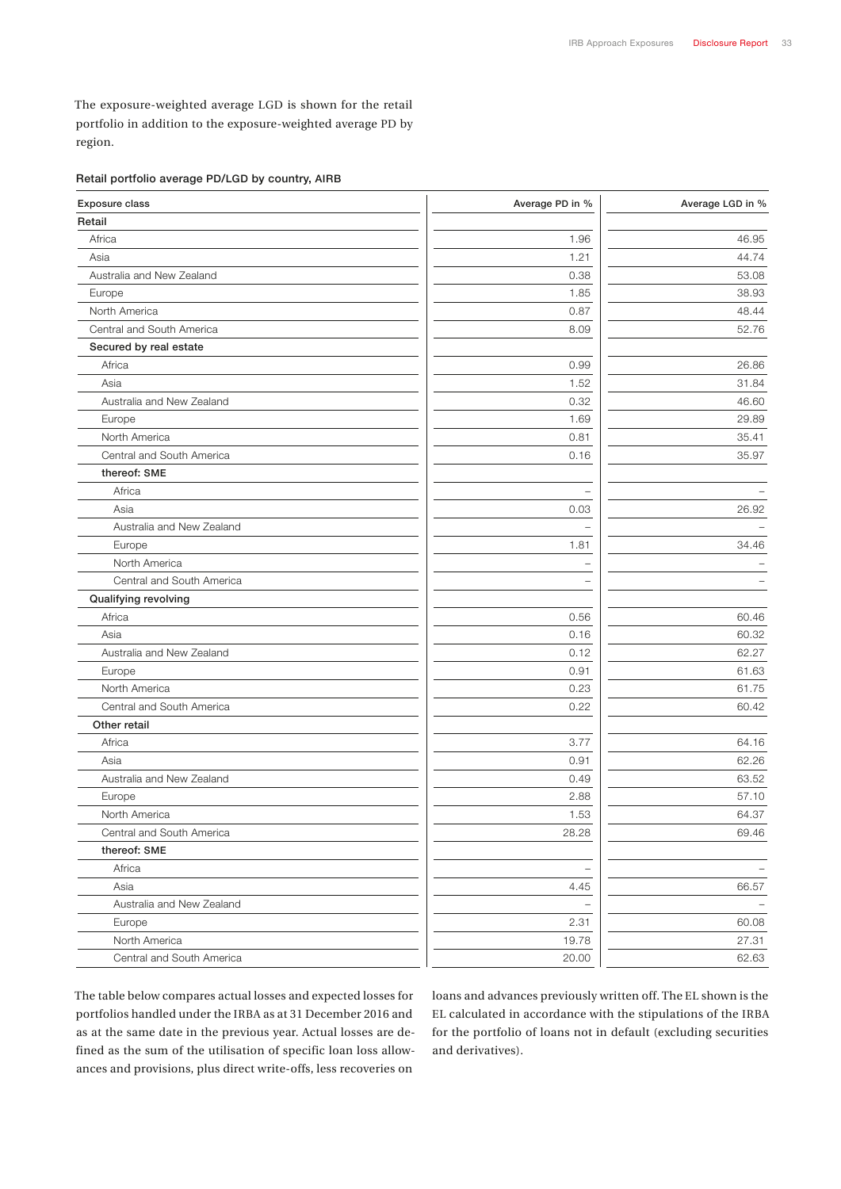The exposure-weighted average LGD is shown for the retail portfolio in addition to the exposure-weighted average PD by region.

**Retail portfolio average PD/LGD by country, AIRB**

| Exposure class | Average PD in % | Average LGD in % |
|---|---|---|
| **Retail** | | |
| Africa | 1.96 | 46.95 |
| Asia | 1.21 | 44.74 |
| Australia and New Zealand | 0.38 | 53.08 |
| Europe | 1.85 | 38.93 |
| North America | 0.87 | 48.44 |
| Central and South America | 8.09 | 52.76 |
| **Secured by real estate** | | |
| Africa | 0.99 | 26.86 |
| Asia | 1.52 | 31.84 |
| Australia and New Zealand | 0.32 | 46.60 |
| Europe | 1.69 | 29.89 |
| North America | 0.81 | 35.41 |
| Central and South America | 0.16 | 35.97 |
| **thereof: SME** | | |
| Africa | – | – |
| Asia | 0.03 | 26.92 |
| Australia and New Zealand | – | – |
| Europe | 1.81 | 34.46 |
| North America | – | – |
| Central and South America | – | – |
| **Qualifying revolving** | | |
| Africa | 0.56 | 60.46 |
| Asia | 0.16 | 60.32 |
| Australia and New Zealand | 0.12 | 62.27 |
| Europe | 0.91 | 61.63 |
| North America | 0.23 | 61.75 |
| Central and South America | 0.22 | 60.42 |
| **Other retail** | | |
| Africa | 3.77 | 64.16 |
| Asia | 0.91 | 62.26 |
| Australia and New Zealand | 0.49 | 63.52 |
| Europe | 2.88 | 57.10 |
| North America | 1.53 | 64.37 |
| Central and South America | 28.28 | 69.46 |
| **thereof: SME** | | |
| Africa | – | – |
| Asia | 4.45 | 66.57 |
| Australia and New Zealand | – | – |
| Europe | 2.31 | 60.08 |
| North America | 19.78 | 27.31 |
| Central and South America | 20.00 | 62.63 |

The table below compares actual losses and expected losses for portfolios handled under the IRBA as at 31 December 2016 and as at the same date in the previous year. Actual losses are defined as the sum of the utilisation of specific loan loss allowances and provisions, plus direct write-offs, less recoveries on loans and advances previously written off. The EL shown is the EL calculated in accordance with the stipulations of the IRBA for the portfolio of loans not in default (excluding securities and derivatives).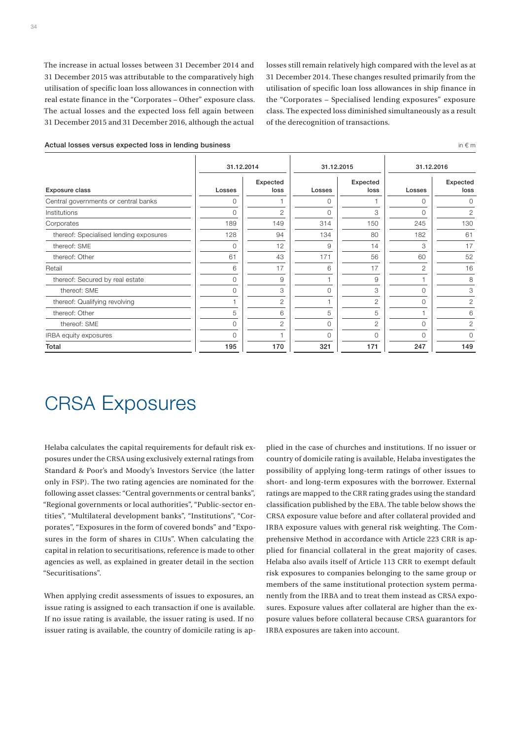The increase in actual losses between 31 December 2014 and 31 December 2015 was attributable to the comparatively high utilisation of specific loan loss allowances in connection with real estate finance in the "Corporates – Other" exposure class. The actual losses and the expected loss fell again between 31 December 2015 and 31 December 2016, although the actual losses still remain relatively high compared with the level as at 31 December 2014. These changes resulted primarily from the utilisation of specific loan loss allowances in ship finance in the "Corporates – Specialised lending exposures" exposure class. The expected loss diminished simultaneously as a result of the derecognition of transactions.

**Actual losses versus expected loss in lending business** in € m

| | 31.12.2014 | | 31.12.2015 | | 31.12.2016 | |
|---|---|---|---|---|---|---|
| Exposure class | Losses | Expected loss | Losses | Expected loss | Losses | Expected loss |
| Central governments or central banks | 0 | 1 | 0 | 1 | 0 | 0 |
| Institutions | 0 | 2 | 0 | 3 | 0 | 2 |
| Corporates | 189 | 149 | 314 | 150 | 245 | 130 |
| thereof: Specialised lending exposures | 128 | 94 | 134 | 80 | 182 | 61 |
| thereof: SME | 0 | 12 | 9 | 14 | 3 | 17 |
| thereof: Other | 61 | 43 | 171 | 56 | 60 | 52 |
| Retail | 6 | 17 | 6 | 17 | 2 | 16 |
| thereof: Secured by real estate | 0 | 9 | 1 | 9 | 1 | 8 |
| thereof: SME | 0 | 3 | 0 | 3 | 0 | 3 |
| thereof: Qualifying revolving | 1 | 2 | 1 | 2 | 0 | 2 |
| thereof: Other | 5 | 6 | 5 | 5 | 1 | 6 |
| thereof: SME | 0 | 2 | 0 | 2 | 0 | 2 |
| IRBA equity exposures | 0 | 1 | 0 | 0 | 0 | 0 |
| **Total** | **195** | **170** | **321** | **171** | **247** | **149** |

# CRSA Exposures

Helaba calculates the capital requirements for default risk exposures under the CRSA using exclusively external ratings from Standard & Poor's and Moody's Investors Service (the latter only in FSP). The two rating agencies are nominated for the following asset classes: "Central governments or central banks", "Regional governments or local authorities", "Public-sector entities", "Multilateral development banks", "Institutions", "Corporates", "Exposures in the form of covered bonds" and "Exposures in the form of shares in CIUs". When calculating the capital in relation to securitisations, reference is made to other agencies as well, as explained in greater detail in the section "Securitisations".

When applying credit assessments of issues to exposures, an issue rating is assigned to each transaction if one is available. If no issue rating is available, the issuer rating is used. If no issuer rating is available, the country of domicile rating is applied in the case of churches and institutions. If no issuer or country of domicile rating is available, Helaba investigates the possibility of applying long-term ratings of other issues to short- and long-term exposures with the borrower. External ratings are mapped to the CRR rating grades using the standard classification published by the EBA. The table below shows the CRSA exposure value before and after collateral provided and IRBA exposure values with general risk weighting. The Comprehensive Method in accordance with Article 223 CRR is applied for financial collateral in the great majority of cases. Helaba also avails itself of Article 113 CRR to exempt default risk exposures to companies belonging to the same group or members of the same institutional protection system permanently from the IRBA and to treat them instead as CRSA exposures. Exposure values after collateral are higher than the exposure values before collateral because CRSA guarantors for IRBA exposures are taken into account.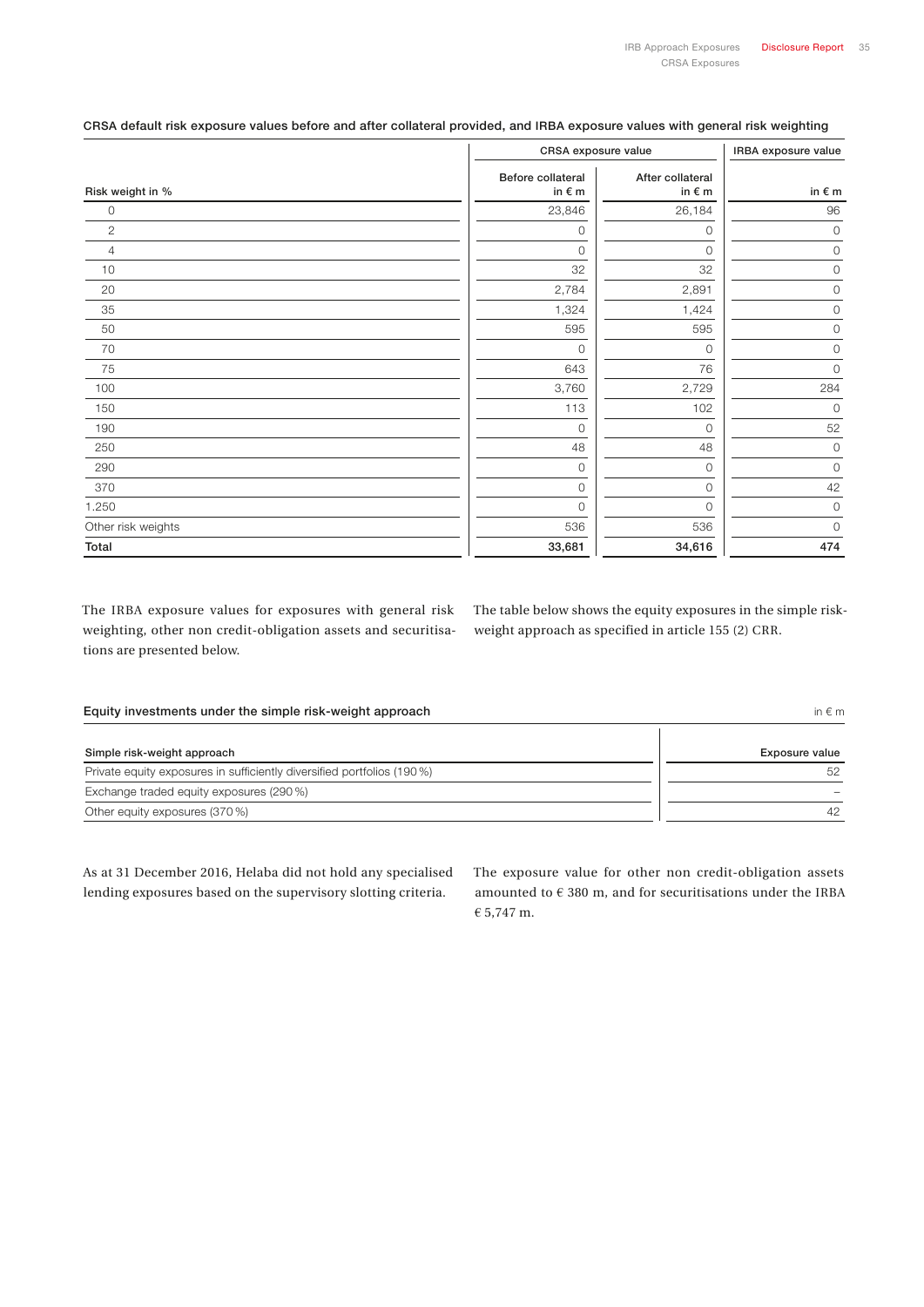#### CRSA default risk exposure values before and after collateral provided, and IRBA exposure values with general risk weighting

| Risk weight in % | CRSA exposure value | | IRBA exposure value |
|---|---|---|---|
| | Before collateral in € m | After collateral in € m | in € m |
| 0 | 23,846 | 26,184 | 96 |
| 2 | 0 | 0 | 0 |
| 4 | 0 | 0 | 0 |
| 10 | 32 | 32 | 0 |
| 20 | 2,784 | 2,891 | 0 |
| 35 | 1,324 | 1,424 | 0 |
| 50 | 595 | 595 | 0 |
| 70 | 0 | 0 | 0 |
| 75 | 643 | 76 | 0 |
| 100 | 3,760 | 2,729 | 284 |
| 150 | 113 | 102 | 0 |
| 190 | 0 | 0 | 52 |
| 250 | 48 | 48 | 0 |
| 290 | 0 | 0 | 0 |
| 370 | 0 | 0 | 42 |
| 1.250 | 0 | 0 | 0 |
| Other risk weights | 536 | 536 | 0 |
| **Total** | **33,681** | **34,616** | **474** |

The IRBA exposure values for exposures with general risk weighting, other non credit-obligation assets and securitisations are presented below.

The table below shows the equity exposures in the simple risk-weight approach as specified in article 155 (2) CRR.

#### Equity investments under the simple risk-weight approach

in € m

| Simple risk-weight approach | Exposure value |
|---|---|
| Private equity exposures in sufficiently diversified portfolios (190 %) | 52 |
| Exchange traded equity exposures (290 %) | – |
| Other equity exposures (370 %) | 42 |

As at 31 December 2016, Helaba did not hold any specialised lending exposures based on the supervisory slotting criteria.

The exposure value for other non credit-obligation assets amounted to € 380 m, and for securitisations under the IRBA € 5,747 m.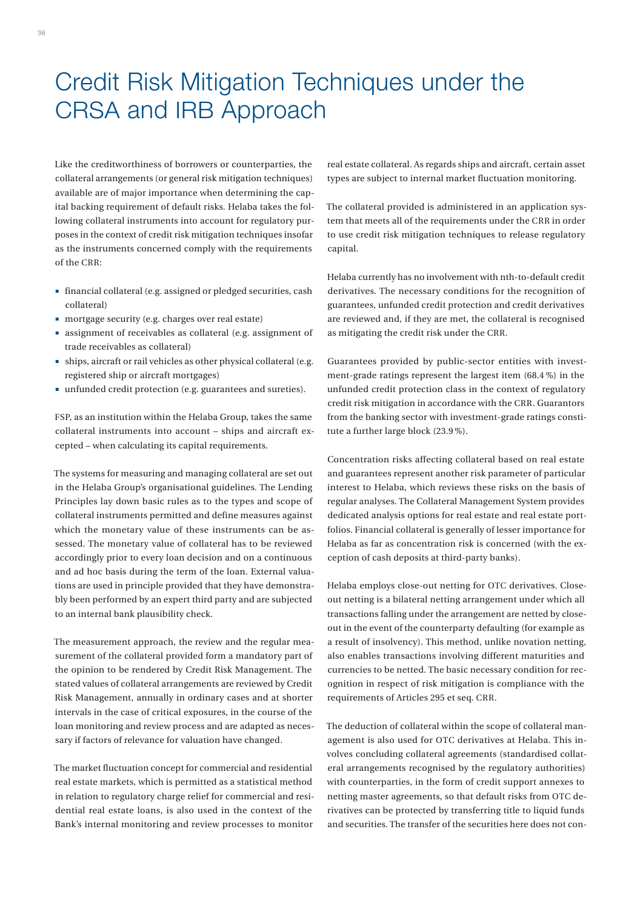# Credit Risk Mitigation Techniques under the CRSA and IRB Approach

Like the creditworthiness of borrowers or counterparties, the collateral arrangements (or general risk mitigation techniques) available are of major importance when determining the capital backing requirement of default risks. Helaba takes the following collateral instruments into account for regulatory purposes in the context of credit risk mitigation techniques insofar as the instruments concerned comply with the requirements of the CRR:

- financial collateral (e.g. assigned or pledged securities, cash collateral)
- mortgage security (e.g. charges over real estate)
- assignment of receivables as collateral (e.g. assignment of trade receivables as collateral)
- ships, aircraft or rail vehicles as other physical collateral (e.g. registered ship or aircraft mortgages)
- unfunded credit protection (e.g. guarantees and sureties).

FSP, as an institution within the Helaba Group, takes the same collateral instruments into account – ships and aircraft excepted – when calculating its capital requirements.

The systems for measuring and managing collateral are set out in the Helaba Group's organisational guidelines. The Lending Principles lay down basic rules as to the types and scope of collateral instruments permitted and define measures against which the monetary value of these instruments can be assessed. The monetary value of collateral has to be reviewed accordingly prior to every loan decision and on a continuous and ad hoc basis during the term of the loan. External valuations are used in principle provided that they have demonstrably been performed by an expert third party and are subjected to an internal bank plausibility check.

The measurement approach, the review and the regular measurement of the collateral provided form a mandatory part of the opinion to be rendered by Credit Risk Management. The stated values of collateral arrangements are reviewed by Credit Risk Management, annually in ordinary cases and at shorter intervals in the case of critical exposures, in the course of the loan monitoring and review process and are adapted as necessary if factors of relevance for valuation have changed.

The market fluctuation concept for commercial and residential real estate markets, which is permitted as a statistical method in relation to regulatory charge relief for commercial and residential real estate loans, is also used in the context of the Bank's internal monitoring and review processes to monitor real estate collateral. As regards ships and aircraft, certain asset types are subject to internal market fluctuation monitoring.

The collateral provided is administered in an application system that meets all of the requirements under the CRR in order to use credit risk mitigation techniques to release regulatory capital.

Helaba currently has no involvement with nth-to-default credit derivatives. The necessary conditions for the recognition of guarantees, unfunded credit protection and credit derivatives are reviewed and, if they are met, the collateral is recognised as mitigating the credit risk under the CRR.

Guarantees provided by public-sector entities with investment-grade ratings represent the largest item (68.4 %) in the unfunded credit protection class in the context of regulatory credit risk mitigation in accordance with the CRR. Guarantors from the banking sector with investment-grade ratings constitute a further large block (23.9 %).

Concentration risks affecting collateral based on real estate and guarantees represent another risk parameter of particular interest to Helaba, which reviews these risks on the basis of regular analyses. The Collateral Management System provides dedicated analysis options for real estate and real estate portfolios. Financial collateral is generally of lesser importance for Helaba as far as concentration risk is concerned (with the exception of cash deposits at third-party banks).

Helaba employs close-out netting for OTC derivatives. Close-out netting is a bilateral netting arrangement under which all transactions falling under the arrangement are netted by close-out in the event of the counterparty defaulting (for example as a result of insolvency). This method, unlike novation netting, also enables transactions involving different maturities and currencies to be netted. The basic necessary condition for recognition in respect of risk mitigation is compliance with the requirements of Articles 295 et seq. CRR.

The deduction of collateral within the scope of collateral management is also used for OTC derivatives at Helaba. This involves concluding collateral agreements (standardised collateral arrangements recognised by the regulatory authorities) with counterparties, in the form of credit support annexes to netting master agreements, so that default risks from OTC derivatives can be protected by transferring title to liquid funds and securities. The transfer of the securities here does not con-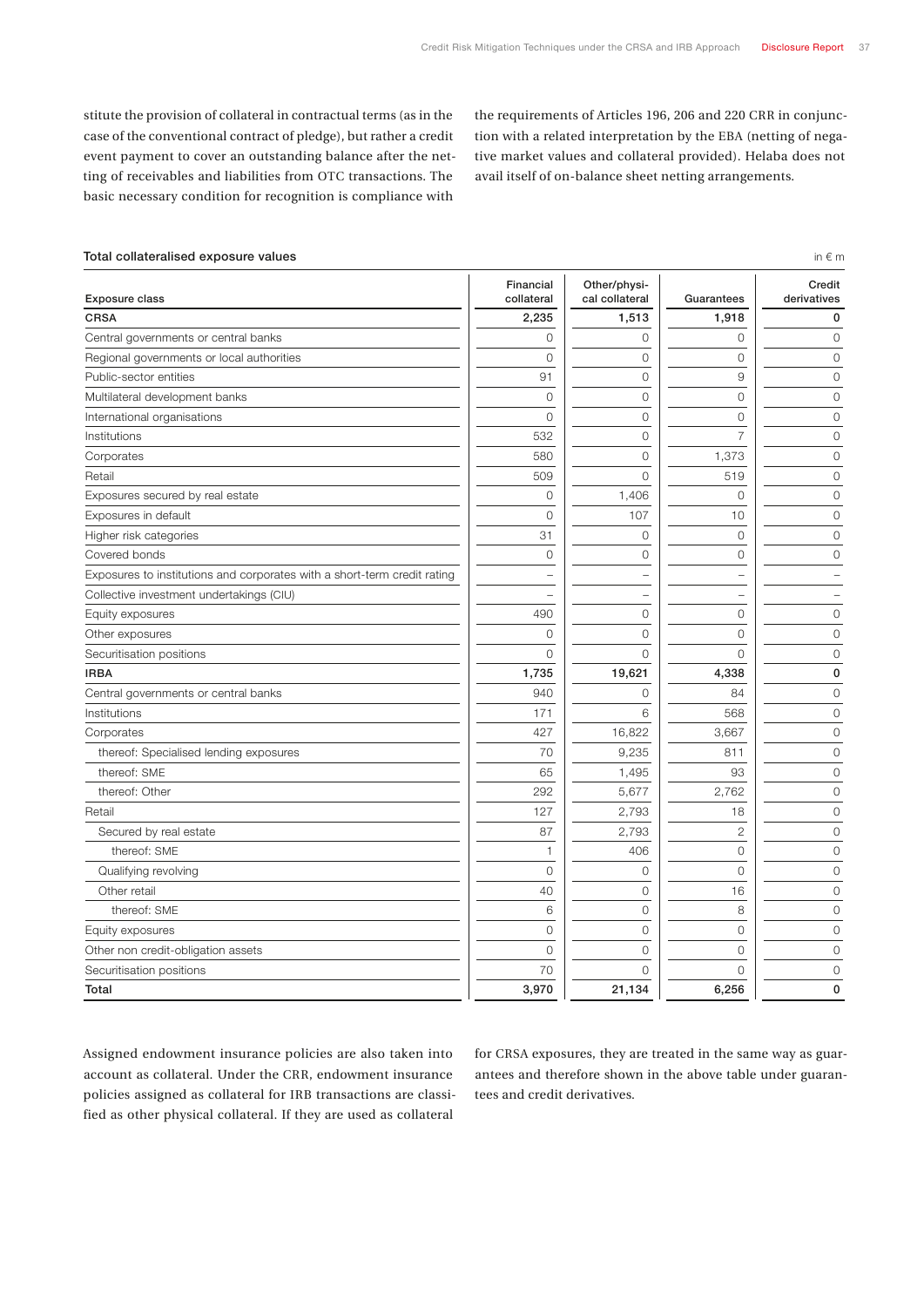stitute the provision of collateral in contractual terms (as in the case of the conventional contract of pledge), but rather a credit event payment to cover an outstanding balance after the netting of receivables and liabilities from OTC transactions. The basic necessary condition for recognition is compliance with the requirements of Articles 196, 206 and 220 CRR in conjunction with a related interpretation by the EBA (netting of negative market values and collateral provided). Helaba does not avail itself of on-balance sheet netting arrangements.

**Total collateralised exposure values**

in € m

| Exposure class | Financial collateral | Other/physical collateral | Guarantees | Credit derivatives |
|---|---|---|---|---|
| **CRSA** | **2,235** | **1,513** | **1,918** | **0** |
| Central governments or central banks | 0 | 0 | 0 | 0 |
| Regional governments or local authorities | 0 | 0 | 0 | 0 |
| Public-sector entities | 91 | 0 | 9 | 0 |
| Multilateral development banks | 0 | 0 | 0 | 0 |
| International organisations | 0 | 0 | 0 | 0 |
| Institutions | 532 | 0 | 7 | 0 |
| Corporates | 580 | 0 | 1,373 | 0 |
| Retail | 509 | 0 | 519 | 0 |
| Exposures secured by real estate | 0 | 1,406 | 0 | 0 |
| Exposures in default | 0 | 107 | 10 | 0 |
| Higher risk categories | 31 | 0 | 0 | 0 |
| Covered bonds | 0 | 0 | 0 | 0 |
| Exposures to institutions and corporates with a short-term credit rating | – | – | – | – |
| Collective investment undertakings (CIU) | – | – | – | – |
| Equity exposures | 490 | 0 | 0 | 0 |
| Other exposures | 0 | 0 | 0 | 0 |
| Securitisation positions | 0 | 0 | 0 | 0 |
| **IRBA** | **1,735** | **19,621** | **4,338** | **0** |
| Central governments or central banks | 940 | 0 | 84 | 0 |
| Institutions | 171 | 6 | 568 | 0 |
| Corporates | 427 | 16,822 | 3,667 | 0 |
| thereof: Specialised lending exposures | 70 | 9,235 | 811 | 0 |
| thereof: SME | 65 | 1,495 | 93 | 0 |
| thereof: Other | 292 | 5,677 | 2,762 | 0 |
| Retail | 127 | 2,793 | 18 | 0 |
| Secured by real estate | 87 | 2,793 | 2 | 0 |
| thereof: SME | 1 | 406 | 0 | 0 |
| Qualifying revolving | 0 | 0 | 0 | 0 |
| Other retail | 40 | 0 | 16 | 0 |
| thereof: SME | 6 | 0 | 8 | 0 |
| Equity exposures | 0 | 0 | 0 | 0 |
| Other non credit-obligation assets | 0 | 0 | 0 | 0 |
| Securitisation positions | 70 | 0 | 0 | 0 |
| **Total** | **3,970** | **21,134** | **6,256** | **0** |

Assigned endowment insurance policies are also taken into account as collateral. Under the CRR, endowment insurance policies assigned as collateral for IRB transactions are classified as other physical collateral. If they are used as collateral for CRSA exposures, they are treated in the same way as guarantees and therefore shown in the above table under guarantees and credit derivatives.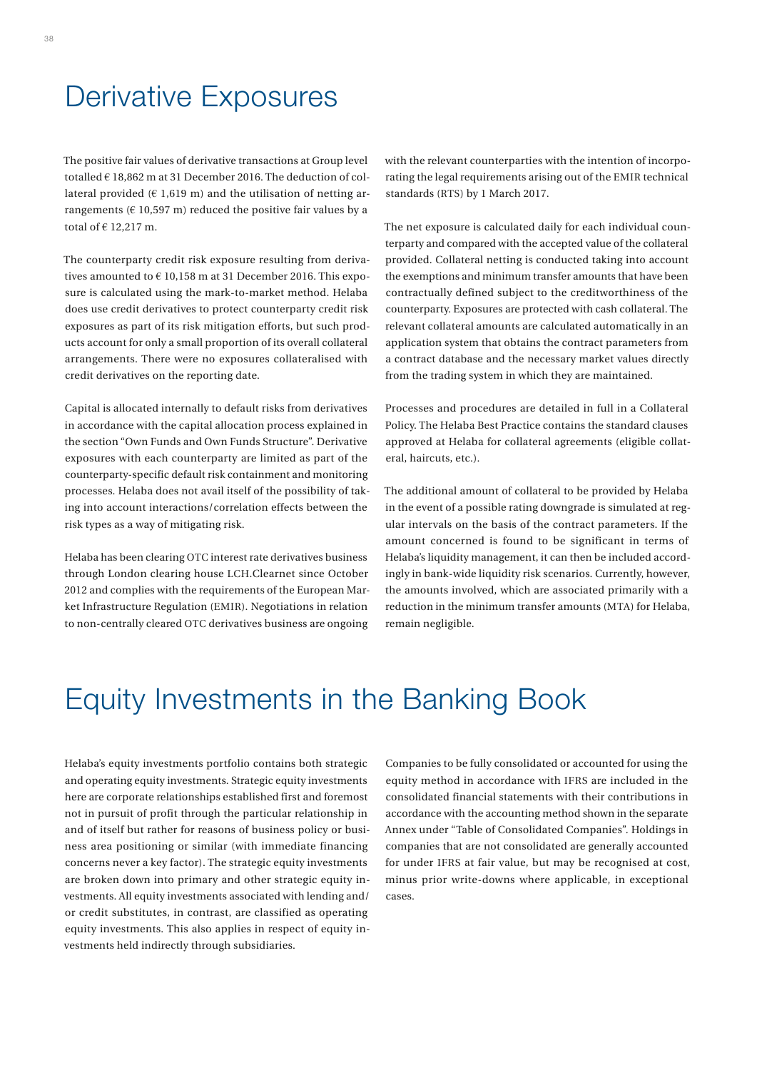# Derivative Exposures

The positive fair values of derivative transactions at Group level totalled € 18,862 m at 31 December 2016. The deduction of collateral provided (€ 1,619 m) and the utilisation of netting arrangements (€ 10,597 m) reduced the positive fair values by a total of € 12,217 m.

The counterparty credit risk exposure resulting from derivatives amounted to € 10,158 m at 31 December 2016. This exposure is calculated using the mark-to-market method. Helaba does use credit derivatives to protect counterparty credit risk exposures as part of its risk mitigation efforts, but such products account for only a small proportion of its overall collateral arrangements. There were no exposures collateralised with credit derivatives on the reporting date.

Capital is allocated internally to default risks from derivatives in accordance with the capital allocation process explained in the section "Own Funds and Own Funds Structure". Derivative exposures with each counterparty are limited as part of the counterparty-specific default risk containment and monitoring processes. Helaba does not avail itself of the possibility of taking into account interactions/correlation effects between the risk types as a way of mitigating risk.

Helaba has been clearing OTC interest rate derivatives business through London clearing house LCH.Clearnet since October 2012 and complies with the requirements of the European Market Infrastructure Regulation (EMIR). Negotiations in relation to non-centrally cleared OTC derivatives business are ongoing with the relevant counterparties with the intention of incorporating the legal requirements arising out of the EMIR technical standards (RTS) by 1 March 2017.

The net exposure is calculated daily for each individual counterparty and compared with the accepted value of the collateral provided. Collateral netting is conducted taking into account the exemptions and minimum transfer amounts that have been contractually defined subject to the creditworthiness of the counterparty. Exposures are protected with cash collateral. The relevant collateral amounts are calculated automatically in an application system that obtains the contract parameters from a contract database and the necessary market values directly from the trading system in which they are maintained.

Processes and procedures are detailed in full in a Collateral Policy. The Helaba Best Practice contains the standard clauses approved at Helaba for collateral agreements (eligible collateral, haircuts, etc.).

The additional amount of collateral to be provided by Helaba in the event of a possible rating downgrade is simulated at regular intervals on the basis of the contract parameters. If the amount concerned is found to be significant in terms of Helaba's liquidity management, it can then be included accordingly in bank-wide liquidity risk scenarios. Currently, however, the amounts involved, which are associated primarily with a reduction in the minimum transfer amounts (MTA) for Helaba, remain negligible.

# Equity Investments in the Banking Book

Helaba's equity investments portfolio contains both strategic and operating equity investments. Strategic equity investments here are corporate relationships established first and foremost not in pursuit of profit through the particular relationship in and of itself but rather for reasons of business policy or business area positioning or similar (with immediate financing concerns never a key factor). The strategic equity investments are broken down into primary and other strategic equity investments. All equity investments associated with lending and/or credit substitutes, in contrast, are classified as operating equity investments. This also applies in respect of equity investments held indirectly through subsidiaries.

Companies to be fully consolidated or accounted for using the equity method in accordance with IFRS are included in the consolidated financial statements with their contributions in accordance with the accounting method shown in the separate Annex under "Table of Consolidated Companies". Holdings in companies that are not consolidated are generally accounted for under IFRS at fair value, but may be recognised at cost, minus prior write-downs where applicable, in exceptional cases.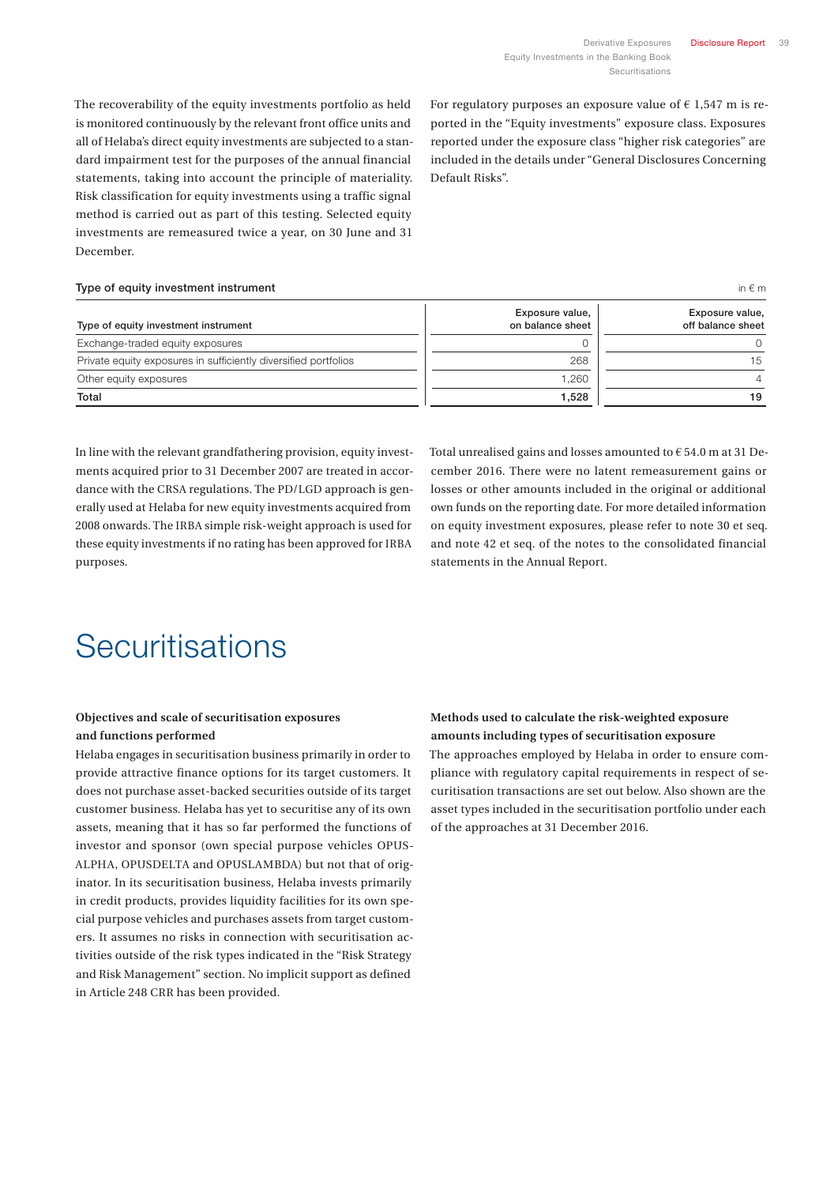The recoverability of the equity investments portfolio as held is monitored continuously by the relevant front office units and all of Helaba's direct equity investments are subjected to a standard impairment test for the purposes of the annual financial statements, taking into account the principle of materiality. Risk classification for equity investments using a traffic signal method is carried out as part of this testing. Selected equity investments are remeasured twice a year, on 30 June and 31 December.

For regulatory purposes an exposure value of € 1,547 m is reported in the "Equity investments" exposure class. Exposures reported under the exposure class "higher risk categories" are included in the details under "General Disclosures Concerning Default Risks".

**Type of equity investment instrument** in € m

| Type of equity investment instrument | Exposure value, on balance sheet | Exposure value, off balance sheet |
|---|---|---|
| Exchange-traded equity exposures | 0 | 0 |
| Private equity exposures in sufficiently diversified portfolios | 268 | 15 |
| Other equity exposures | 1,260 | 4 |
| **Total** | **1,528** | **19** |

In line with the relevant grandfathering provision, equity investments acquired prior to 31 December 2007 are treated in accordance with the CRSA regulations. The PD/LGD approach is generally used at Helaba for new equity investments acquired from 2008 onwards. The IRBA simple risk-weight approach is used for these equity investments if no rating has been approved for IRBA purposes.

Total unrealised gains and losses amounted to € 54.0 m at 31 December 2016. There were no latent remeasurement gains or losses or other amounts included in the original or additional own funds on the reporting date. For more detailed information on equity investment exposures, please refer to note 30 et seq. and note 42 et seq. of the notes to the consolidated financial statements in the Annual Report.

# Securitisations

**Objectives and scale of securitisation exposures and functions performed**

Helaba engages in securitisation business primarily in order to provide attractive finance options for its target customers. It does not purchase asset-backed securities outside of its target customer business. Helaba has yet to securitise any of its own assets, meaning that it has so far performed the functions of investor and sponsor (own special purpose vehicles OPUSALPHA, OPUSDELTA and OPUSLAMBDA) but not that of originator. In its securitisation business, Helaba invests primarily in credit products, provides liquidity facilities for its own special purpose vehicles and purchases assets from target customers. It assumes no risks in connection with securitisation activities outside of the risk types indicated in the "Risk Strategy and Risk Management" section. No implicit support as defined in Article 248 CRR has been provided.

**Methods used to calculate the risk-weighted exposure amounts including types of securitisation exposure**

The approaches employed by Helaba in order to ensure compliance with regulatory capital requirements in respect of securitisation transactions are set out below. Also shown are the asset types included in the securitisation portfolio under each of the approaches at 31 December 2016.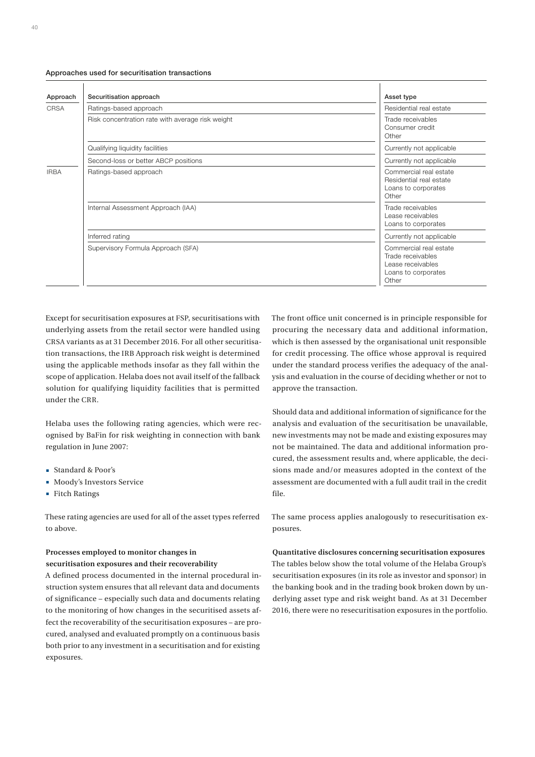**Approaches used for securitisation transactions**

| Approach | Securitisation approach | Asset type |
|---|---|---|
| CRSA | Ratings-based approach | Residential real estate |
| | Risk concentration rate with average risk weight | Trade receivables<br>Consumer credit<br>Other |
| | Qualifying liquidity facilities | Currently not applicable |
| | Second-loss or better ABCP positions | Currently not applicable |
| IRBA | Ratings-based approach | Commercial real estate<br>Residential real estate<br>Loans to corporates<br>Other |
| | Internal Assessment Approach (IAA) | Trade receivables<br>Lease receivables<br>Loans to corporates |
| | Inferred rating | Currently not applicable |
| | Supervisory Formula Approach (SFA) | Commercial real estate<br>Trade receivables<br>Lease receivables<br>Loans to corporates<br>Other |

Except for securitisation exposures at FSP, securitisations with underlying assets from the retail sector were handled using CRSA variants as at 31 December 2016. For all other securitisation transactions, the IRB Approach risk weight is determined using the applicable methods insofar as they fall within the scope of application. Helaba does not avail itself of the fallback solution for qualifying liquidity facilities that is permitted under the CRR.

Helaba uses the following rating agencies, which were recognised by BaFin for risk weighting in connection with bank regulation in June 2007:

- Standard & Poor's
- Moody's Investors Service
- Fitch Ratings

These rating agencies are used for all of the asset types referred to above.

**Processes employed to monitor changes in securitisation exposures and their recoverability**

A defined process documented in the internal procedural instruction system ensures that all relevant data and documents of significance – especially such data and documents relating to the monitoring of how changes in the securitised assets affect the recoverability of the securitisation exposures – are procured, analysed and evaluated promptly on a continuous basis both prior to any investment in a securitisation and for existing exposures.

The front office unit concerned is in principle responsible for procuring the necessary data and additional information, which is then assessed by the organisational unit responsible for credit processing. The office whose approval is required under the standard process verifies the adequacy of the analysis and evaluation in the course of deciding whether or not to approve the transaction.

Should data and additional information of significance for the analysis and evaluation of the securitisation be unavailable, new investments may not be made and existing exposures may not be maintained. The data and additional information procured, the assessment results and, where applicable, the decisions made and/or measures adopted in the context of the assessment are documented with a full audit trail in the credit file.

The same process applies analogously to resecuritisation exposures.

**Quantitative disclosures concerning securitisation exposures**

The tables below show the total volume of the Helaba Group's securitisation exposures (in its role as investor and sponsor) in the banking book and in the trading book broken down by underlying asset type and risk weight band. As at 31 December 2016, there were no resecuritisation exposures in the portfolio.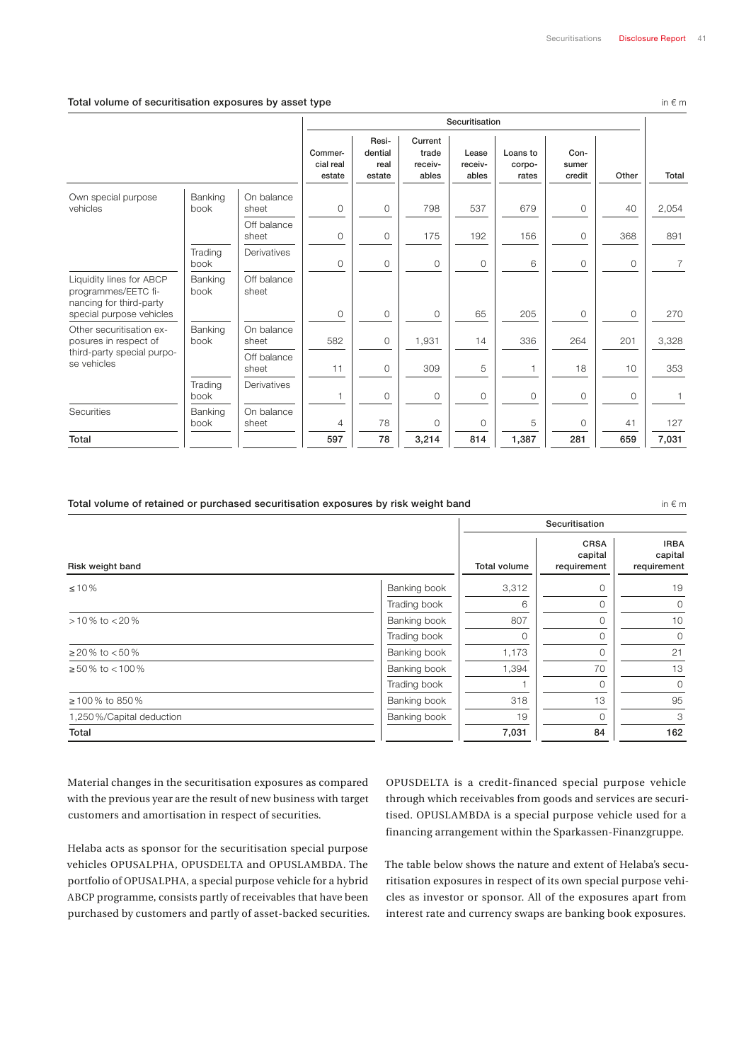**Total volume of securitisation exposures by asset type**

in € m

| | | | Securitisation | | | | | | | |
|---|---|---|---|---|---|---|---|---|---|---|
| | | | Commercial real estate | Residential real estate | Current trade receivables | Lease receivables | Loans to corporates | Consumer credit | Other | Total |
| Own special purpose vehicles | Banking book | On balance sheet | 0 | 0 | 798 | 537 | 679 | 0 | 40 | 2,054 |
| | | Off balance sheet | 0 | 0 | 175 | 192 | 156 | 0 | 368 | 891 |
| | Trading book | Derivatives | 0 | 0 | 0 | 0 | 6 | 0 | 0 | 7 |
| Liquidity lines for ABCP programmes/EETC financing for third-party special purpose vehicles | Banking book | Off balance sheet | 0 | 0 | 0 | 65 | 205 | 0 | 0 | 270 |
| Other securitisation exposures in respect of third-party special purpose vehicles | Banking book | On balance sheet | 582 | 0 | 1,931 | 14 | 336 | 264 | 201 | 3,328 |
| | | Off balance sheet | 11 | 0 | 309 | 5 | 1 | 18 | 10 | 353 |
| | Trading book | Derivatives | 1 | 0 | 0 | 0 | 0 | 0 | 0 | 1 |
| Securities | Banking book | On balance sheet | 4 | 78 | 0 | 0 | 5 | 0 | 41 | 127 |
| **Total** | | | **597** | **78** | **3,214** | **814** | **1,387** | **281** | **659** | **7,031** |

**Total volume of retained or purchased securitisation exposures by risk weight band**

in € m

| | | Securitisation | | |
|---|---|---|---|---|
| Risk weight band | | Total volume | CRSA capital requirement | IRBA capital requirement |
| ≤ 10 % | Banking book | 3,312 | 0 | 19 |
| | Trading book | 6 | 0 | 0 |
| > 10 % to < 20 % | Banking book | 807 | 0 | 10 |
| | Trading book | 0 | 0 | 0 |
| ≥ 20 % to < 50 % | Banking book | 1,173 | 0 | 21 |
| ≥ 50 % to < 100 % | Banking book | 1,394 | 70 | 13 |
| | Trading book | 1 | 0 | 0 |
| ≥ 100 % to 850 % | Banking book | 318 | 13 | 95 |
| 1,250 %/Capital deduction | Banking book | 19 | 0 | 3 |
| **Total** | | **7,031** | **84** | **162** |

Material changes in the securitisation exposures as compared with the previous year are the result of new business with target customers and amortisation in respect of securities.

Helaba acts as sponsor for the securitisation special purpose vehicles OPUSALPHA, OPUSDELTA and OPUSLAMBDA. The portfolio of OPUSALPHA, a special purpose vehicle for a hybrid ABCP programme, consists partly of receivables that have been purchased by customers and partly of asset-backed securities. OPUSDELTA is a credit-financed special purpose vehicle through which receivables from goods and services are securitised. OPUSLAMBDA is a special purpose vehicle used for a financing arrangement within the Sparkassen-Finanzgruppe.

The table below shows the nature and extent of Helaba's securitisation exposures in respect of its own special purpose vehicles as investor or sponsor. All of the exposures apart from interest rate and currency swaps are banking book exposures.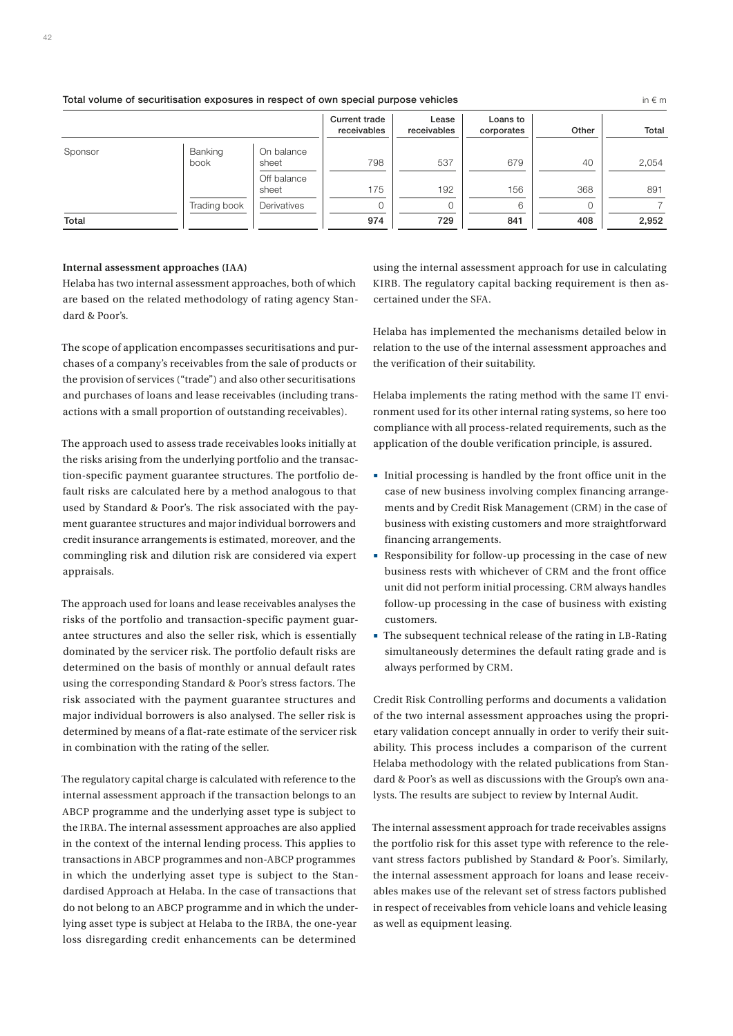Total volume of securitisation exposures in respect of own special purpose vehicles

in € m

| | | | Current trade receivables | Lease receivables | Loans to corporates | Other | Total |
|---|---|---|---|---|---|---|---|
| Sponsor | Banking book | On balance sheet | 798 | 537 | 679 | 40 | 2,054 |
| | | Off balance sheet | 175 | 192 | 156 | 368 | 891 |
| | Trading book | Derivatives | 0 | 0 | 6 | 0 | 7 |
| **Total** | | | **974** | **729** | **841** | **408** | **2,952** |

**Internal assessment approaches (IAA)**

Helaba has two internal assessment approaches, both of which are based on the related methodology of rating agency Standard & Poor's.

The scope of application encompasses securitisations and purchases of a company's receivables from the sale of products or the provision of services ("trade") and also other securitisations and purchases of loans and lease receivables (including transactions with a small proportion of outstanding receivables).

The approach used to assess trade receivables looks initially at the risks arising from the underlying portfolio and the transaction-specific payment guarantee structures. The portfolio default risks are calculated here by a method analogous to that used by Standard & Poor's. The risk associated with the payment guarantee structures and major individual borrowers and credit insurance arrangements is estimated, moreover, and the commingling risk and dilution risk are considered via expert appraisals.

The approach used for loans and lease receivables analyses the risks of the portfolio and transaction-specific payment guarantee structures and also the seller risk, which is essentially dominated by the servicer risk. The portfolio default risks are determined on the basis of monthly or annual default rates using the corresponding Standard & Poor's stress factors. The risk associated with the payment guarantee structures and major individual borrowers is also analysed. The seller risk is determined by means of a flat-rate estimate of the servicer risk in combination with the rating of the seller.

The regulatory capital charge is calculated with reference to the internal assessment approach if the transaction belongs to an ABCP programme and the underlying asset type is subject to the IRBA. The internal assessment approaches are also applied in the context of the internal lending process. This applies to transactions in ABCP programmes and non-ABCP programmes in which the underlying asset type is subject to the Standardised Approach at Helaba. In the case of transactions that do not belong to an ABCP programme and in which the underlying asset type is subject at Helaba to the IRBA, the one-year loss disregarding credit enhancements can be determined using the internal assessment approach for use in calculating KIRB. The regulatory capital backing requirement is then ascertained under the SFA.

Helaba has implemented the mechanisms detailed below in relation to the use of the internal assessment approaches and the verification of their suitability.

Helaba implements the rating method with the same IT environment used for its other internal rating systems, so here too compliance with all process-related requirements, such as the application of the double verification principle, is assured.

- Initial processing is handled by the front office unit in the case of new business involving complex financing arrangements and by Credit Risk Management (CRM) in the case of business with existing customers and more straightforward financing arrangements.
- Responsibility for follow-up processing in the case of new business rests with whichever of CRM and the front office unit did not perform initial processing. CRM always handles follow-up processing in the case of business with existing customers.
- The subsequent technical release of the rating in LB-Rating simultaneously determines the default rating grade and is always performed by CRM.

Credit Risk Controlling performs and documents a validation of the two internal assessment approaches using the proprietary validation concept annually in order to verify their suitability. This process includes a comparison of the current Helaba methodology with the related publications from Standard & Poor's as well as discussions with the Group's own analysts. The results are subject to review by Internal Audit.

The internal assessment approach for trade receivables assigns the portfolio risk for this asset type with reference to the relevant stress factors published by Standard & Poor's. Similarly, the internal assessment approach for loans and lease receivables makes use of the relevant set of stress factors published in respect of receivables from vehicle loans and vehicle leasing as well as equipment leasing.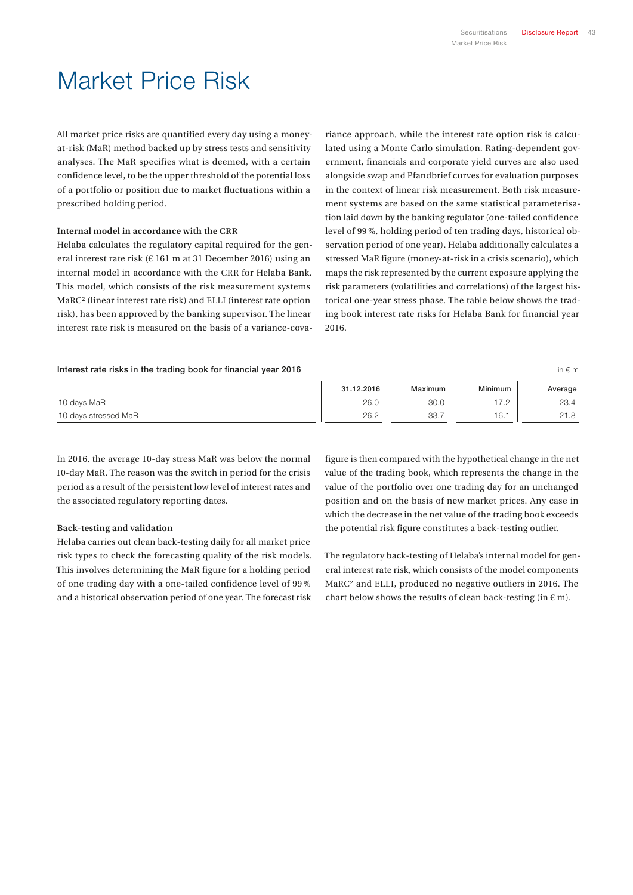# Market Price Risk

All market price risks are quantified every day using a money-at-risk (MaR) method backed up by stress tests and sensitivity analyses. The MaR specifies what is deemed, with a certain confidence level, to be the upper threshold of the potential loss of a portfolio or position due to market fluctuations within a prescribed holding period.

**Internal model in accordance with the CRR**

Helaba calculates the regulatory capital required for the general interest rate risk (€ 161 m at 31 December 2016) using an internal model in accordance with the CRR for Helaba Bank. This model, which consists of the risk measurement systems MaRC² (linear interest rate risk) and ELLI (interest rate option risk), has been approved by the banking supervisor. The linear interest rate risk is measured on the basis of a variance-covariance approach, while the interest rate option risk is calculated using a Monte Carlo simulation. Rating-dependent government, financials and corporate yield curves are also used alongside swap and Pfandbrief curves for evaluation purposes in the context of linear risk measurement. Both risk measurement systems are based on the same statistical parameterisation laid down by the banking regulator (one-tailed confidence level of 99 %, holding period of ten trading days, historical observation period of one year). Helaba additionally calculates a stressed MaR figure (money-at-risk in a crisis scenario), which maps the risk represented by the current exposure applying the risk parameters (volatilities and correlations) of the largest historical one-year stress phase. The table below shows the trading book interest rate risks for Helaba Bank for financial year 2016.

**Interest rate risks in the trading book for financial year 2016** (in € m)

| | 31.12.2016 | Maximum | Minimum | Average |
|---|---|---|---|---|
| 10 days MaR | 26.0 | 30.0 | 17.2 | 23.4 |
| 10 days stressed MaR | 26.2 | 33.7 | 16.1 | 21.8 |

In 2016, the average 10-day stress MaR was below the normal 10-day MaR. The reason was the switch in period for the crisis period as a result of the persistent low level of interest rates and the associated regulatory reporting dates.

**Back-testing and validation**

Helaba carries out clean back-testing daily for all market price risk types to check the forecasting quality of the risk models. This involves determining the MaR figure for a holding period of one trading day with a one-tailed confidence level of 99 % and a historical observation period of one year. The forecast risk figure is then compared with the hypothetical change in the net value of the trading book, which represents the change in the value of the portfolio over one trading day for an unchanged position and on the basis of new market prices. Any case in which the decrease in the net value of the trading book exceeds the potential risk figure constitutes a back-testing outlier.

The regulatory back-testing of Helaba's internal model for general interest rate risk, which consists of the model components MaRC² and ELLI, produced no negative outliers in 2016. The chart below shows the results of clean back-testing (in € m).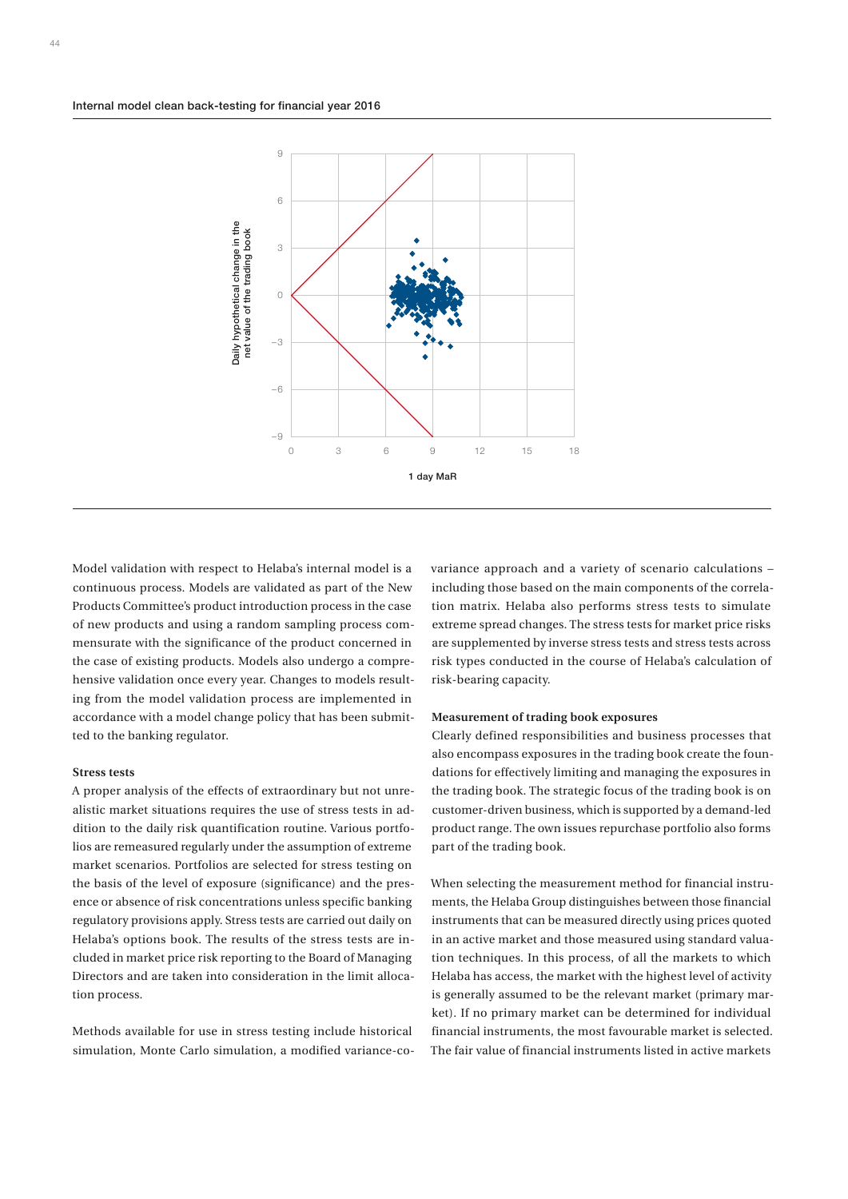Internal model clean back-testing for financial year 2016

Model validation with respect to Helaba's internal model is a continuous process. Models are validated as part of the New Products Committee's product introduction process in the case of new products and using a random sampling process commensurate with the significance of the product concerned in the case of existing products. Models also undergo a comprehensive validation once every year. Changes to models resulting from the model validation process are implemented in accordance with a model change policy that has been submitted to the banking regulator.

**Stress tests**

A proper analysis of the effects of extraordinary but not unrealistic market situations requires the use of stress tests in addition to the daily risk quantification routine. Various portfolios are remeasured regularly under the assumption of extreme market scenarios. Portfolios are selected for stress testing on the basis of the level of exposure (significance) and the presence or absence of risk concentrations unless specific banking regulatory provisions apply. Stress tests are carried out daily on Helaba's options book. The results of the stress tests are included in market price risk reporting to the Board of Managing Directors and are taken into consideration in the limit allocation process.

Methods available for use in stress testing include historical simulation, Monte Carlo simulation, a modified variance-covariance approach and a variety of scenario calculations – including those based on the main components of the correlation matrix. Helaba also performs stress tests to simulate extreme spread changes. The stress tests for market price risks are supplemented by inverse stress tests and stress tests across risk types conducted in the course of Helaba's calculation of risk-bearing capacity.

**Measurement of trading book exposures**

Clearly defined responsibilities and business processes that also encompass exposures in the trading book create the foundations for effectively limiting and managing the exposures in the trading book. The strategic focus of the trading book is on customer-driven business, which is supported by a demand-led product range. The own issues repurchase portfolio also forms part of the trading book.

When selecting the measurement method for financial instruments, the Helaba Group distinguishes between those financial instruments that can be measured directly using prices quoted in an active market and those measured using standard valuation techniques. In this process, of all the markets to which Helaba has access, the market with the highest level of activity is generally assumed to be the relevant market (primary market). If no primary market can be determined for individual financial instruments, the most favourable market is selected. The fair value of financial instruments listed in active markets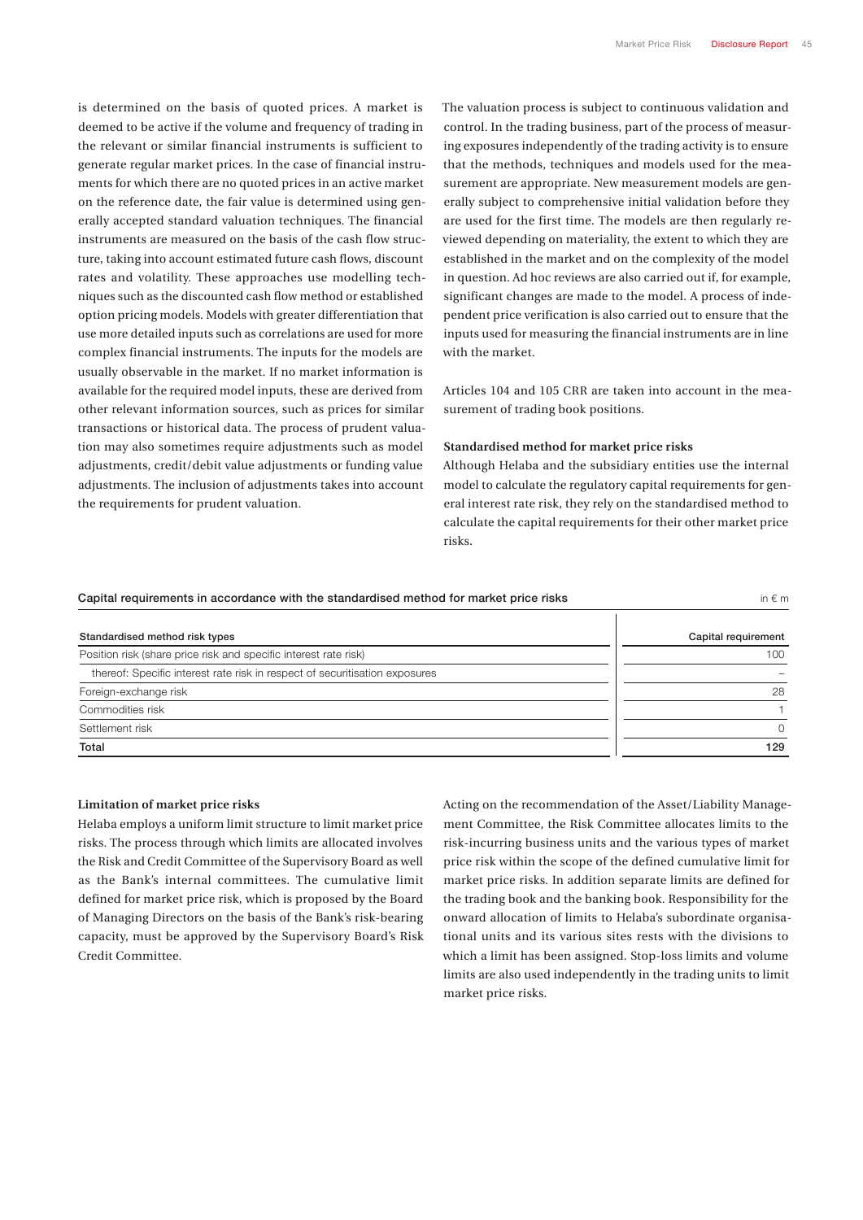is determined on the basis of quoted prices. A market is deemed to be active if the volume and frequency of trading in the relevant or similar financial instruments is sufficient to generate regular market prices. In the case of financial instruments for which there are no quoted prices in an active market on the reference date, the fair value is determined using generally accepted standard valuation techniques. The financial instruments are measured on the basis of the cash flow structure, taking into account estimated future cash flows, discount rates and volatility. These approaches use modelling techniques such as the discounted cash flow method or established option pricing models. Models with greater differentiation that use more detailed inputs such as correlations are used for more complex financial instruments. The inputs for the models are usually observable in the market. If no market information is available for the required model inputs, these are derived from other relevant information sources, such as prices for similar transactions or historical data. The process of prudent valuation may also sometimes require adjustments such as model adjustments, credit/debit value adjustments or funding value adjustments. The inclusion of adjustments takes into account the requirements for prudent valuation.

The valuation process is subject to continuous validation and control. In the trading business, part of the process of measuring exposures independently of the trading activity is to ensure that the methods, techniques and models used for the measurement are appropriate. New measurement models are generally subject to comprehensive initial validation before they are used for the first time. The models are then regularly reviewed depending on materiality, the extent to which they are established in the market and on the complexity of the model in question. Ad hoc reviews are also carried out if, for example, significant changes are made to the model. A process of independent price verification is also carried out to ensure that the inputs used for measuring the financial instruments are in line with the market.

Articles 104 and 105 CRR are taken into account in the measurement of trading book positions.

**Standardised method for market price risks**

Although Helaba and the subsidiary entities use the internal model to calculate the regulatory capital requirements for general interest rate risk, they rely on the standardised method to calculate the capital requirements for their other market price risks.

Capital requirements in accordance with the standardised method for market price risks (in € m)

| Standardised method risk types | Capital requirement |
|---|---|
| Position risk (share price risk and specific interest rate risk) | 100 |
| thereof: Specific interest rate risk in respect of securitisation exposures | – |
| Foreign-exchange risk | 28 |
| Commodities risk | 1 |
| Settlement risk | 0 |
| **Total** | **129** |

**Limitation of market price risks**

Helaba employs a uniform limit structure to limit market price risks. The process through which limits are allocated involves the Risk and Credit Committee of the Supervisory Board as well as the Bank's internal committees. The cumulative limit defined for market price risk, which is proposed by the Board of Managing Directors on the basis of the Bank's risk-bearing capacity, must be approved by the Supervisory Board's Risk Credit Committee.

Acting on the recommendation of the Asset/Liability Management Committee, the Risk Committee allocates limits to the risk-incurring business units and the various types of market price risk within the scope of the defined cumulative limit for market price risks. In addition separate limits are defined for the trading book and the banking book. Responsibility for the onward allocation of limits to Helaba's subordinate organisational units and its various sites rests with the divisions to which a limit has been assigned. Stop-loss limits and volume limits are also used independently in the trading units to limit market price risks.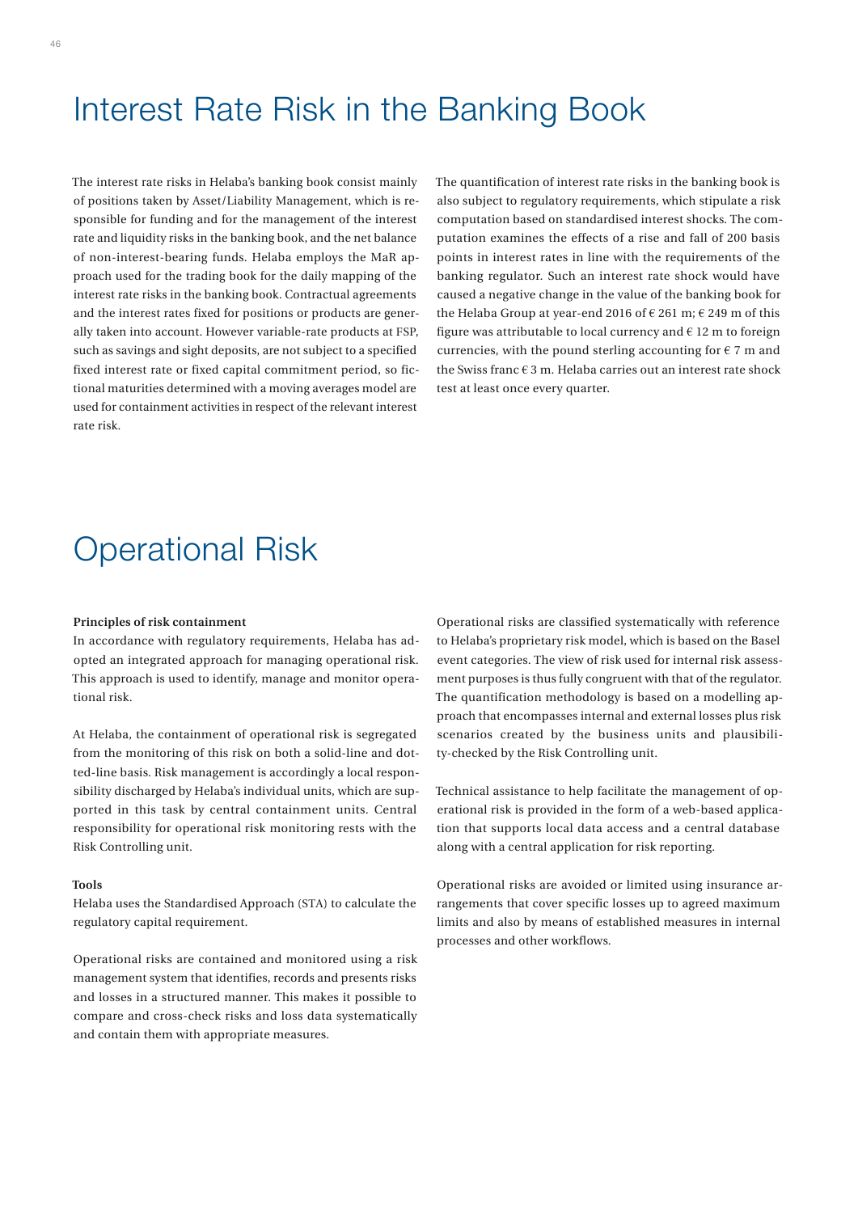# Interest Rate Risk in the Banking Book

The interest rate risks in Helaba's banking book consist mainly of positions taken by Asset/Liability Management, which is responsible for funding and for the management of the interest rate and liquidity risks in the banking book, and the net balance of non-interest-bearing funds. Helaba employs the MaR approach used for the trading book for the daily mapping of the interest rate risks in the banking book. Contractual agreements and the interest rates fixed for positions or products are generally taken into account. However variable-rate products at FSP, such as savings and sight deposits, are not subject to a specified fixed interest rate or fixed capital commitment period, so fictional maturities determined with a moving averages model are used for containment activities in respect of the relevant interest rate risk.

The quantification of interest rate risks in the banking book is also subject to regulatory requirements, which stipulate a risk computation based on standardised interest shocks. The computation examines the effects of a rise and fall of 200 basis points in interest rates in line with the requirements of the banking regulator. Such an interest rate shock would have caused a negative change in the value of the banking book for the Helaba Group at year-end 2016 of € 261 m; € 249 m of this figure was attributable to local currency and € 12 m to foreign currencies, with the pound sterling accounting for € 7 m and the Swiss franc € 3 m. Helaba carries out an interest rate shock test at least once every quarter.

# Operational Risk

**Principles of risk containment**

In accordance with regulatory requirements, Helaba has adopted an integrated approach for managing operational risk. This approach is used to identify, manage and monitor operational risk.

At Helaba, the containment of operational risk is segregated from the monitoring of this risk on both a solid-line and dotted-line basis. Risk management is accordingly a local responsibility discharged by Helaba's individual units, which are supported in this task by central containment units. Central responsibility for operational risk monitoring rests with the Risk Controlling unit.

**Tools**

Helaba uses the Standardised Approach (STA) to calculate the regulatory capital requirement.

Operational risks are contained and monitored using a risk management system that identifies, records and presents risks and losses in a structured manner. This makes it possible to compare and cross-check risks and loss data systematically and contain them with appropriate measures.

Operational risks are classified systematically with reference to Helaba's proprietary risk model, which is based on the Basel event categories. The view of risk used for internal risk assessment purposes is thus fully congruent with that of the regulator. The quantification methodology is based on a modelling approach that encompasses internal and external losses plus risk scenarios created by the business units and plausibility-checked by the Risk Controlling unit.

Technical assistance to help facilitate the management of operational risk is provided in the form of a web-based application that supports local data access and a central database along with a central application for risk reporting.

Operational risks are avoided or limited using insurance arrangements that cover specific losses up to agreed maximum limits and also by means of established measures in internal processes and other workflows.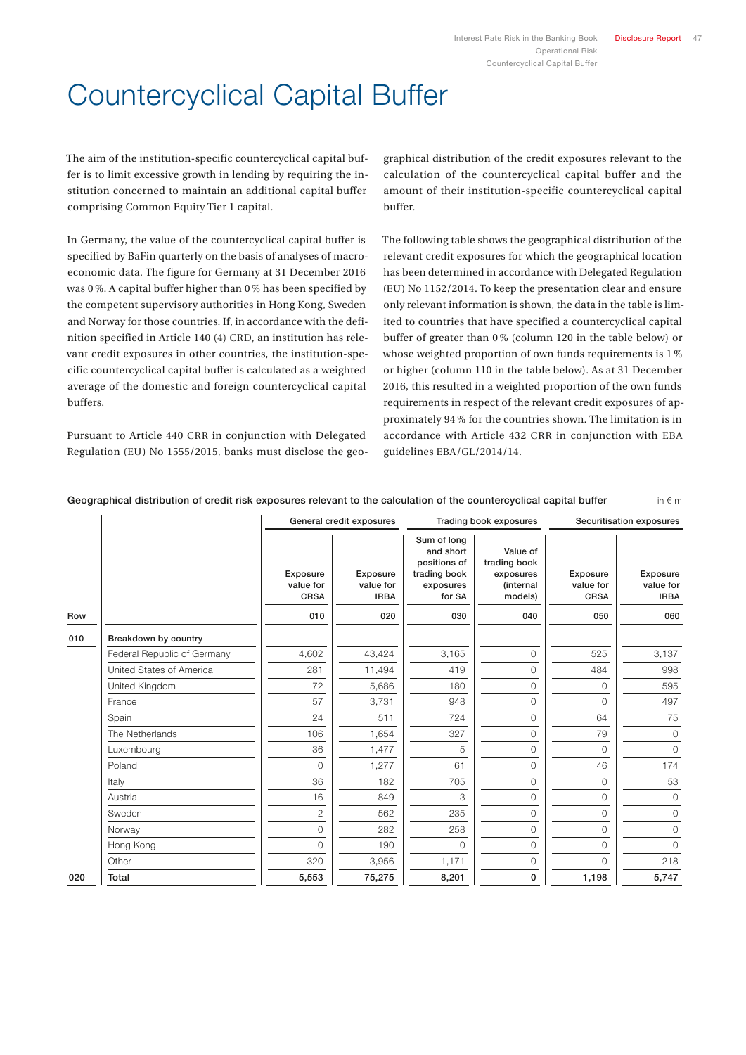# Countercyclical Capital Buffer

The aim of the institution-specific countercyclical capital buffer is to limit excessive growth in lending by requiring the institution concerned to maintain an additional capital buffer comprising Common Equity Tier 1 capital.

In Germany, the value of the countercyclical capital buffer is specified by BaFin quarterly on the basis of analyses of macroeconomic data. The figure for Germany at 31 December 2016 was 0 %. A capital buffer higher than 0 % has been specified by the competent supervisory authorities in Hong Kong, Sweden and Norway for those countries. If, in accordance with the definition specified in Article 140 (4) CRD, an institution has relevant credit exposures in other countries, the institution-specific countercyclical capital buffer is calculated as a weighted average of the domestic and foreign countercyclical capital buffers.

Pursuant to Article 440 CRR in conjunction with Delegated Regulation (EU) No 1555/2015, banks must disclose the geographical distribution of the credit exposures relevant to the calculation of the countercyclical capital buffer and the amount of their institution-specific countercyclical capital buffer.

The following table shows the geographical distribution of the relevant credit exposures for which the geographical location has been determined in accordance with Delegated Regulation (EU) No 1152/2014. To keep the presentation clear and ensure only relevant information is shown, the data in the table is limited to countries that have specified a countercyclical capital buffer of greater than 0 % (column 120 in the table below) or whose weighted proportion of own funds requirements is 1 % or higher (column 110 in the table below). As at 31 December 2016, this resulted in a weighted proportion of the own funds requirements in respect of the relevant credit exposures of approximately 94 % for the countries shown. The limitation is in accordance with Article 432 CRR in conjunction with EBA guidelines EBA/GL/2014/14.

**Geographical distribution of credit risk exposures relevant to the calculation of the countercyclical capital buffer** in € m

| | | General credit exposures | | Trading book exposures | | Securitisation exposures | |
|---|---|---|---|---|---|---|---|
| | | Exposure value for CRSA | Exposure value for IRBA | Sum of long and short positions of trading book exposures for SA | Value of trading book exposures (internal models) | Exposure value for CRSA | Exposure value for IRBA |
| Row | | 010 | 020 | 030 | 040 | 050 | 060 |
| 010 | Breakdown by country | | | | | | |
| | Federal Republic of Germany | 4,602 | 43,424 | 3,165 | 0 | 525 | 3,137 |
| | United States of America | 281 | 11,494 | 419 | 0 | 484 | 998 |
| | United Kingdom | 72 | 5,686 | 180 | 0 | 0 | 595 |
| | France | 57 | 3,731 | 948 | 0 | 0 | 497 |
| | Spain | 24 | 511 | 724 | 0 | 64 | 75 |
| | The Netherlands | 106 | 1,654 | 327 | 0 | 79 | 0 |
| | Luxembourg | 36 | 1,477 | 5 | 0 | 0 | 0 |
| | Poland | 0 | 1,277 | 61 | 0 | 46 | 174 |
| | Italy | 36 | 182 | 705 | 0 | 0 | 53 |
| | Austria | 16 | 849 | 3 | 0 | 0 | 0 |
| | Sweden | 2 | 562 | 235 | 0 | 0 | 0 |
| | Norway | 0 | 282 | 258 | 0 | 0 | 0 |
| | Hong Kong | 0 | 190 | 0 | 0 | 0 | 0 |
| | Other | 320 | 3,956 | 1,171 | 0 | 0 | 218 |
| 020 | **Total** | **5,553** | **75,275** | **8,201** | **0** | **1,198** | **5,747** |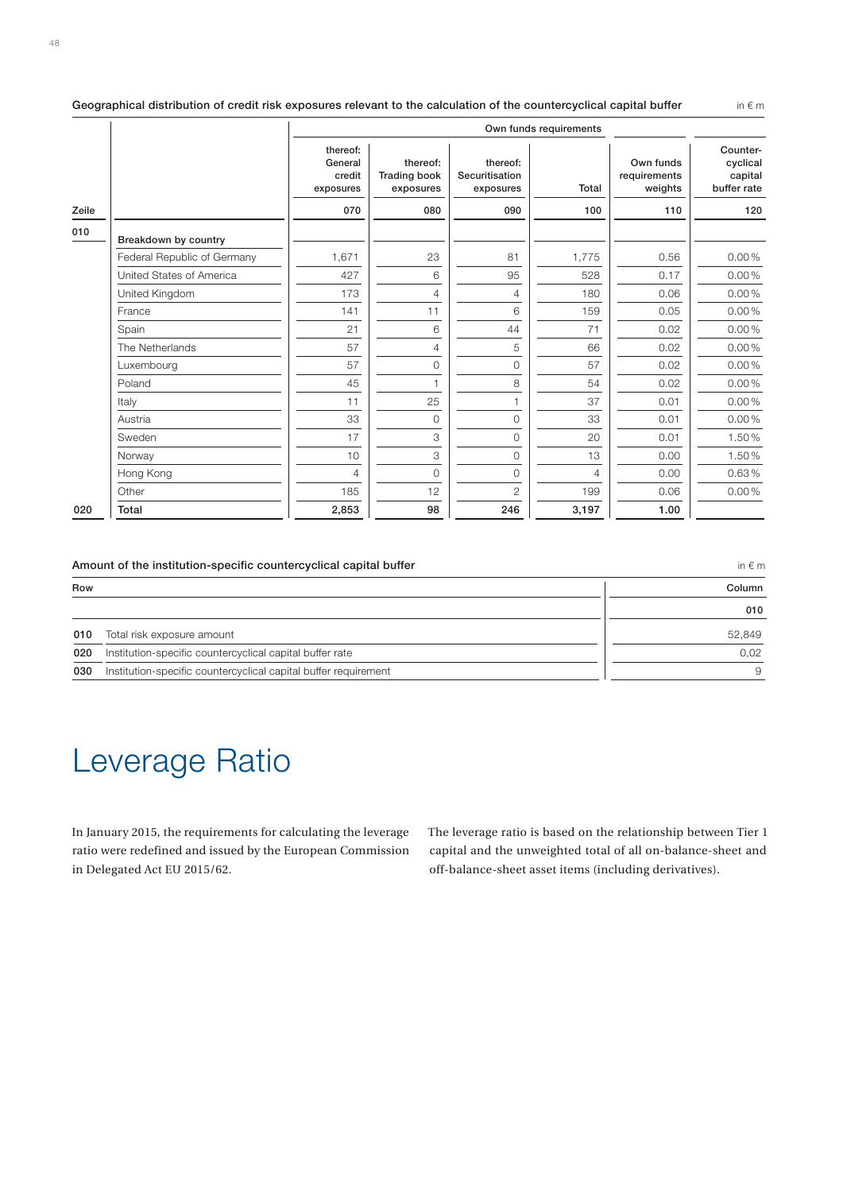**Geographical distribution of credit risk exposures relevant to the calculation of the countercyclical capital buffer**

in € m

| | | Own funds requirements | | | | | |
|---|---|---|---|---|---|---|---|
| | | thereof: General credit exposures | thereof: Trading book exposures | thereof: Securitisation exposures | Total | Own funds requirements weights | Counter-cyclical capital buffer rate |
| Zeile | | 070 | 080 | 090 | 100 | 110 | 120 |
| 010 | Breakdown by country | | | | | | |
| | Federal Republic of Germany | 1,671 | 23 | 81 | 1,775 | 0.56 | 0.00 % |
| | United States of America | 427 | 6 | 95 | 528 | 0.17 | 0.00 % |
| | United Kingdom | 173 | 4 | 4 | 180 | 0.06 | 0.00 % |
| | France | 141 | 11 | 6 | 159 | 0.05 | 0.00 % |
| | Spain | 21 | 6 | 44 | 71 | 0.02 | 0.00 % |
| | The Netherlands | 57 | 4 | 5 | 66 | 0.02 | 0.00 % |
| | Luxembourg | 57 | 0 | 0 | 57 | 0.02 | 0.00 % |
| | Poland | 45 | 1 | 8 | 54 | 0.02 | 0.00 % |
| | Italy | 11 | 25 | 1 | 37 | 0.01 | 0.00 % |
| | Austria | 33 | 0 | 0 | 33 | 0.01 | 0.00 % |
| | Sweden | 17 | 3 | 0 | 20 | 0.01 | 1.50 % |
| | Norway | 10 | 3 | 0 | 13 | 0.00 | 1.50 % |
| | Hong Kong | 4 | 0 | 0 | 4 | 0.00 | 0.63 % |
| | Other | 185 | 12 | 2 | 199 | 0.06 | 0.00 % |
| 020 | **Total** | **2,853** | **98** | **246** | **3,197** | **1.00** | |

**Amount of the institution-specific countercyclical capital buffer**

in € m

| Row | | Column |
|---|---|---|
| | | 010 |
| 010 | Total risk exposure amount | 52,849 |
| 020 | Institution-specific countercyclical capital buffer rate | 0,02 |
| 030 | Institution-specific countercyclical capital buffer requirement | 9 |

# Leverage Ratio

In January 2015, the requirements for calculating the leverage ratio were redefined and issued by the European Commission in Delegated Act EU 2015/62.

The leverage ratio is based on the relationship between Tier 1 capital and the unweighted total of all on-balance-sheet and off-balance-sheet asset items (including derivatives).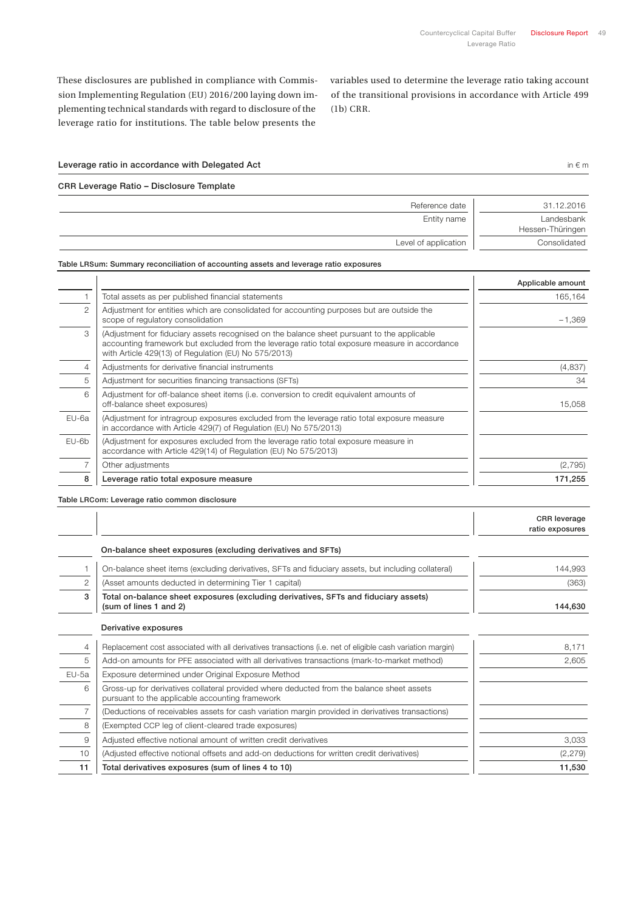These disclosures are published in compliance with Commission Implementing Regulation (EU) 2016/200 laying down implementing technical standards with regard to disclosure of the leverage ratio for institutions. The table below presents the variables used to determine the leverage ratio taking account of the transitional provisions in accordance with Article 499 (1b) CRR.

**Leverage ratio in accordance with Delegated Act** in € m

**CRR Leverage Ratio – Disclosure Template**

| | |
|---|---|
| Reference date | 31.12.2016 |
| Entity name | Landesbank Hessen-Thüringen |
| Level of application | Consolidated |

**Table LRSum: Summary reconciliation of accounting assets and leverage ratio exposures**

| | | Applicable amount |
|---|---|---|
| 1 | Total assets as per published financial statements | 165,164 |
| 2 | Adjustment for entities which are consolidated for accounting purposes but are outside the scope of regulatory consolidation | –1,369 |
| 3 | (Adjustment for fiduciary assets recognised on the balance sheet pursuant to the applicable accounting framework but excluded from the leverage ratio total exposure measure in accordance with Article 429(13) of Regulation (EU) No 575/2013) | |
| 4 | Adjustments for derivative financial instruments | (4,837) |
| 5 | Adjustment for securities financing transactions (SFTs) | 34 |
| 6 | Adjustment for off-balance sheet items (i.e. conversion to credit equivalent amounts of off-balance sheet exposures) | 15,058 |
| EU-6a | (Adjustment for intragroup exposures excluded from the leverage ratio total exposure measure in accordance with Article 429(7) of Regulation (EU) No 575/2013) | |
| EU-6b | (Adjustment for exposures excluded from the leverage ratio total exposure measure in accordance with Article 429(14) of Regulation (EU) No 575/2013) | |
| 7 | Other adjustments | (2,795) |
| **8** | **Leverage ratio total exposure measure** | **171,255** |

**Table LRCom: Leverage ratio common disclosure**

| | | CRR leverage ratio exposures |
|---|---|---|
| | **On-balance sheet exposures (excluding derivatives and SFTs)** | |
| 1 | On-balance sheet items (excluding derivatives, SFTs and fiduciary assets, but including collateral) | 144,993 |
| 2 | (Asset amounts deducted in determining Tier 1 capital) | (363) |
| **3** | **Total on-balance sheet exposures (excluding derivatives, SFTs and fiduciary assets) (sum of lines 1 and 2)** | **144,630** |
| | **Derivative exposures** | |
| 4 | Replacement cost associated with all derivatives transactions (i.e. net of eligible cash variation margin) | 8,171 |
| 5 | Add-on amounts for PFE associated with all derivatives transactions (mark-to-market method) | 2,605 |
| EU-5a | Exposure determined under Original Exposure Method | |
| 6 | Gross-up for derivatives collateral provided where deducted from the balance sheet assets pursuant to the applicable accounting framework | |
| 7 | (Deductions of receivables assets for cash variation margin provided in derivatives transactions) | |
| 8 | (Exempted CCP leg of client-cleared trade exposures) | |
| 9 | Adjusted effective notional amount of written credit derivatives | 3,033 |
| 10 | (Adjusted effective notional offsets and add-on deductions for written credit derivatives) | (2,279) |
| **11** | **Total derivatives exposures (sum of lines 4 to 10)** | **11,530** |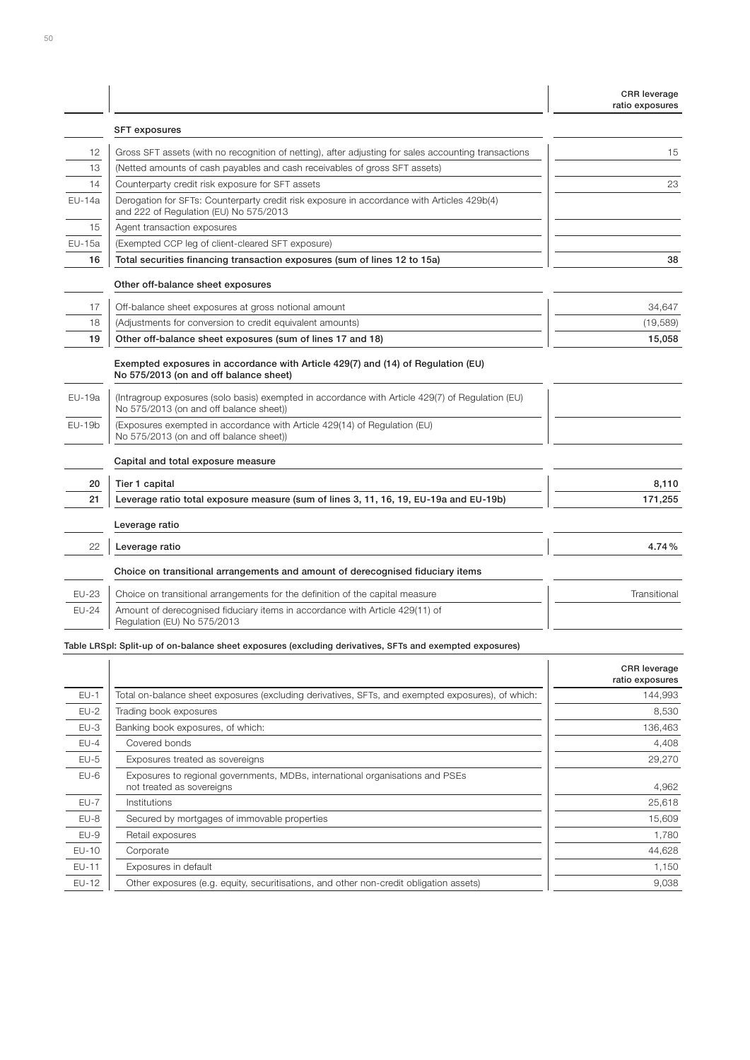| | | CRR leverage ratio exposures |
|---|---|---|
| | **SFT exposures** | |
| 12 | Gross SFT assets (with no recognition of netting), after adjusting for sales accounting transactions | 15 |
| 13 | (Netted amounts of cash payables and cash receivables of gross SFT assets) | |
| 14 | Counterparty credit risk exposure for SFT assets | 23 |
| EU-14a | Derogation for SFTs: Counterparty credit risk exposure in accordance with Articles 429b(4) and 222 of Regulation (EU) No 575/2013 | |
| 15 | Agent transaction exposures | |
| EU-15a | (Exempted CCP leg of client-cleared SFT exposure) | |
| **16** | **Total securities financing transaction exposures (sum of lines 12 to 15a)** | **38** |
| | **Other off-balance sheet exposures** | |
| 17 | Off-balance sheet exposures at gross notional amount | 34,647 |
| 18 | (Adjustments for conversion to credit equivalent amounts) | (19,589) |
| **19** | **Other off-balance sheet exposures (sum of lines 17 and 18)** | **15,058** |
| | **Exempted exposures in accordance with Article 429(7) and (14) of Regulation (EU) No 575/2013 (on and off balance sheet)** | |
| EU-19a | (Intragroup exposures (solo basis) exempted in accordance with Article 429(7) of Regulation (EU) No 575/2013 (on and off balance sheet)) | |
| EU-19b | (Exposures exempted in accordance with Article 429(14) of Regulation (EU) No 575/2013 (on and off balance sheet)) | |
| | **Capital and total exposure measure** | |
| **20** | **Tier 1 capital** | **8,110** |
| **21** | **Leverage ratio total exposure measure (sum of lines 3, 11, 16, 19, EU-19a and EU-19b)** | **171,255** |
| | **Leverage ratio** | |
| 22 | **Leverage ratio** | **4.74%** |
| | **Choice on transitional arrangements and amount of derecognised fiduciary items** | |
| EU-23 | Choice on transitional arrangements for the definition of the capital measure | Transitional |
| EU-24 | Amount of derecognised fiduciary items in accordance with Article 429(11) of Regulation (EU) No 575/2013 | |

**Table LRSpl: Split-up of on-balance sheet exposures (excluding derivatives, SFTs and exempted exposures)**

| | | CRR leverage ratio exposures |
|---|---|---|
| EU-1 | Total on-balance sheet exposures (excluding derivatives, SFTs, and exempted exposures), of which: | 144,993 |
| EU-2 | Trading book exposures | 8,530 |
| EU-3 | Banking book exposures, of which: | 136,463 |
| EU-4 | Covered bonds | 4,408 |
| EU-5 | Exposures treated as sovereigns | 29,270 |
| EU-6 | Exposures to regional governments, MDBs, international organisations and PSEs not treated as sovereigns | 4,962 |
| EU-7 | Institutions | 25,618 |
| EU-8 | Secured by mortgages of immovable properties | 15,609 |
| EU-9 | Retail exposures | 1,780 |
| EU-10 | Corporate | 44,628 |
| EU-11 | Exposures in default | 1,150 |
| EU-12 | Other exposures (e.g. equity, securitisations, and other non-credit obligation assets) | 9,038 |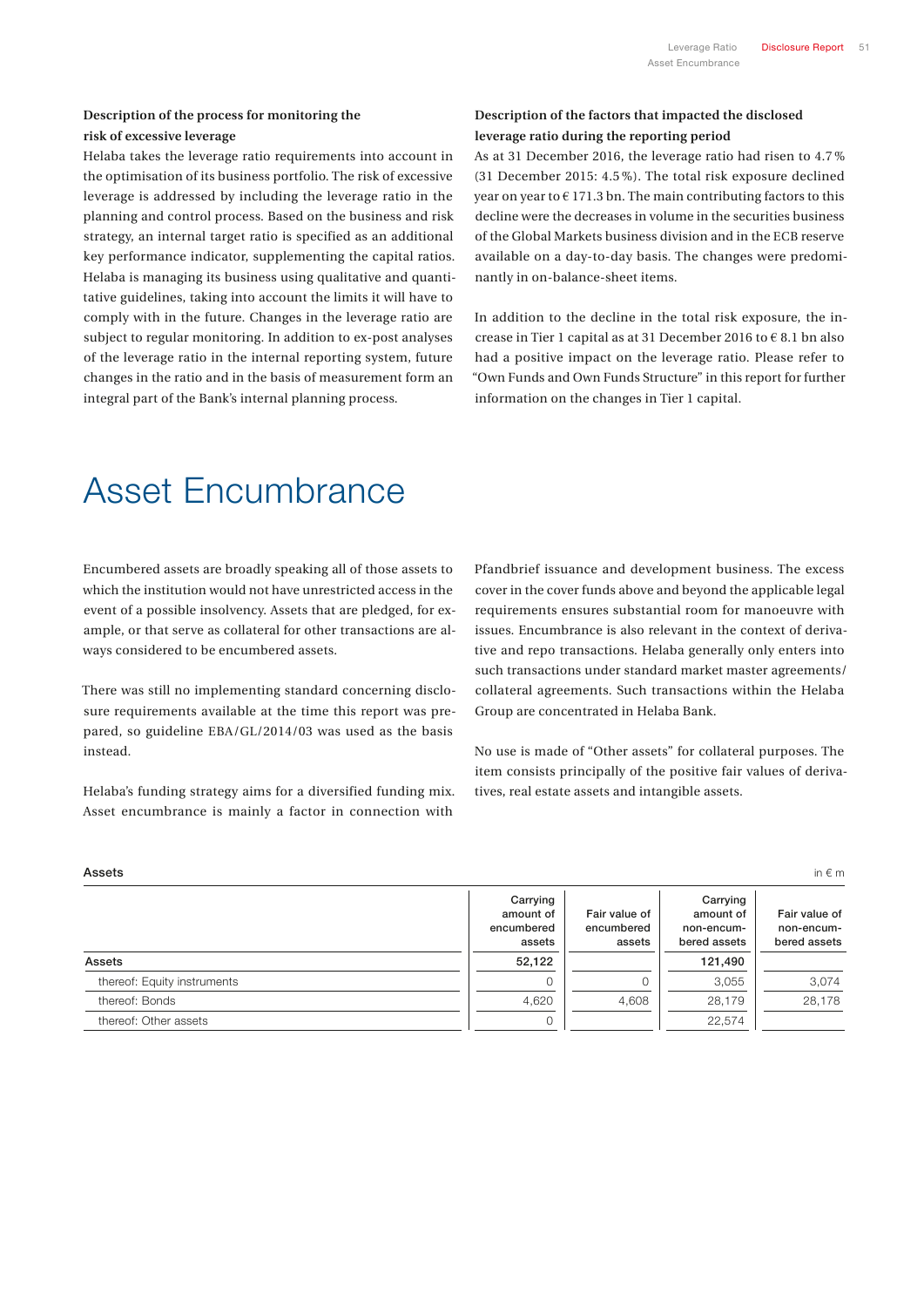### Description of the process for monitoring the risk of excessive leverage

Helaba takes the leverage ratio requirements into account in the optimisation of its business portfolio. The risk of excessive leverage is addressed by including the leverage ratio in the planning and control process. Based on the business and risk strategy, an internal target ratio is specified as an additional key performance indicator, supplementing the capital ratios. Helaba is managing its business using qualitative and quantitative guidelines, taking into account the limits it will have to comply with in the future. Changes in the leverage ratio are subject to regular monitoring. In addition to ex-post analyses of the leverage ratio in the internal reporting system, future changes in the ratio and in the basis of measurement form an integral part of the Bank's internal planning process.

### Description of the factors that impacted the disclosed leverage ratio during the reporting period

As at 31 December 2016, the leverage ratio had risen to 4.7 % (31 December 2015: 4.5 %). The total risk exposure declined year on year to € 171.3 bn. The main contributing factors to this decline were the decreases in volume in the securities business of the Global Markets business division and in the ECB reserve available on a day-to-day basis. The changes were predominantly in on-balance-sheet items.

In addition to the decline in the total risk exposure, the increase in Tier 1 capital as at 31 December 2016 to € 8.1 bn also had a positive impact on the leverage ratio. Please refer to "Own Funds and Own Funds Structure" in this report for further information on the changes in Tier 1 capital.

# Asset Encumbrance

Encumbered assets are broadly speaking all of those assets to which the institution would not have unrestricted access in the event of a possible insolvency. Assets that are pledged, for example, or that serve as collateral for other transactions are always considered to be encumbered assets.

There was still no implementing standard concerning disclosure requirements available at the time this report was prepared, so guideline EBA/GL/2014/03 was used as the basis instead.

Helaba's funding strategy aims for a diversified funding mix. Asset encumbrance is mainly a factor in connection with Pfandbrief issuance and development business. The excess cover in the cover funds above and beyond the applicable legal requirements ensures substantial room for manoeuvre with issues. Encumbrance is also relevant in the context of derivative and repo transactions. Helaba generally only enters into such transactions under standard market master agreements/collateral agreements. Such transactions within the Helaba Group are concentrated in Helaba Bank.

No use is made of "Other assets" for collateral purposes. The item consists principally of the positive fair values of derivatives, real estate assets and intangible assets.

**Assets** in € m

| | Carrying amount of encumbered assets | Fair value of encumbered assets | Carrying amount of non-encumbered assets | Fair value of non-encumbered assets |
|---|---|---|---|---|
| **Assets** | **52,122** | | **121,490** | |
| thereof: Equity instruments | 0 | 0 | 3,055 | 3,074 |
| thereof: Bonds | 4,620 | 4,608 | 28,179 | 28,178 |
| thereof: Other assets | 0 | | 22,574 | |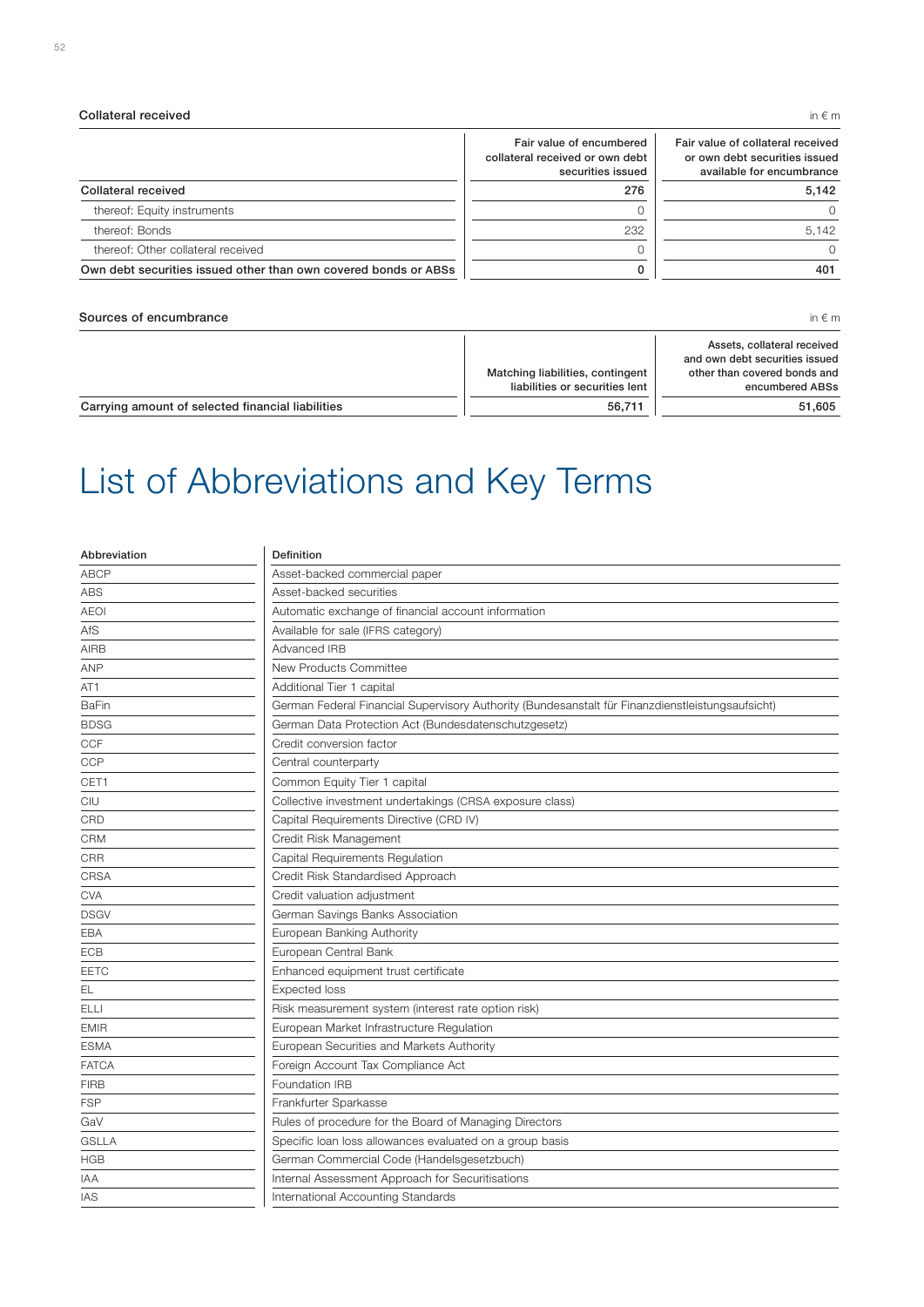**Collateral received**

in € m

| | Fair value of encumbered collateral received or own debt securities issued | Fair value of collateral received or own debt securities issued available for encumbrance |
|---|---|---|
| **Collateral received** | **276** | **5,142** |
| thereof: Equity instruments | 0 | 0 |
| thereof: Bonds | 232 | 5,142 |
| thereof: Other collateral received | 0 | 0 |
| **Own debt securities issued other than own covered bonds or ABSs** | **0** | **401** |

**Sources of encumbrance**

in € m

| | Matching liabilities, contingent liabilities or securities lent | Assets, collateral received and own debt securities issued other than covered bonds and encumbered ABSs |
|---|---|---|
| **Carrying amount of selected financial liabilities** | **56,711** | **51,605** |

# List of Abbreviations and Key Terms

| Abbreviation | Definition |
|---|---|
| ABCP | Asset-backed commercial paper |
| ABS | Asset-backed securities |
| AEOI | Automatic exchange of financial account information |
| AfS | Available for sale (IFRS category) |
| AIRB | Advanced IRB |
| ANP | New Products Committee |
| AT1 | Additional Tier 1 capital |
| BaFin | German Federal Financial Supervisory Authority (Bundesanstalt für Finanzdienstleistungsaufsicht) |
| BDSG | German Data Protection Act (Bundesdatenschutzgesetz) |
| CCF | Credit conversion factor |
| CCP | Central counterparty |
| CET1 | Common Equity Tier 1 capital |
| CIU | Collective investment undertakings (CRSA exposure class) |
| CRD | Capital Requirements Directive (CRD IV) |
| CRM | Credit Risk Management |
| CRR | Capital Requirements Regulation |
| CRSA | Credit Risk Standardised Approach |
| CVA | Credit valuation adjustment |
| DSGV | German Savings Banks Association |
| EBA | European Banking Authority |
| ECB | European Central Bank |
| EETC | Enhanced equipment trust certificate |
| EL | Expected loss |
| ELLI | Risk measurement system (interest rate option risk) |
| EMIR | European Market Infrastructure Regulation |
| ESMA | European Securities and Markets Authority |
| FATCA | Foreign Account Tax Compliance Act |
| FIRB | Foundation IRB |
| FSP | Frankfurter Sparkasse |
| GaV | Rules of procedure for the Board of Managing Directors |
| GSLLA | Specific loan loss allowances evaluated on a group basis |
| HGB | German Commercial Code (Handelsgesetzbuch) |
| IAA | Internal Assessment Approach for Securitisations |
| IAS | International Accounting Standards |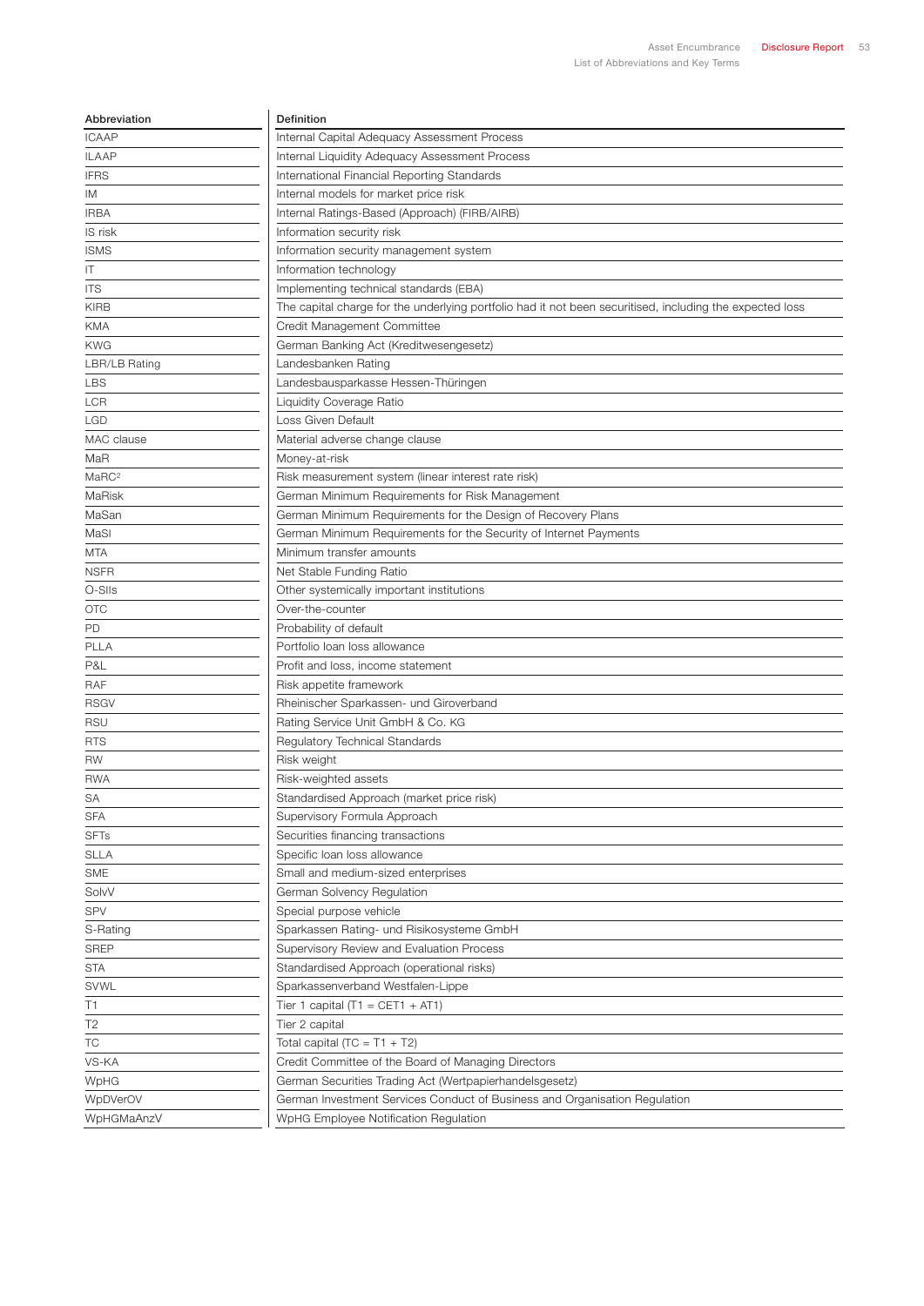| Abbreviation | Definition |
| --- | --- |
| ICAAP | Internal Capital Adequacy Assessment Process |
| ILAAP | Internal Liquidity Adequacy Assessment Process |
| IFRS | International Financial Reporting Standards |
| IM | Internal models for market price risk |
| IRBA | Internal Ratings-Based (Approach) (FIRB/AIRB) |
| IS risk | Information security risk |
| ISMS | Information security management system |
| IT | Information technology |
| ITS | Implementing technical standards (EBA) |
| KIRB | The capital charge for the underlying portfolio had it not been securitised, including the expected loss |
| KMA | Credit Management Committee |
| KWG | German Banking Act (Kreditwesengesetz) |
| LBR/LB Rating | Landesbanken Rating |
| LBS | Landesbausparkasse Hessen-Thüringen |
| LCR | Liquidity Coverage Ratio |
| LGD | Loss Given Default |
| MAC clause | Material adverse change clause |
| MaR | Money-at-risk |
| MaRC² | Risk measurement system (linear interest rate risk) |
| MaRisk | German Minimum Requirements for Risk Management |
| MaSan | German Minimum Requirements for the Design of Recovery Plans |
| MaSI | German Minimum Requirements for the Security of Internet Payments |
| MTA | Minimum transfer amounts |
| NSFR | Net Stable Funding Ratio |
| O-SIIs | Other systemically important institutions |
| OTC | Over-the-counter |
| PD | Probability of default |
| PLLA | Portfolio loan loss allowance |
| P&L | Profit and loss, income statement |
| RAF | Risk appetite framework |
| RSGV | Rheinischer Sparkassen- und Giroverband |
| RSU | Rating Service Unit GmbH & Co. KG |
| RTS | Regulatory Technical Standards |
| RW | Risk weight |
| RWA | Risk-weighted assets |
| SA | Standardised Approach (market price risk) |
| SFA | Supervisory Formula Approach |
| SFTs | Securities financing transactions |
| SLLA | Specific loan loss allowance |
| SME | Small and medium-sized enterprises |
| SolvV | German Solvency Regulation |
| SPV | Special purpose vehicle |
| S-Rating | Sparkassen Rating- und Risikosysteme GmbH |
| SREP | Supervisory Review and Evaluation Process |
| STA | Standardised Approach (operational risks) |
| SVWL | Sparkassenverband Westfalen-Lippe |
| T1 | Tier 1 capital (T1 = CET1 + AT1) |
| T2 | Tier 2 capital |
| TC | Total capital (TC = T1 + T2) |
| VS-KA | Credit Committee of the Board of Managing Directors |
| WpHG | German Securities Trading Act (Wertpapierhandelsgesetz) |
| WpDVerOV | German Investment Services Conduct of Business and Organisation Regulation |
| WpHGMaAnzV | WpHG Employee Notification Regulation |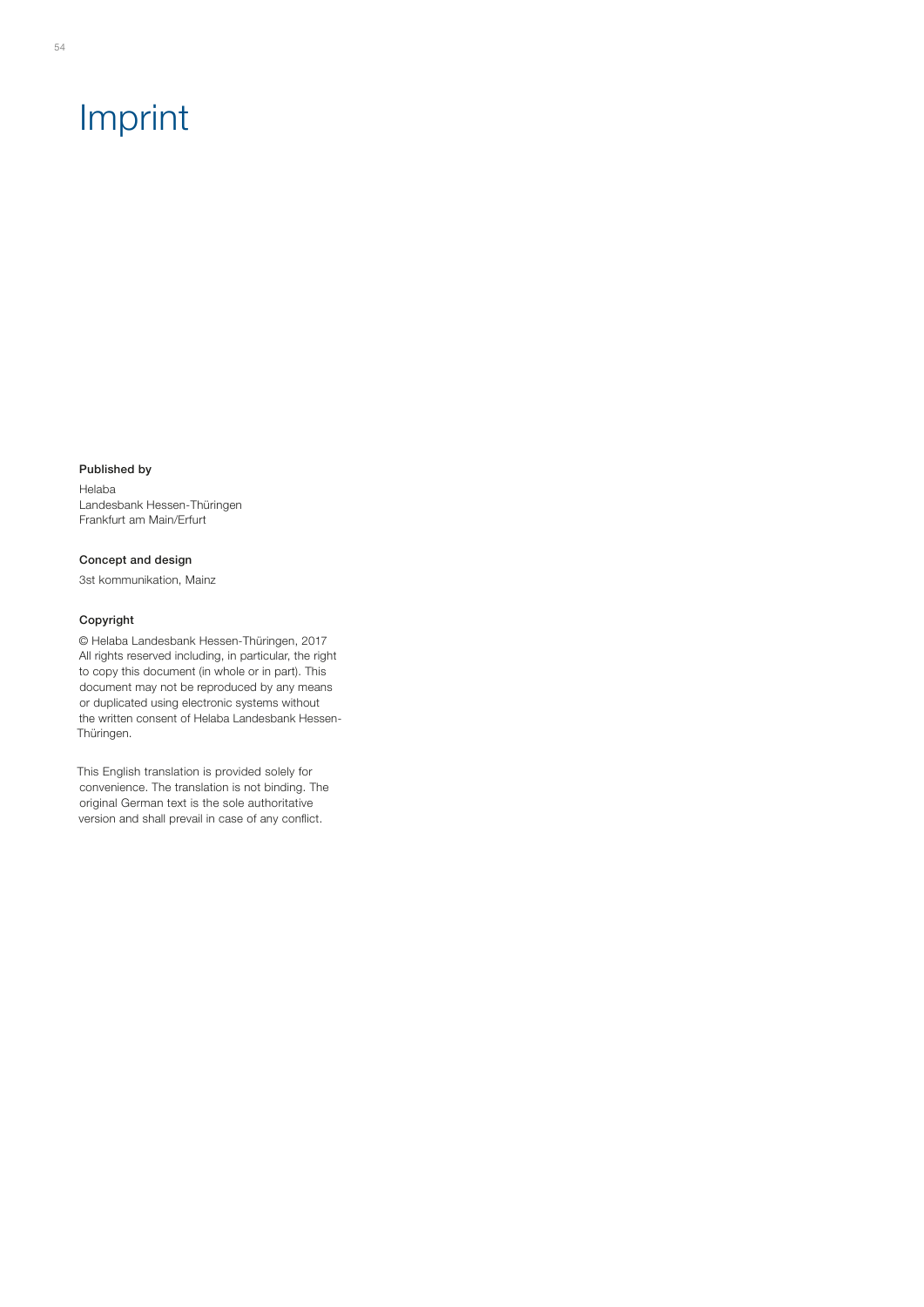# Imprint

**Published by**

Helaba
Landesbank Hessen-Thüringen
Frankfurt am Main/Erfurt

**Concept and design**

3st kommunikation, Mainz

**Copyright**

© Helaba Landesbank Hessen-Thüringen, 2017
All rights reserved including, in particular, the right to copy this document (in whole or in part). This document may not be reproduced by any means or duplicated using electronic systems without the written consent of Helaba Landesbank Hessen-Thüringen.

This English translation is provided solely for convenience. The translation is not binding. The original German text is the sole authoritative version and shall prevail in case of any conflict.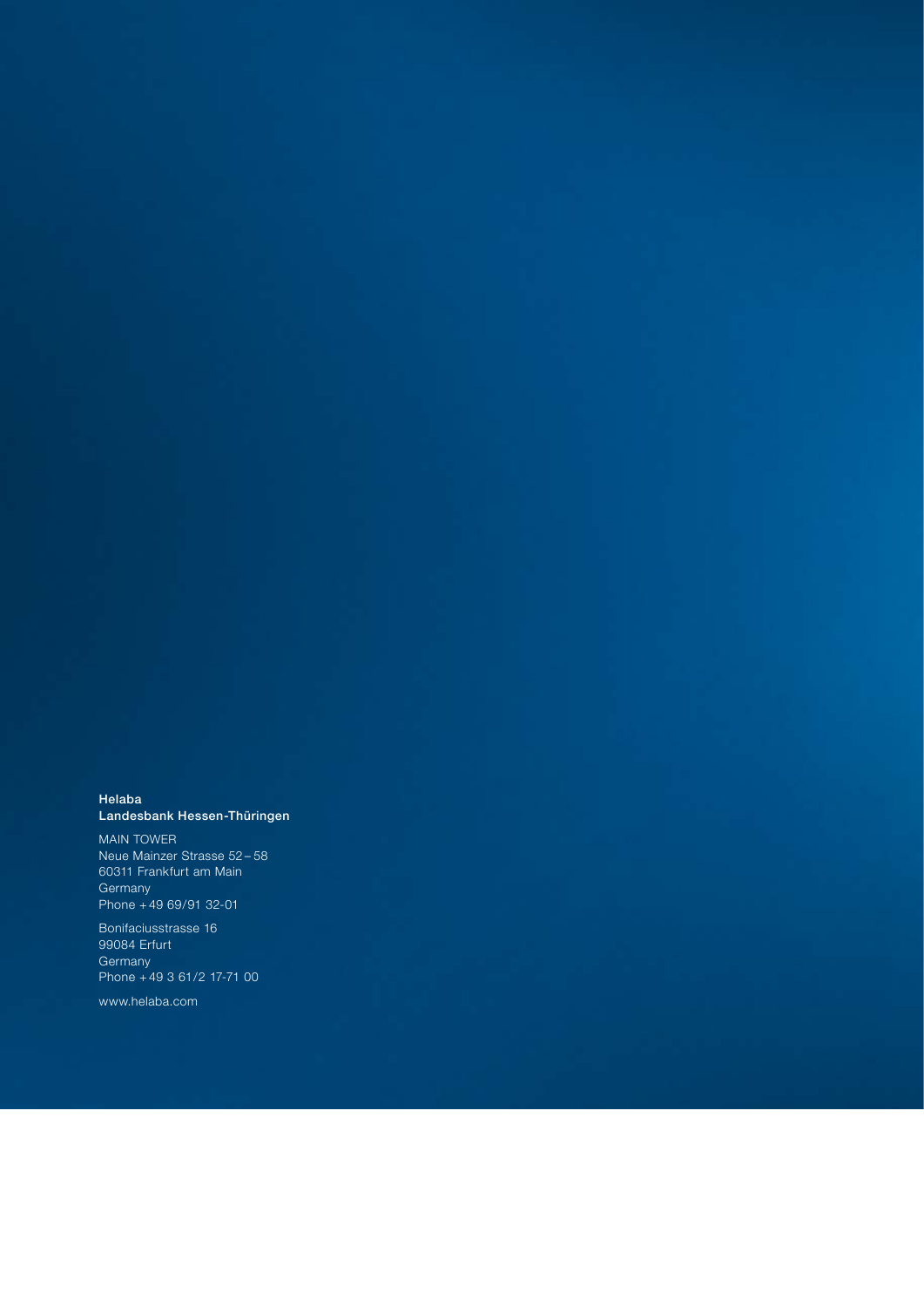**Helaba**
**Landesbank Hessen-Thüringen**

MAIN TOWER
Neue Mainzer Strasse 52 – 58
60311 Frankfurt am Main
Germany
Phone + 49 69/91 32-01

Bonifaciusstrasse 16
99084 Erfurt
Germany
Phone + 49 3 61/2 17-71 00

www.helaba.com